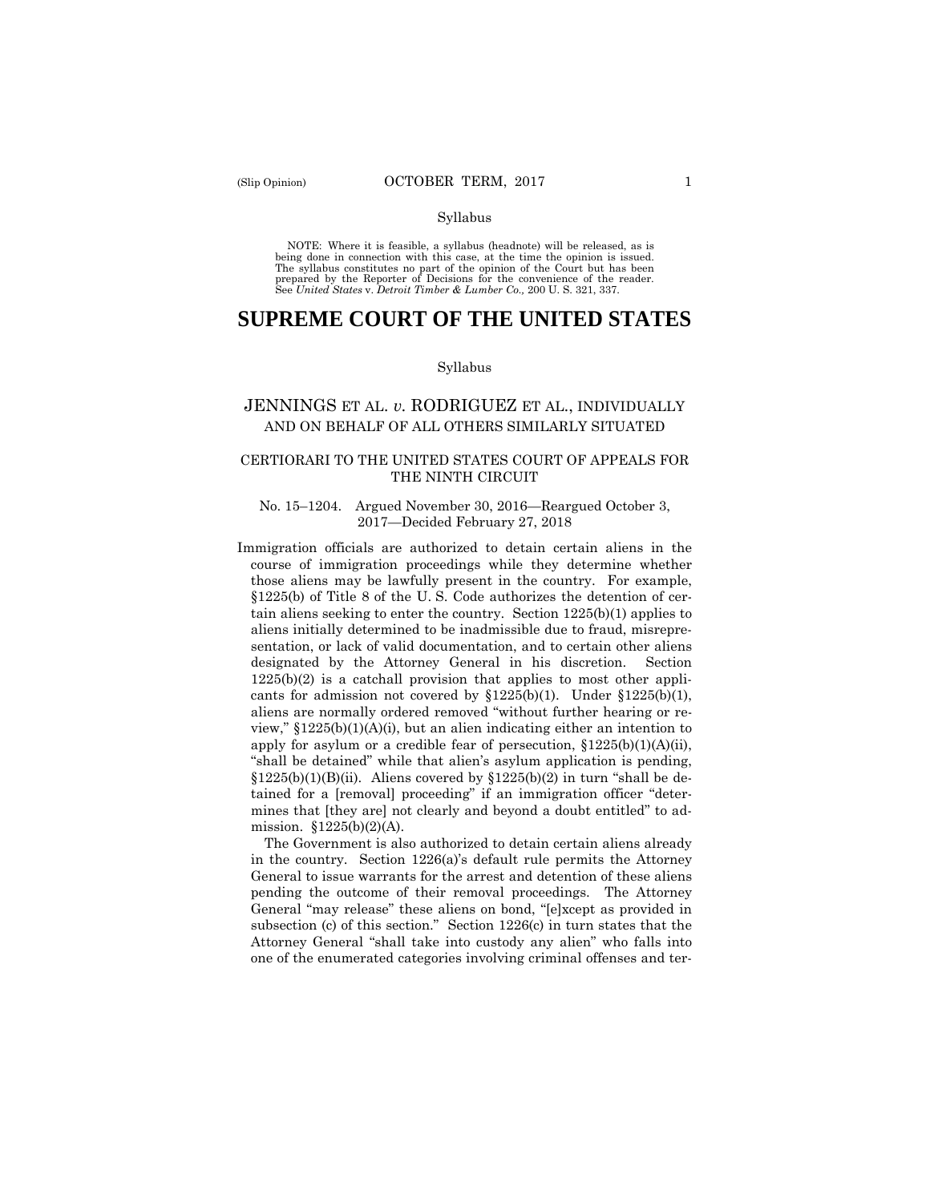Syllabus

NOTE: Where it is feasible, a syllabus (headnote) will be released, as is being done in connection with this case, at the time the opinion is issued. The syllabus constitutes no part of the opinion of the Court but has been prepared by the Reporter of Decisions for the convenience of the reader. See *United States* v. *Detroit Timber & Lumber Co.,* 200 U. S. 321, 337.

# SUPREME COURT OF THE UNITED STATES

Syllabus

## JENNINGS ET AL. *v.* RODRIGUEZ ET AL., INDIVIDUALLY AND ON BEHALF OF ALL OTHERS SIMILARLY SITUATED

### CERTIORARI TO THE UNITED STATES COURT OF APPEALS FOR THE NINTH CIRCUIT

No. 15–1204. Argued November 30, 2016—Reargued October 3, 2017—Decided February 27, 2018

Immigration officials are authorized to detain certain aliens in the course of immigration proceedings while they determine whether those aliens may be lawfully present in the country. For example, §1225(b) of Title 8 of the U. S. Code authorizes the detention of certain aliens seeking to enter the country. Section 1225(b)(1) applies to aliens initially determined to be inadmissible due to fraud, misrepresentation, or lack of valid documentation, and to certain other aliens designated by the Attorney General in his discretion. Section 1225(b)(2) is a catchall provision that applies to most other applicants for admission not covered by §1225(b)(1). Under §1225(b)(1), aliens are normally ordered removed "without further hearing or review," §1225(b)(1)(A)(i), but an alien indicating either an intention to apply for asylum or a credible fear of persecution, §1225(b)(1)(A)(ii), "shall be detained" while that alien's asylum application is pending, §1225(b)(1)(B)(ii). Aliens covered by §1225(b)(2) in turn "shall be detained for a [removal] proceeding" if an immigration officer "determines that [they are] not clearly and beyond a doubt entitled" to admission. §1225(b)(2)(A).

The Government is also authorized to detain certain aliens already in the country. Section 1226(a)'s default rule permits the Attorney General to issue warrants for the arrest and detention of these aliens pending the outcome of their removal proceedings. The Attorney General "may release" these aliens on bond, "[e]xcept as provided in subsection (c) of this section." Section 1226(c) in turn states that the Attorney General "shall take into custody any alien" who falls into one of the enumerated categories involving criminal offenses and ter-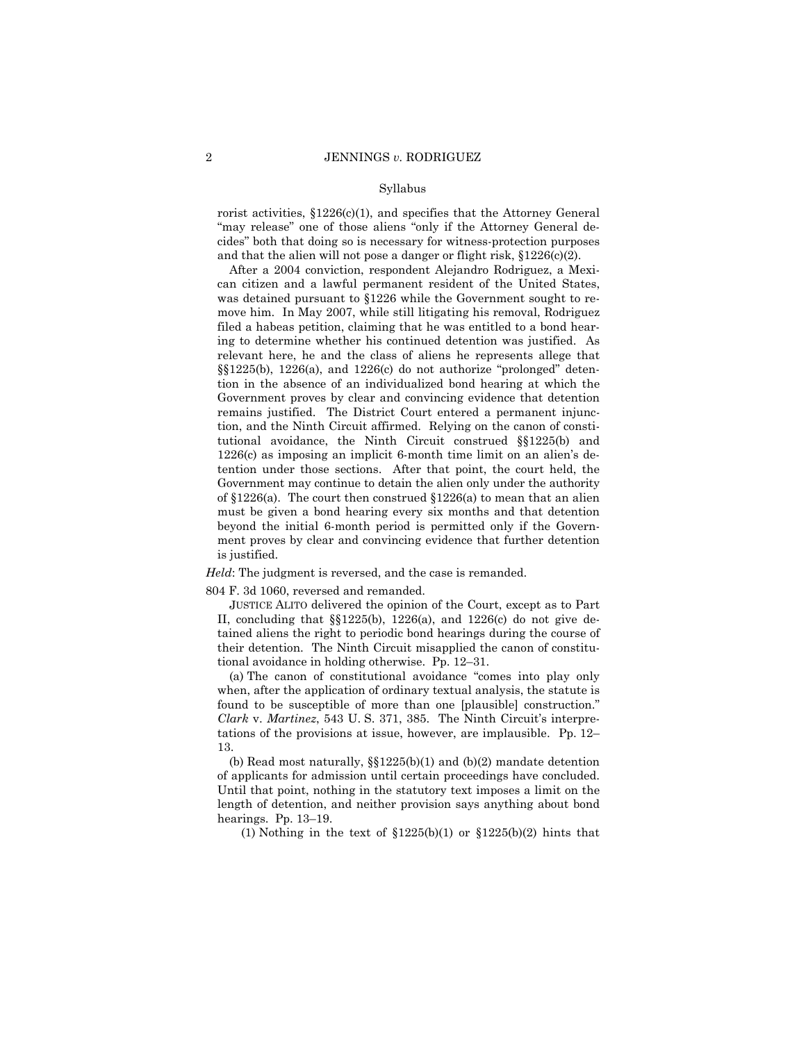rorist activities, §1226(c)(1), and specifies that the Attorney General "may release" one of those aliens "only if the Attorney General decides" both that doing so is necessary for witness-protection purposes and that the alien will not pose a danger or flight risk, §1226(c)(2).

After a 2004 conviction, respondent Alejandro Rodriguez, a Mexican citizen and a lawful permanent resident of the United States, was detained pursuant to §1226 while the Government sought to remove him. In May 2007, while still litigating his removal, Rodriguez filed a habeas petition, claiming that he was entitled to a bond hearing to determine whether his continued detention was justified. As relevant here, he and the class of aliens he represents allege that §§1225(b), 1226(a), and 1226(c) do not authorize "prolonged" detention in the absence of an individualized bond hearing at which the Government proves by clear and convincing evidence that detention remains justified. The District Court entered a permanent injunction, and the Ninth Circuit affirmed. Relying on the canon of constitutional avoidance, the Ninth Circuit construed §§1225(b) and 1226(c) as imposing an implicit 6-month time limit on an alien's detention under those sections. After that point, the court held, the Government may continue to detain the alien only under the authority of §1226(a). The court then construed §1226(a) to mean that an alien must be given a bond hearing every six months and that detention beyond the initial 6-month period is permitted only if the Government proves by clear and convincing evidence that further detention is justified.

*Held*: The judgment is reversed, and the case is remanded.

804 F. 3d 1060, reversed and remanded.

JUSTICE ALITO delivered the opinion of the Court, except as to Part II, concluding that §§1225(b), 1226(a), and 1226(c) do not give detained aliens the right to periodic bond hearings during the course of their detention. The Ninth Circuit misapplied the canon of constitutional avoidance in holding otherwise. Pp. 12–31.

(a) The canon of constitutional avoidance "comes into play only when, after the application of ordinary textual analysis, the statute is found to be susceptible of more than one [plausible] construction." *Clark* v. *Martinez*, 543 U. S. 371, 385. The Ninth Circuit's interpretations of the provisions at issue, however, are implausible. Pp. 12–13.

(b) Read most naturally, §§1225(b)(1) and (b)(2) mandate detention of applicants for admission until certain proceedings have concluded. Until that point, nothing in the statutory text imposes a limit on the length of detention, and neither provision says anything about bond hearings. Pp. 13–19.

(1) Nothing in the text of §1225(b)(1) or §1225(b)(2) hints that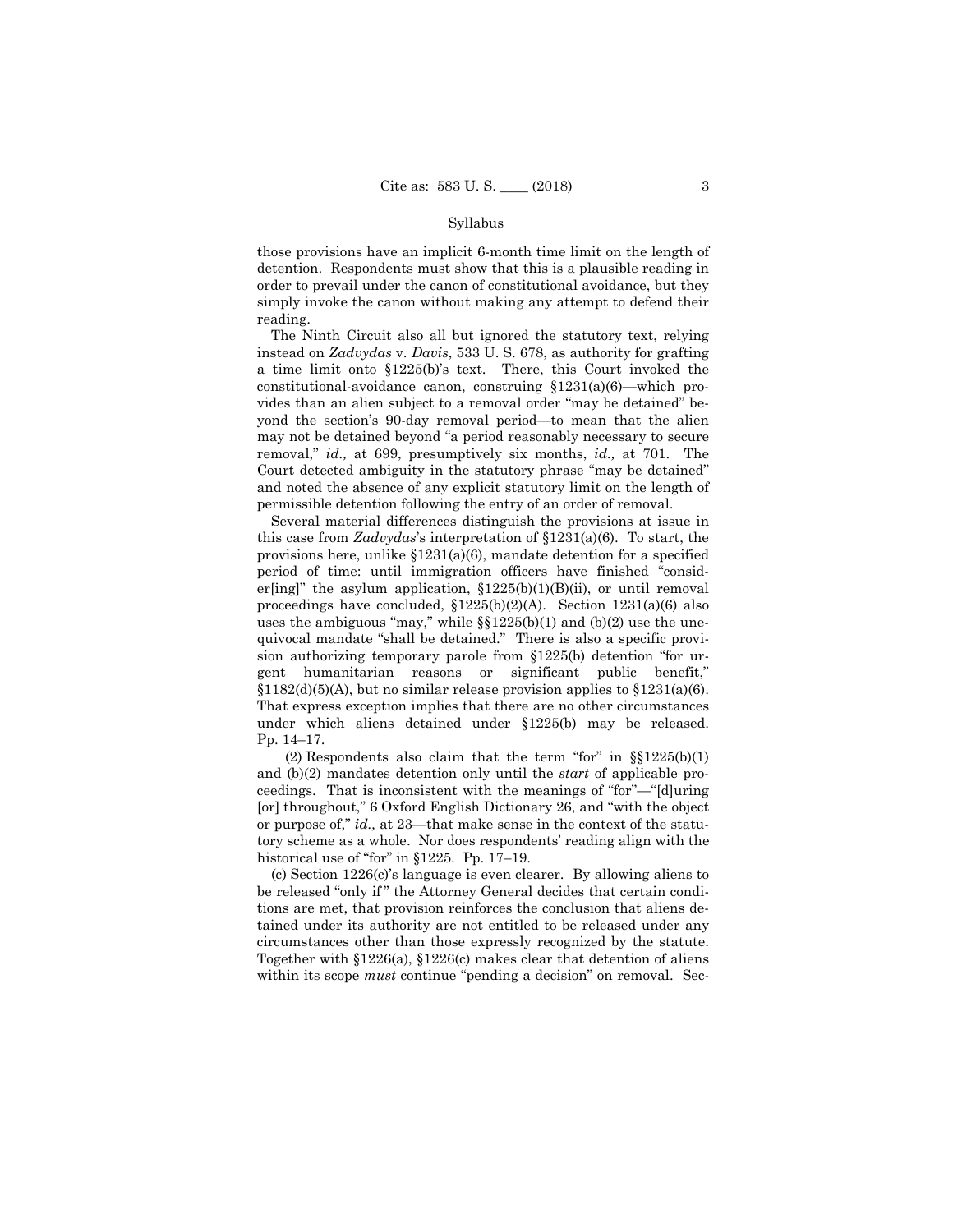those provisions have an implicit 6-month time limit on the length of detention. Respondents must show that this is a plausible reading in order to prevail under the canon of constitutional avoidance, but they simply invoke the canon without making any attempt to defend their reading.

The Ninth Circuit also all but ignored the statutory text, relying instead on *Zadvydas* v. *Davis*, 533 U. S. 678, as authority for grafting a time limit onto §1225(b)'s text. There, this Court invoked the constitutional-avoidance canon, construing §1231(a)(6)—which provides than an alien subject to a removal order "may be detained" beyond the section's 90-day removal period—to mean that the alien may not be detained beyond "a period reasonably necessary to secure removal," *id.,* at 699, presumptively six months, *id.,* at 701. The Court detected ambiguity in the statutory phrase "may be detained" and noted the absence of any explicit statutory limit on the length of permissible detention following the entry of an order of removal.

Several material differences distinguish the provisions at issue in this case from *Zadvydas*'s interpretation of §1231(a)(6). To start, the provisions here, unlike §1231(a)(6), mandate detention for a specified period of time: until immigration officers have finished "consider[ing]" the asylum application, §1225(b)(1)(B)(ii), or until removal proceedings have concluded, §1225(b)(2)(A). Section 1231(a)(6) also uses the ambiguous "may," while §§1225(b)(1) and (b)(2) use the unequivocal mandate "shall be detained." There is also a specific provision authorizing temporary parole from §1225(b) detention "for urgent humanitarian reasons or significant public benefit," §1182(d)(5)(A), but no similar release provision applies to §1231(a)(6). That express exception implies that there are no other circumstances under which aliens detained under §1225(b) may be released. Pp. 14–17.

(2) Respondents also claim that the term "for" in §§1225(b)(1) and (b)(2) mandates detention only until the *start* of applicable proceedings. That is inconsistent with the meanings of "for"—"[d]uring [or] throughout," 6 Oxford English Dictionary 26, and "with the object or purpose of," *id.,* at 23—that make sense in the context of the statutory scheme as a whole. Nor does respondents' reading align with the historical use of "for" in §1225. Pp. 17–19.

(c) Section 1226(c)'s language is even clearer. By allowing aliens to be released "only if" the Attorney General decides that certain conditions are met, that provision reinforces the conclusion that aliens detained under its authority are not entitled to be released under any circumstances other than those expressly recognized by the statute. Together with §1226(a), §1226(c) makes clear that detention of aliens within its scope *must* continue "pending a decision" on removal. Sec-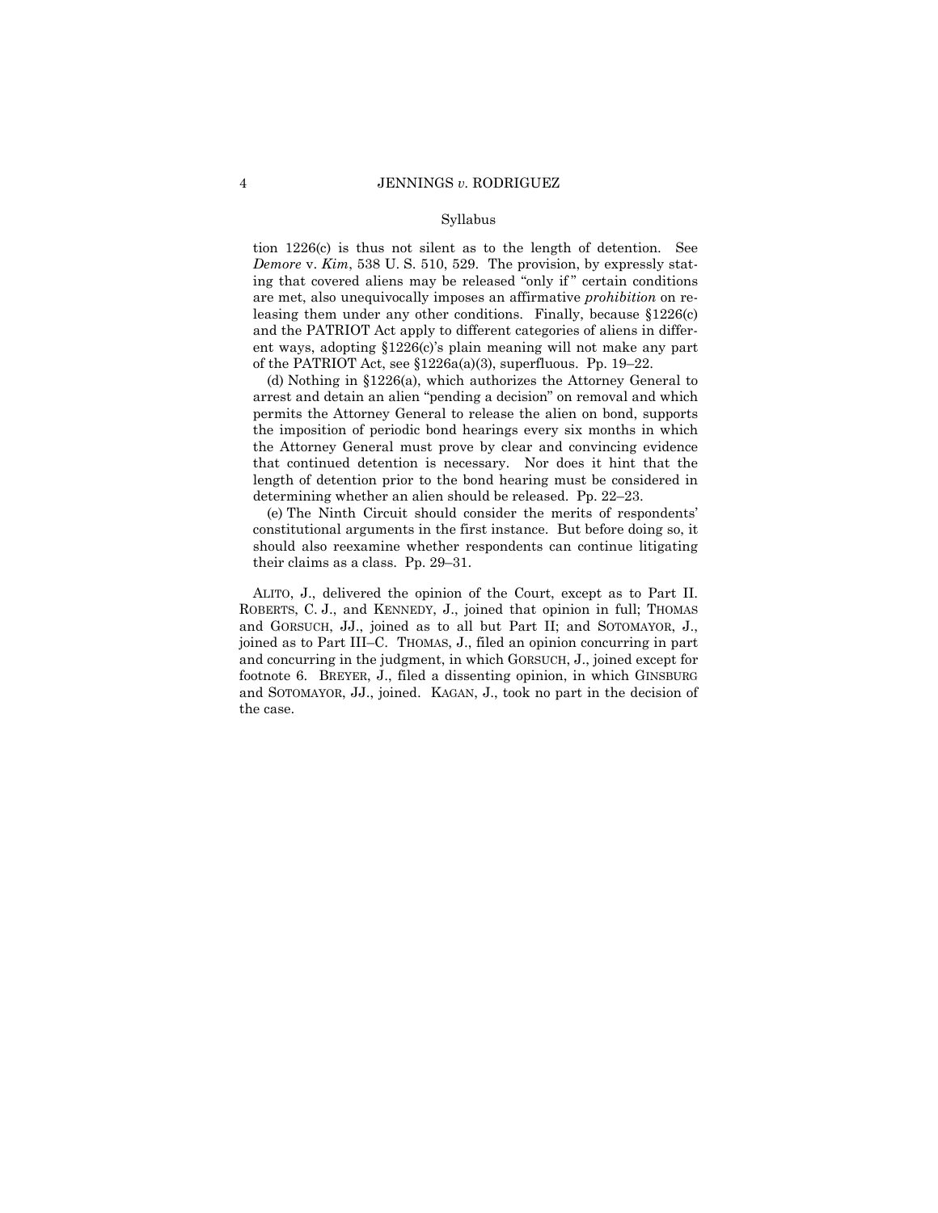Syllabus

tion 1226(c) is thus not silent as to the length of detention. See *Demore* v. *Kim*, 538 U. S. 510, 529. The provision, by expressly stating that covered aliens may be released "only if" certain conditions are met, also unequivocally imposes an affirmative *prohibition* on releasing them under any other conditions. Finally, because §1226(c) and the PATRIOT Act apply to different categories of aliens in different ways, adopting §1226(c)'s plain meaning will not make any part of the PATRIOT Act, see §1226a(a)(3), superfluous. Pp. 19–22.

(d) Nothing in §1226(a), which authorizes the Attorney General to arrest and detain an alien "pending a decision" on removal and which permits the Attorney General to release the alien on bond, supports the imposition of periodic bond hearings every six months in which the Attorney General must prove by clear and convincing evidence that continued detention is necessary. Nor does it hint that the length of detention prior to the bond hearing must be considered in determining whether an alien should be released. Pp. 22–23.

(e) The Ninth Circuit should consider the merits of respondents' constitutional arguments in the first instance. But before doing so, it should also reexamine whether respondents can continue litigating their claims as a class. Pp. 29–31.

ALITO, J., delivered the opinion of the Court, except as to Part II. ROBERTS, C. J., and KENNEDY, J., joined that opinion in full; THOMAS and GORSUCH, JJ., joined as to all but Part II; and SOTOMAYOR, J., joined as to Part III–C. THOMAS, J., filed an opinion concurring in part and concurring in the judgment, in which GORSUCH, J., joined except for footnote 6. BREYER, J., filed a dissenting opinion, in which GINSBURG and SOTOMAYOR, JJ., joined. KAGAN, J., took no part in the decision of the case.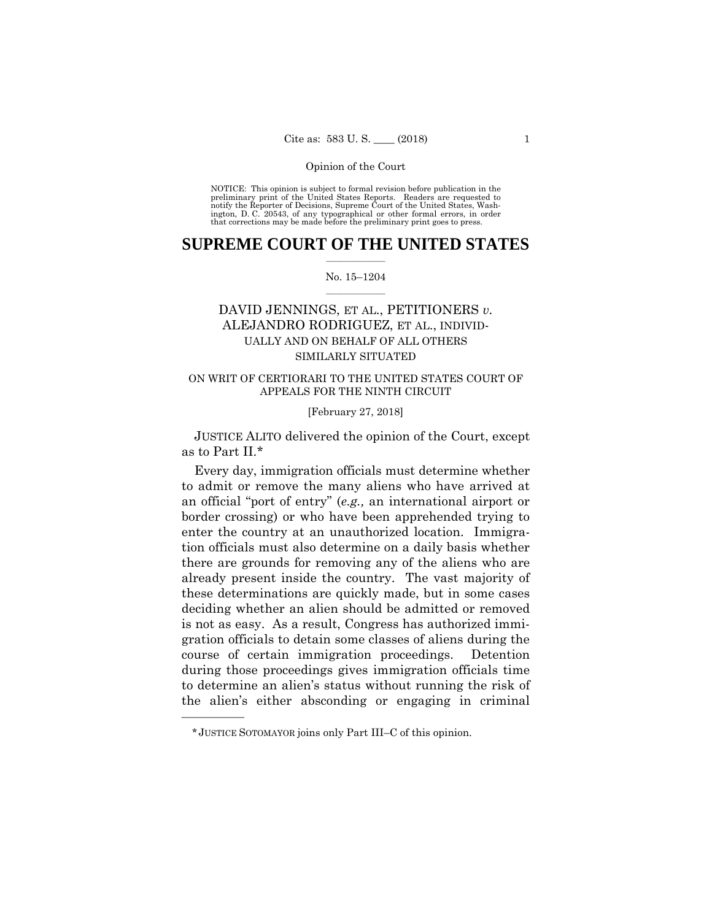Opinion of the Court

NOTICE: This opinion is subject to formal revision before publication in the preliminary print of the United States Reports. Readers are requested to notify the Reporter of Decisions, Supreme Court of the United States, Washington, D. C. 20543, of any typographical or other formal errors, in order that corrections may be made before the preliminary print goes to press.

# SUPREME COURT OF THE UNITED STATES

No. 15–1204

DAVID JENNINGS, ET AL., PETITIONERS *v.* ALEJANDRO RODRIGUEZ, ET AL., INDIVIDUALLY AND ON BEHALF OF ALL OTHERS SIMILARLY SITUATED

ON WRIT OF CERTIORARI TO THE UNITED STATES COURT OF APPEALS FOR THE NINTH CIRCUIT

[February 27, 2018]

JUSTICE ALITO delivered the opinion of the Court, except as to Part II.*

Every day, immigration officials must determine whether to admit or remove the many aliens who have arrived at an official "port of entry" (*e.g.,* an international airport or border crossing) or who have been apprehended trying to enter the country at an unauthorized location. Immigration officials must also determine on a daily basis whether there are grounds for removing any of the aliens who are already present inside the country. The vast majority of these determinations are quickly made, but in some cases deciding whether an alien should be admitted or removed is not as easy. As a result, Congress has authorized immigration officials to detain some classes of aliens during the course of certain immigration proceedings. Detention during those proceedings gives immigration officials time to determine an alien's status without running the risk of the alien's either absconding or engaging in criminal

---

* JUSTICE SOTOMAYOR joins only Part III–C of this opinion.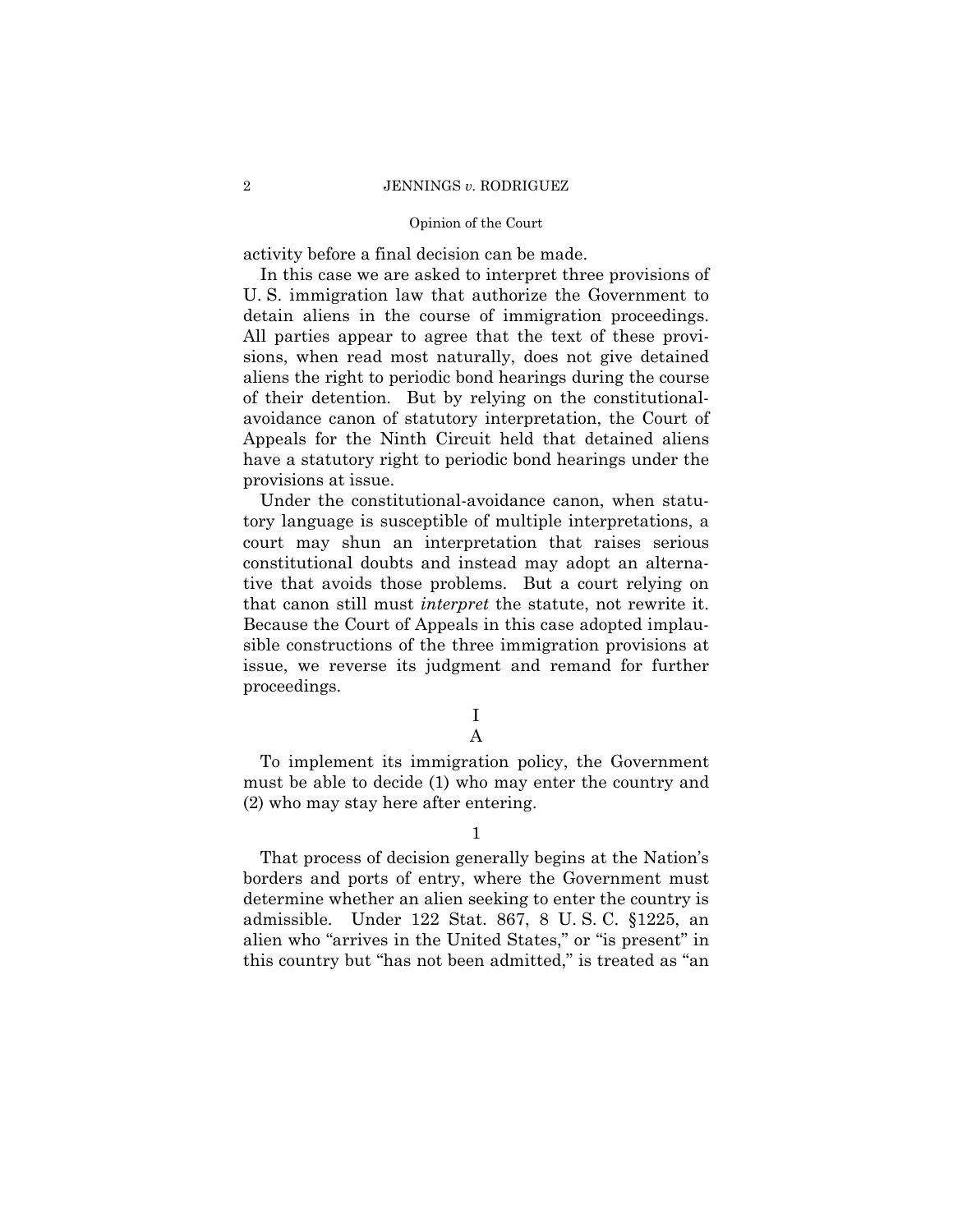activity before a final decision can be made.

In this case we are asked to interpret three provisions of U. S. immigration law that authorize the Government to detain aliens in the course of immigration proceedings. All parties appear to agree that the text of these provisions, when read most naturally, does not give detained aliens the right to periodic bond hearings during the course of their detention. But by relying on the constitutional-avoidance canon of statutory interpretation, the Court of Appeals for the Ninth Circuit held that detained aliens have a statutory right to periodic bond hearings under the provisions at issue.

Under the constitutional-avoidance canon, when statutory language is susceptible of multiple interpretations, a court may shun an interpretation that raises serious constitutional doubts and instead may adopt an alternative that avoids those problems. But a court relying on that canon still must *interpret* the statute, not rewrite it. Because the Court of Appeals in this case adopted implausible constructions of the three immigration provisions at issue, we reverse its judgment and remand for further proceedings.

## I

### A

To implement its immigration policy, the Government must be able to decide (1) who may enter the country and (2) who may stay here after entering.

#### 1

That process of decision generally begins at the Nation's borders and ports of entry, where the Government must determine whether an alien seeking to enter the country is admissible. Under 122 Stat. 867, 8 U. S. C. §1225, an alien who "arrives in the United States," or "is present" in this country but "has not been admitted," is treated as "an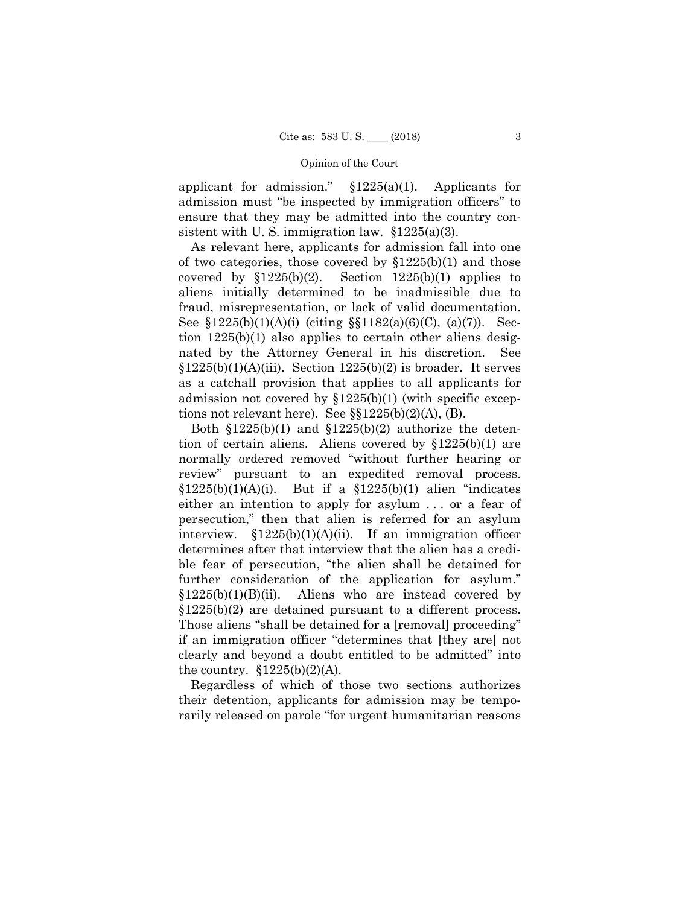applicant for admission." §1225(a)(1). Applicants for admission must "be inspected by immigration officers" to ensure that they may be admitted into the country consistent with U. S. immigration law. §1225(a)(3).

As relevant here, applicants for admission fall into one of two categories, those covered by §1225(b)(1) and those covered by §1225(b)(2). Section 1225(b)(1) applies to aliens initially determined to be inadmissible due to fraud, misrepresentation, or lack of valid documentation. See §1225(b)(1)(A)(i) (citing §§1182(a)(6)(C), (a)(7)). Section 1225(b)(1) also applies to certain other aliens designated by the Attorney General in his discretion. See §1225(b)(1)(A)(iii). Section 1225(b)(2) is broader. It serves as a catchall provision that applies to all applicants for admission not covered by §1225(b)(1) (with specific exceptions not relevant here). See §§1225(b)(2)(A), (B).

Both §1225(b)(1) and §1225(b)(2) authorize the detention of certain aliens. Aliens covered by §1225(b)(1) are normally ordered removed "without further hearing or review" pursuant to an expedited removal process. §1225(b)(1)(A)(i). But if a §1225(b)(1) alien "indicates either an intention to apply for asylum . . . or a fear of persecution," then that alien is referred for an asylum interview. §1225(b)(1)(A)(ii). If an immigration officer determines after that interview that the alien has a credible fear of persecution, "the alien shall be detained for further consideration of the application for asylum." §1225(b)(1)(B)(ii). Aliens who are instead covered by §1225(b)(2) are detained pursuant to a different process. Those aliens "shall be detained for a [removal] proceeding" if an immigration officer "determines that [they are] not clearly and beyond a doubt entitled to be admitted" into the country. §1225(b)(2)(A).

Regardless of which of those two sections authorizes their detention, applicants for admission may be temporarily released on parole "for urgent humanitarian reasons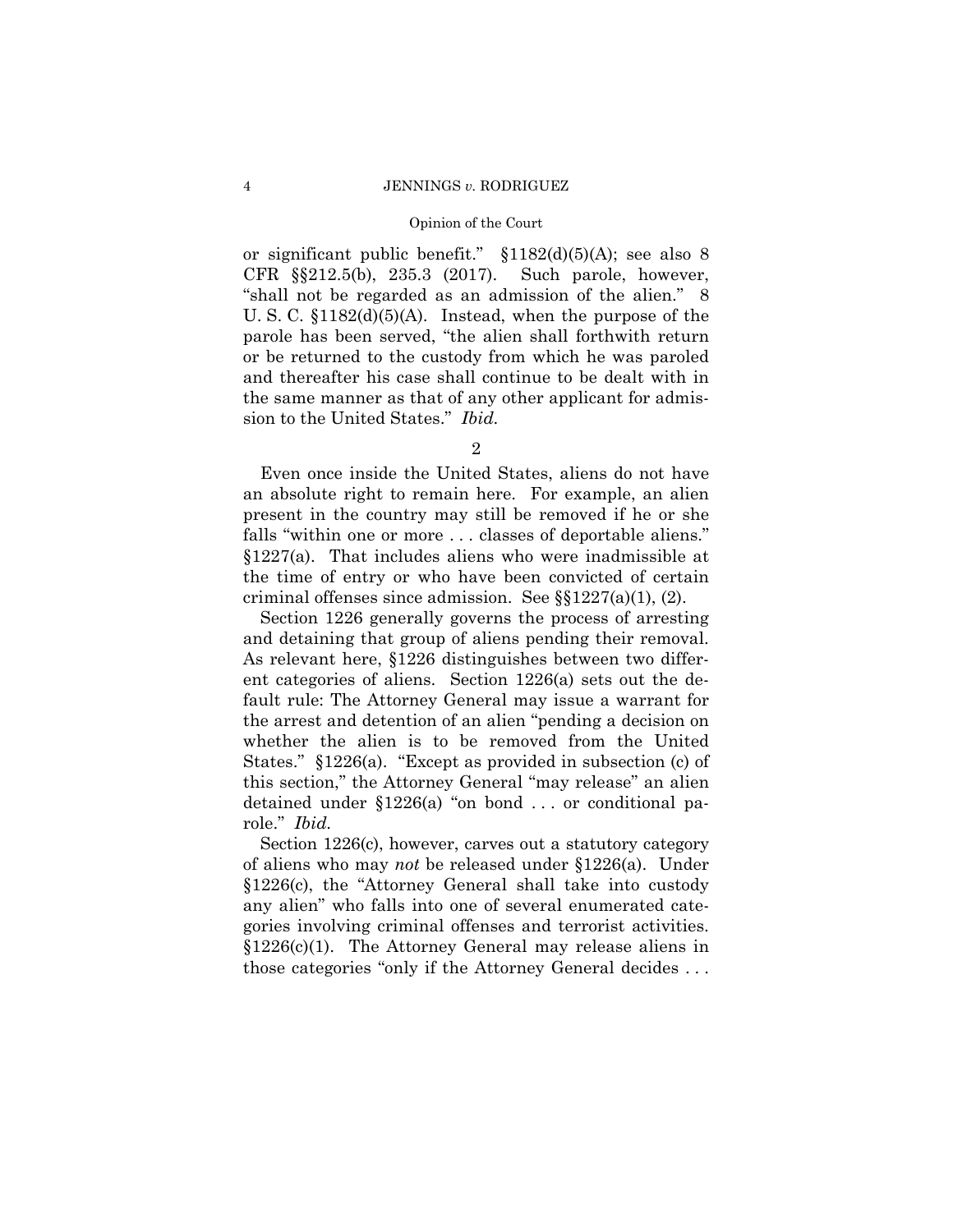or significant public benefit." §1182(d)(5)(A); see also 8 CFR §§212.5(b), 235.3 (2017). Such parole, however, "shall not be regarded as an admission of the alien." 8 U. S. C. §1182(d)(5)(A). Instead, when the purpose of the parole has been served, "the alien shall forthwith return or be returned to the custody from which he was paroled and thereafter his case shall continue to be dealt with in the same manner as that of any other applicant for admission to the United States." *Ibid.*

2

Even once inside the United States, aliens do not have an absolute right to remain here. For example, an alien present in the country may still be removed if he or she falls "within one or more . . . classes of deportable aliens." §1227(a). That includes aliens who were inadmissible at the time of entry or who have been convicted of certain criminal offenses since admission. See §§1227(a)(1), (2).

Section 1226 generally governs the process of arresting and detaining that group of aliens pending their removal. As relevant here, §1226 distinguishes between two different categories of aliens. Section 1226(a) sets out the default rule: The Attorney General may issue a warrant for the arrest and detention of an alien "pending a decision on whether the alien is to be removed from the United States." §1226(a). "Except as provided in subsection (c) of this section," the Attorney General "may release" an alien detained under §1226(a) "on bond . . . or conditional parole." *Ibid.*

Section 1226(c), however, carves out a statutory category of aliens who may *not* be released under §1226(a). Under §1226(c), the "Attorney General shall take into custody any alien" who falls into one of several enumerated categories involving criminal offenses and terrorist activities. §1226(c)(1). The Attorney General may release aliens in those categories "only if the Attorney General decides . . .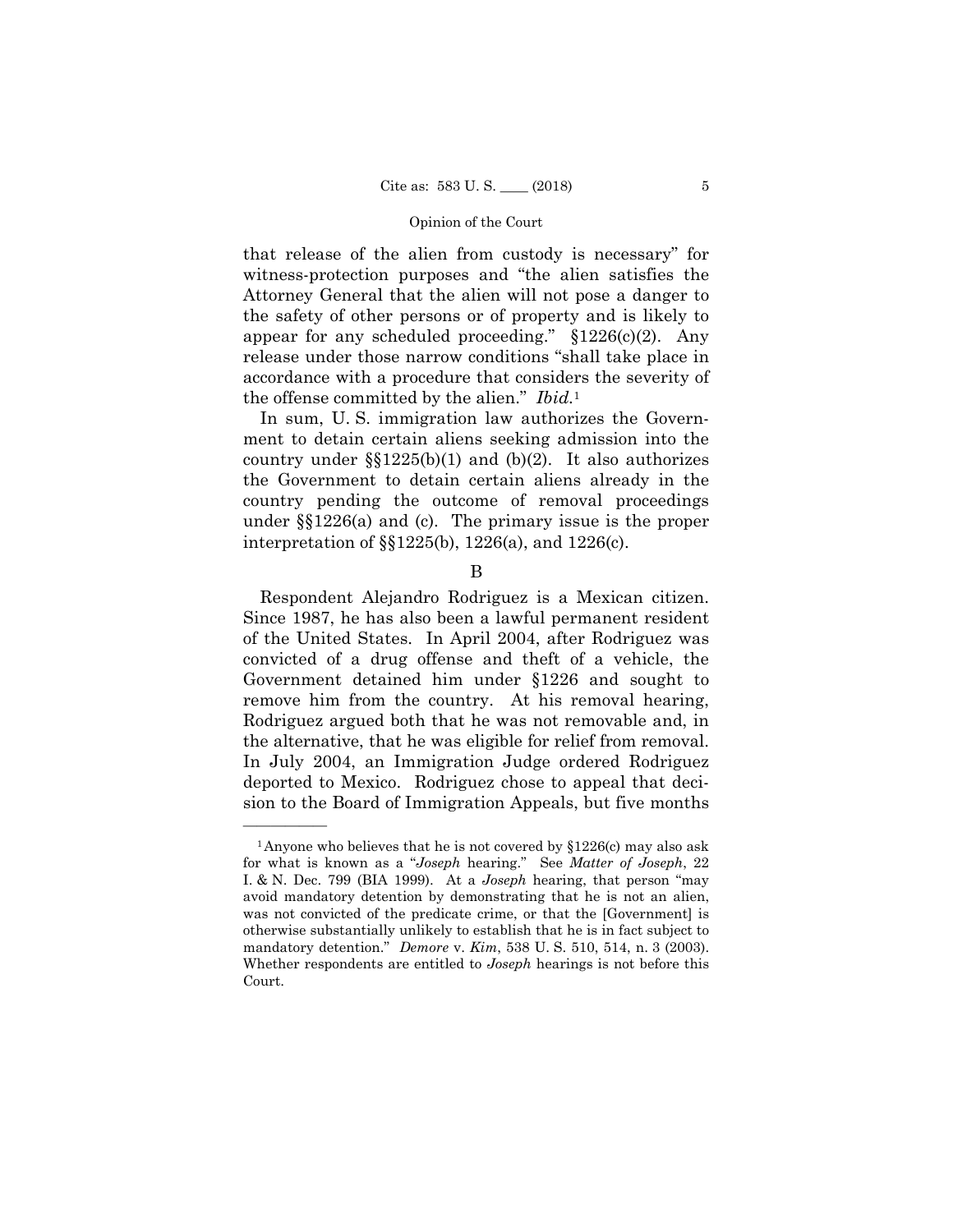that release of the alien from custody is necessary" for witness-protection purposes and "the alien satisfies the Attorney General that the alien will not pose a danger to the safety of other persons or of property and is likely to appear for any scheduled proceeding." §1226(c)(2). Any release under those narrow conditions "shall take place in accordance with a procedure that considers the severity of the offense committed by the alien." *Ibid.*[1]

In sum, U. S. immigration law authorizes the Government to detain certain aliens seeking admission into the country under §§1225(b)(1) and (b)(2). It also authorizes the Government to detain certain aliens already in the country pending the outcome of removal proceedings under §§1226(a) and (c). The primary issue is the proper interpretation of §§1225(b), 1226(a), and 1226(c).

B

Respondent Alejandro Rodriguez is a Mexican citizen. Since 1987, he has also been a lawful permanent resident of the United States. In April 2004, after Rodriguez was convicted of a drug offense and theft of a vehicle, the Government detained him under §1226 and sought to remove him from the country. At his removal hearing, Rodriguez argued both that he was not removable and, in the alternative, that he was eligible for relief from removal. In July 2004, an Immigration Judge ordered Rodriguez deported to Mexico. Rodriguez chose to appeal that decision to the Board of Immigration Appeals, but five months

---

[1] Anyone who believes that he is not covered by §1226(c) may also ask for what is known as a "*Joseph* hearing." See *Matter of Joseph*, 22 I. & N. Dec. 799 (BIA 1999). At a *Joseph* hearing, that person "may avoid mandatory detention by demonstrating that he is not an alien, was not convicted of the predicate crime, or that the [Government] is otherwise substantially unlikely to establish that he is in fact subject to mandatory detention." *Demore* v. *Kim*, 538 U. S. 510, 514, n. 3 (2003). Whether respondents are entitled to *Joseph* hearings is not before this Court.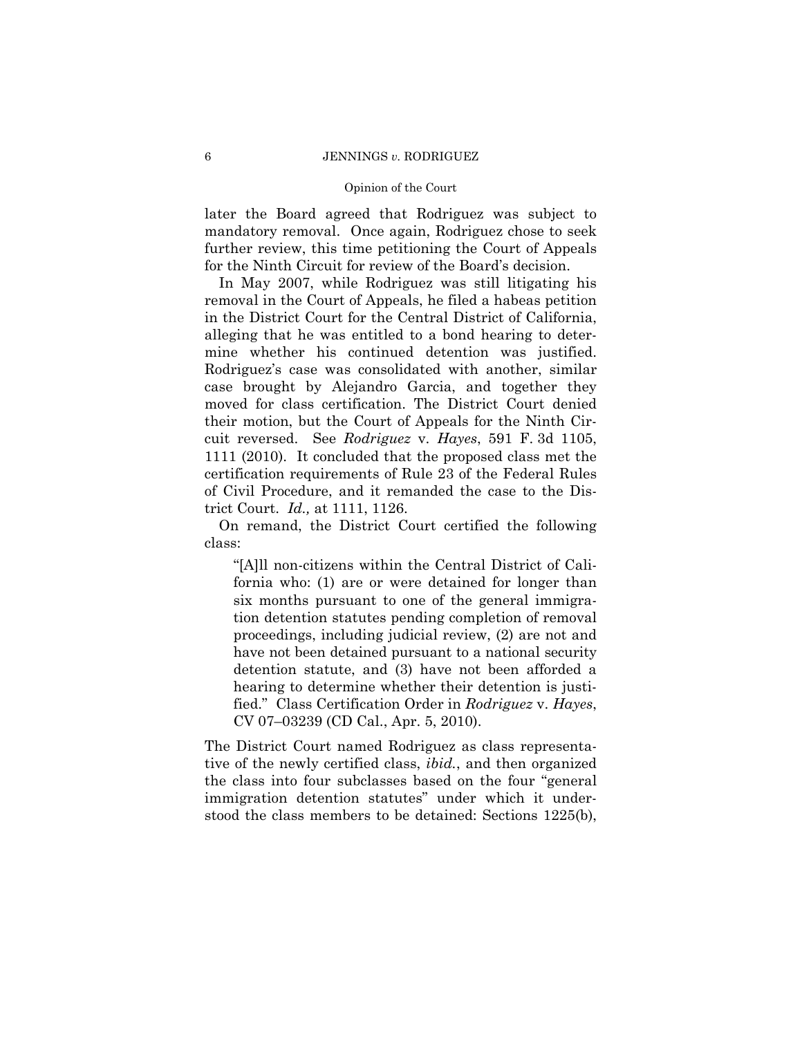later the Board agreed that Rodriguez was subject to mandatory removal. Once again, Rodriguez chose to seek further review, this time petitioning the Court of Appeals for the Ninth Circuit for review of the Board's decision.

In May 2007, while Rodriguez was still litigating his removal in the Court of Appeals, he filed a habeas petition in the District Court for the Central District of California, alleging that he was entitled to a bond hearing to determine whether his continued detention was justified. Rodriguez's case was consolidated with another, similar case brought by Alejandro Garcia, and together they moved for class certification. The District Court denied their motion, but the Court of Appeals for the Ninth Circuit reversed. See *Rodriguez* v. *Hayes*, 591 F. 3d 1105, 1111 (2010). It concluded that the proposed class met the certification requirements of Rule 23 of the Federal Rules of Civil Procedure, and it remanded the case to the District Court. *Id.,* at 1111, 1126.

On remand, the District Court certified the following class:

> "[A]ll non-citizens within the Central District of California who: (1) are or were detained for longer than six months pursuant to one of the general immigration detention statutes pending completion of removal proceedings, including judicial review, (2) are not and have not been detained pursuant to a national security detention statute, and (3) have not been afforded a hearing to determine whether their detention is justified." Class Certification Order in *Rodriguez* v. *Hayes*, CV 07–03239 (CD Cal., Apr. 5, 2010).

The District Court named Rodriguez as class representative of the newly certified class, *ibid.*, and then organized the class into four subclasses based on the four "general immigration detention statutes" under which it understood the class members to be detained: Sections 1225(b),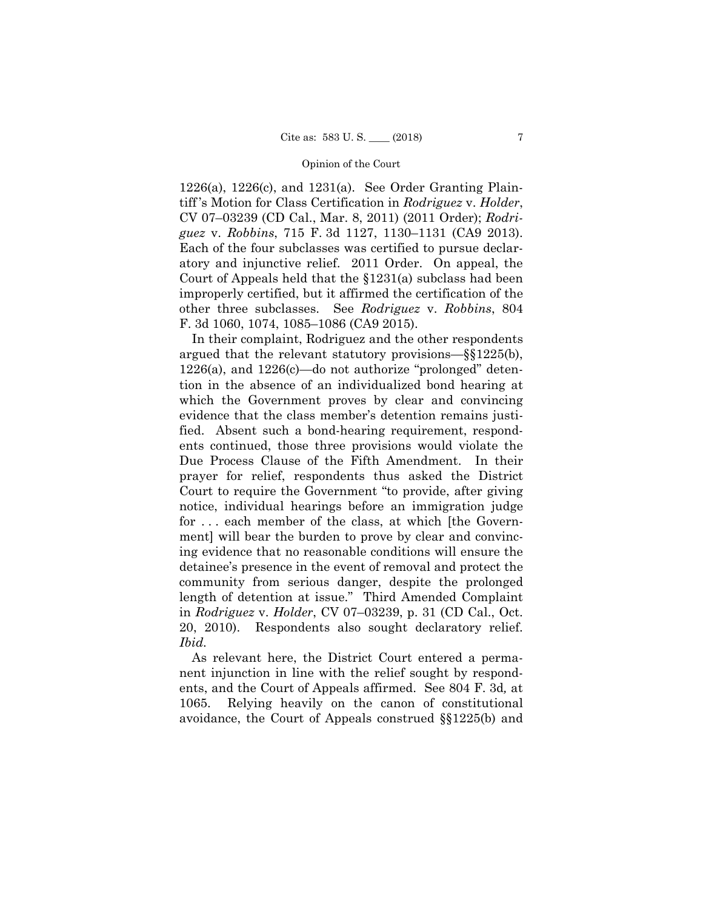1226(a), 1226(c), and 1231(a). See Order Granting Plaintiff's Motion for Class Certification in *Rodriguez* v. *Holder*, CV 07–03239 (CD Cal., Mar. 8, 2011) (2011 Order); *Rodriguez* v. *Robbins*, 715 F. 3d 1127, 1130–1131 (CA9 2013). Each of the four subclasses was certified to pursue declaratory and injunctive relief. 2011 Order. On appeal, the Court of Appeals held that the §1231(a) subclass had been improperly certified, but it affirmed the certification of the other three subclasses. See *Rodriguez* v. *Robbins*, 804 F. 3d 1060, 1074, 1085–1086 (CA9 2015).

In their complaint, Rodriguez and the other respondents argued that the relevant statutory provisions—§§1225(b), 1226(a), and 1226(c)—do not authorize "prolonged" detention in the absence of an individualized bond hearing at which the Government proves by clear and convincing evidence that the class member's detention remains justified. Absent such a bond-hearing requirement, respondents continued, those three provisions would violate the Due Process Clause of the Fifth Amendment. In their prayer for relief, respondents thus asked the District Court to require the Government "to provide, after giving notice, individual hearings before an immigration judge for . . . each member of the class, at which [the Government] will bear the burden to prove by clear and convincing evidence that no reasonable conditions will ensure the detainee's presence in the event of removal and protect the community from serious danger, despite the prolonged length of detention at issue." Third Amended Complaint in *Rodriguez* v. *Holder*, CV 07–03239, p. 31 (CD Cal., Oct. 20, 2010). Respondents also sought declaratory relief. *Ibid.*

As relevant here, the District Court entered a permanent injunction in line with the relief sought by respondents, and the Court of Appeals affirmed. See 804 F. 3d*,* at 1065. Relying heavily on the canon of constitutional avoidance, the Court of Appeals construed §§1225(b) and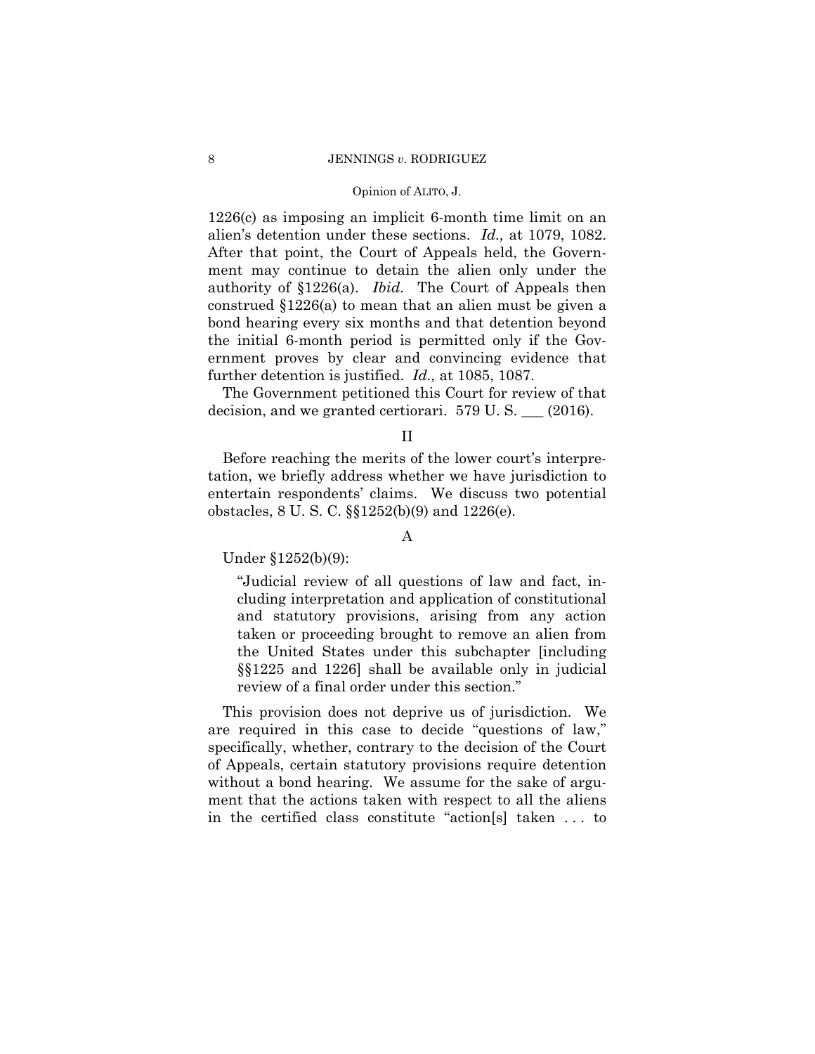1226(c) as imposing an implicit 6-month time limit on an alien's detention under these sections. *Id.,* at 1079, 1082. After that point, the Court of Appeals held, the Government may continue to detain the alien only under the authority of §1226(a). *Ibid.* The Court of Appeals then construed §1226(a) to mean that an alien must be given a bond hearing every six months and that detention beyond the initial 6-month period is permitted only if the Government proves by clear and convincing evidence that further detention is justified. *Id.,* at 1085, 1087.

The Government petitioned this Court for review of that decision, and we granted certiorari. 579 U. S. ___ (2016).

## II

Before reaching the merits of the lower court's interpretation, we briefly address whether we have jurisdiction to entertain respondents' claims. We discuss two potential obstacles, 8 U. S. C. §§1252(b)(9) and 1226(e).

### A

Under §1252(b)(9):

> "Judicial review of all questions of law and fact, including interpretation and application of constitutional and statutory provisions, arising from any action taken or proceeding brought to remove an alien from the United States under this subchapter [including §§1225 and 1226] shall be available only in judicial review of a final order under this section."

This provision does not deprive us of jurisdiction. We are required in this case to decide "questions of law," specifically, whether, contrary to the decision of the Court of Appeals, certain statutory provisions require detention without a bond hearing. We assume for the sake of argument that the actions taken with respect to all the aliens in the certified class constitute "action[s] taken . . . to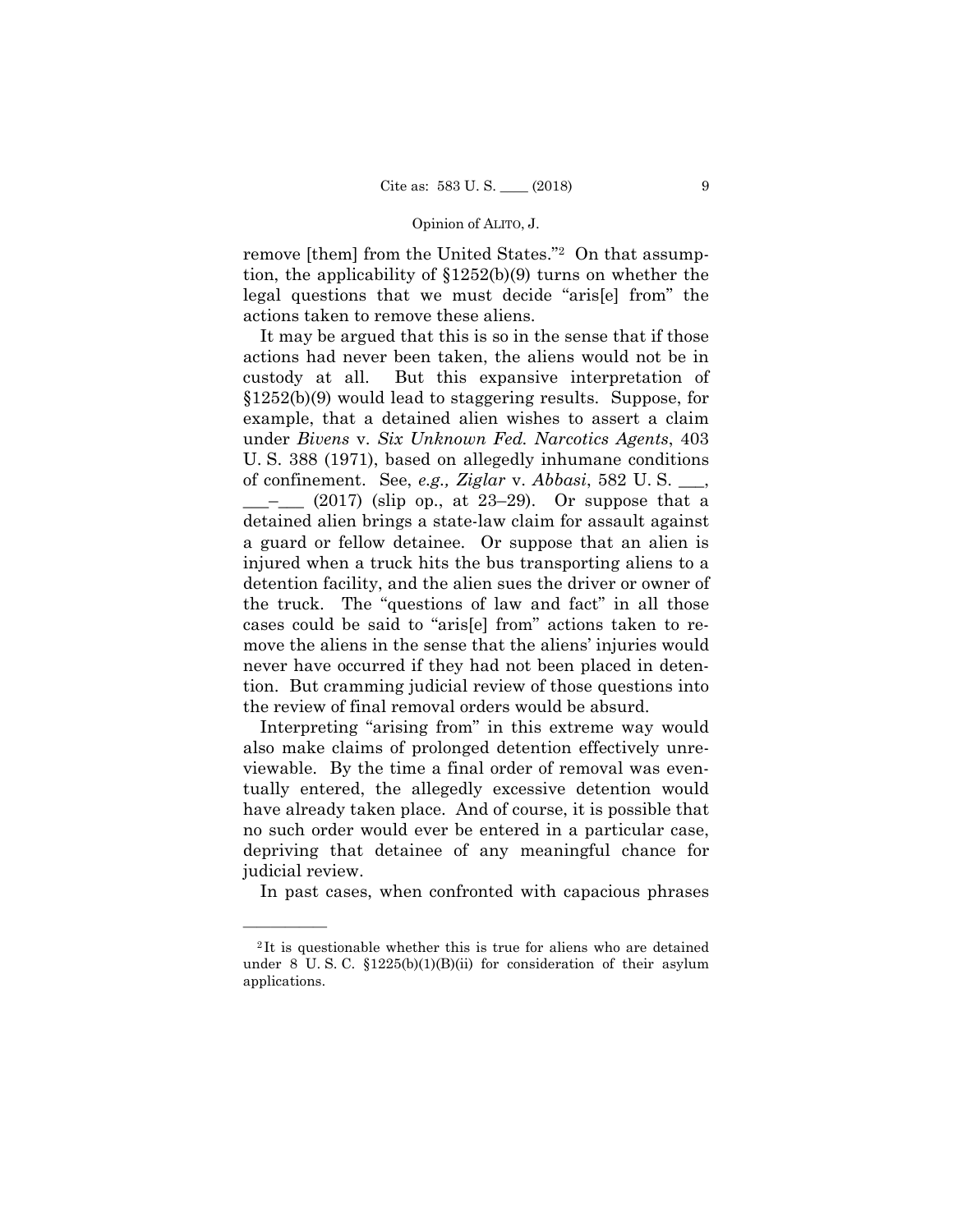remove [them] from the United States."[2] On that assumption, the applicability of §1252(b)(9) turns on whether the legal questions that we must decide "aris[e] from" the actions taken to remove these aliens.

It may be argued that this is so in the sense that if those actions had never been taken, the aliens would not be in custody at all. But this expansive interpretation of §1252(b)(9) would lead to staggering results. Suppose, for example, that a detained alien wishes to assert a claim under *Bivens* v. *Six Unknown Fed. Narcotics Agents*, 403 U. S. 388 (1971), based on allegedly inhumane conditions of confinement. See, *e.g., Ziglar* v. *Abbasi*, 582 U. S. ___, ___–___ (2017) (slip op., at 23–29). Or suppose that a detained alien brings a state-law claim for assault against a guard or fellow detainee. Or suppose that an alien is injured when a truck hits the bus transporting aliens to a detention facility, and the alien sues the driver or owner of the truck. The "questions of law and fact" in all those cases could be said to "aris[e] from" actions taken to remove the aliens in the sense that the aliens' injuries would never have occurred if they had not been placed in detention. But cramming judicial review of those questions into the review of final removal orders would be absurd.

Interpreting "arising from" in this extreme way would also make claims of prolonged detention effectively unreviewable. By the time a final order of removal was eventually entered, the allegedly excessive detention would have already taken place. And of course, it is possible that no such order would ever be entered in a particular case, depriving that detainee of any meaningful chance for judicial review.

In past cases, when confronted with capacious phrases

---

[2] It is questionable whether this is true for aliens who are detained under 8 U. S. C. §1225(b)(1)(B)(ii) for consideration of their asylum applications.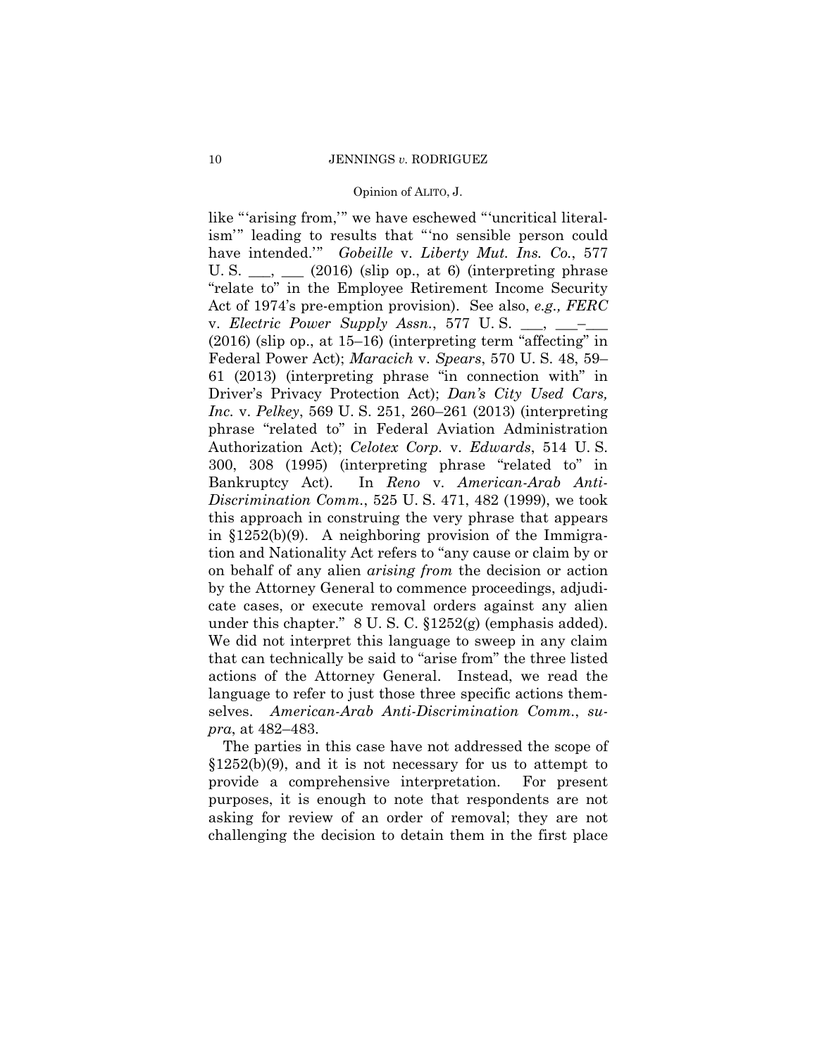like "'arising from,'" we have eschewed "'uncritical literalism'" leading to results that "'no sensible person could have intended.'" *Gobeille* v. *Liberty Mut. Ins. Co.*, 577 U. S. \_\_\_, \_\_\_ (2016) (slip op., at 6) (interpreting phrase "relate to" in the Employee Retirement Income Security Act of 1974's pre-emption provision). See also, *e.g., FERC* v. *Electric Power Supply Assn.*, 577 U. S. \_\_\_, \_\_\_–\_\_\_ (2016) (slip op., at 15–16) (interpreting term "affecting" in Federal Power Act); *Maracich* v. *Spears*, 570 U. S. 48, 59–61 (2013) (interpreting phrase "in connection with" in Driver's Privacy Protection Act); *Dan's City Used Cars, Inc.* v. *Pelkey*, 569 U. S. 251, 260–261 (2013) (interpreting phrase "related to" in Federal Aviation Administration Authorization Act); *Celotex Corp.* v. *Edwards*, 514 U. S. 300, 308 (1995) (interpreting phrase "related to" in Bankruptcy Act). In *Reno* v. *American-Arab Anti-Discrimination Comm.*, 525 U. S. 471, 482 (1999), we took this approach in construing the very phrase that appears in §1252(b)(9). A neighboring provision of the Immigration and Nationality Act refers to "any cause or claim by or on behalf of any alien *arising from* the decision or action by the Attorney General to commence proceedings, adjudicate cases, or execute removal orders against any alien under this chapter." 8 U. S. C. §1252(g) (emphasis added). We did not interpret this language to sweep in any claim that can technically be said to "arise from" the three listed actions of the Attorney General. Instead, we read the language to refer to just those three specific actions themselves. *American-Arab Anti-Discrimination Comm.*, *supra*, at 482–483.

The parties in this case have not addressed the scope of §1252(b)(9), and it is not necessary for us to attempt to provide a comprehensive interpretation. For present purposes, it is enough to note that respondents are not asking for review of an order of removal; they are not challenging the decision to detain them in the first place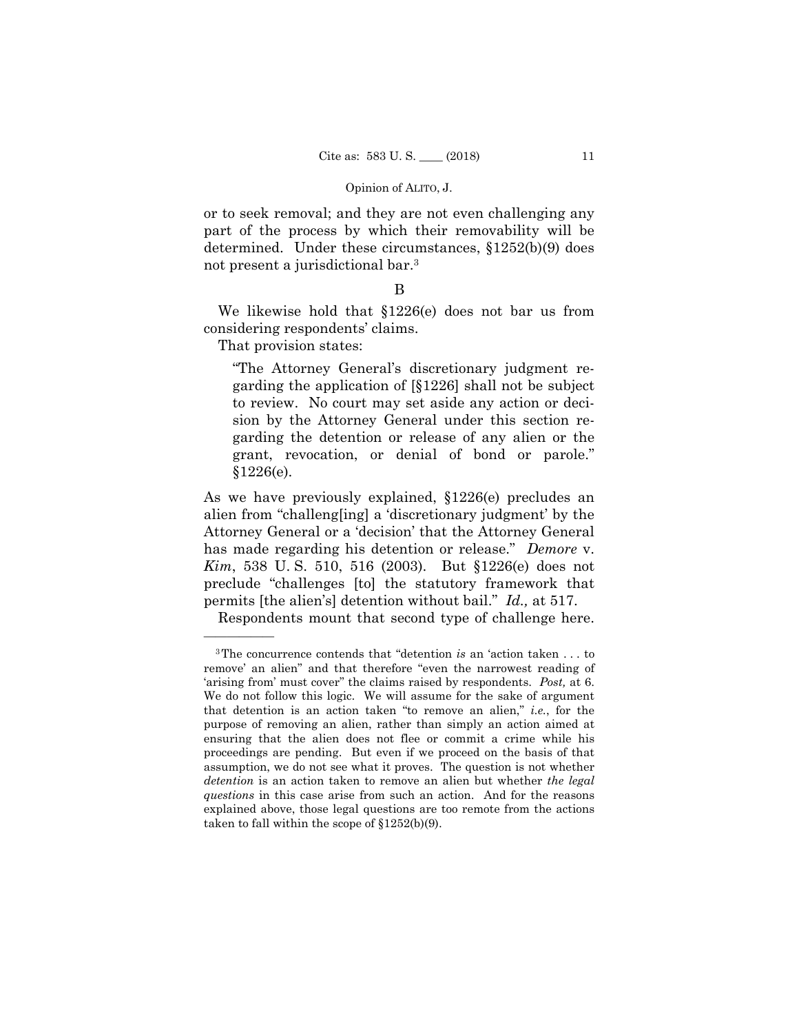or to seek removal; and they are not even challenging any part of the process by which their removability will be determined. Under these circumstances, §1252(b)(9) does not present a jurisdictional bar.[3]

B

We likewise hold that §1226(e) does not bar us from considering respondents' claims.

That provision states:

> "The Attorney General's discretionary judgment regarding the application of [§1226] shall not be subject to review. No court may set aside any action or decision by the Attorney General under this section regarding the detention or release of any alien or the grant, revocation, or denial of bond or parole." §1226(e).

As we have previously explained, §1226(e) precludes an alien from "challeng[ing] a 'discretionary judgment' by the Attorney General or a 'decision' that the Attorney General has made regarding his detention or release." *Demore* v. *Kim*, 538 U. S. 510, 516 (2003). But §1226(e) does not preclude "challenges [to] the statutory framework that permits [the alien's] detention without bail." *Id.,* at 517.

Respondents mount that second type of challenge here.

---

[3] The concurrence contends that "detention *is* an 'action taken . . . to remove' an alien" and that therefore "even the narrowest reading of 'arising from' must cover" the claims raised by respondents. *Post,* at 6. We do not follow this logic. We will assume for the sake of argument that detention is an action taken "to remove an alien," *i.e.*, for the purpose of removing an alien, rather than simply an action aimed at ensuring that the alien does not flee or commit a crime while his proceedings are pending. But even if we proceed on the basis of that assumption, we do not see what it proves. The question is not whether *detention* is an action taken to remove an alien but whether *the legal questions* in this case arise from such an action. And for the reasons explained above, those legal questions are too remote from the actions taken to fall within the scope of §1252(b)(9).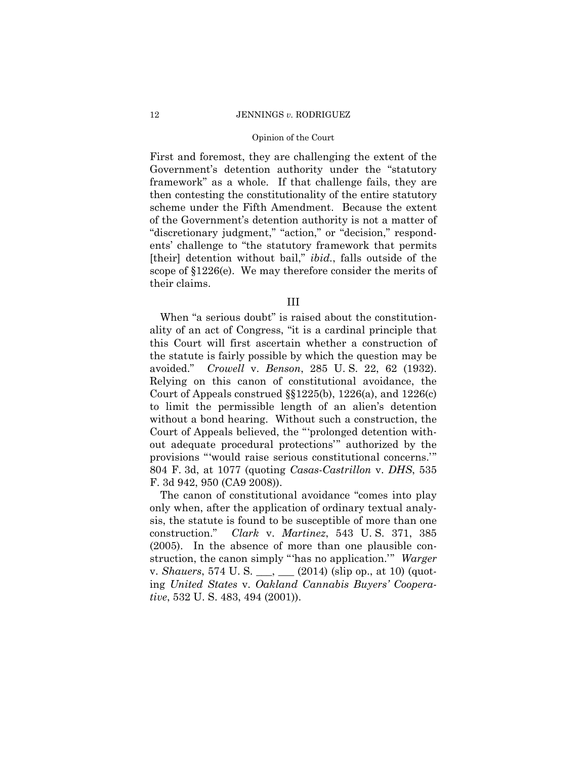First and foremost, they are challenging the extent of the Government's detention authority under the "statutory framework" as a whole. If that challenge fails, they are then contesting the constitutionality of the entire statutory scheme under the Fifth Amendment. Because the extent of the Government's detention authority is not a matter of "discretionary judgment," "action," or "decision," respondents' challenge to "the statutory framework that permits [their] detention without bail," *ibid.*, falls outside of the scope of §1226(e). We may therefore consider the merits of their claims.

## III

When "a serious doubt" is raised about the constitutionality of an act of Congress, "it is a cardinal principle that this Court will first ascertain whether a construction of the statute is fairly possible by which the question may be avoided." *Crowell* v. *Benson*, 285 U. S. 22, 62 (1932). Relying on this canon of constitutional avoidance, the Court of Appeals construed §§1225(b), 1226(a), and 1226(c) to limit the permissible length of an alien's detention without a bond hearing. Without such a construction, the Court of Appeals believed, the "'prolonged detention without adequate procedural protections'" authorized by the provisions "'would raise serious constitutional concerns.'" 804 F. 3d, at 1077 (quoting *Casas-Castrillon* v. *DHS*, 535 F. 3d 942, 950 (CA9 2008)).

The canon of constitutional avoidance "comes into play only when, after the application of ordinary textual analysis, the statute is found to be susceptible of more than one construction." *Clark* v. *Martinez*, 543 U. S. 371, 385 (2005). In the absence of more than one plausible construction, the canon simply "'has no application.'" *Warger* v. *Shauers*, 574 U. S. ___, ___ (2014) (slip op., at 10) (quoting *United States* v. *Oakland Cannabis Buyers' Cooperative*, 532 U. S. 483, 494 (2001)).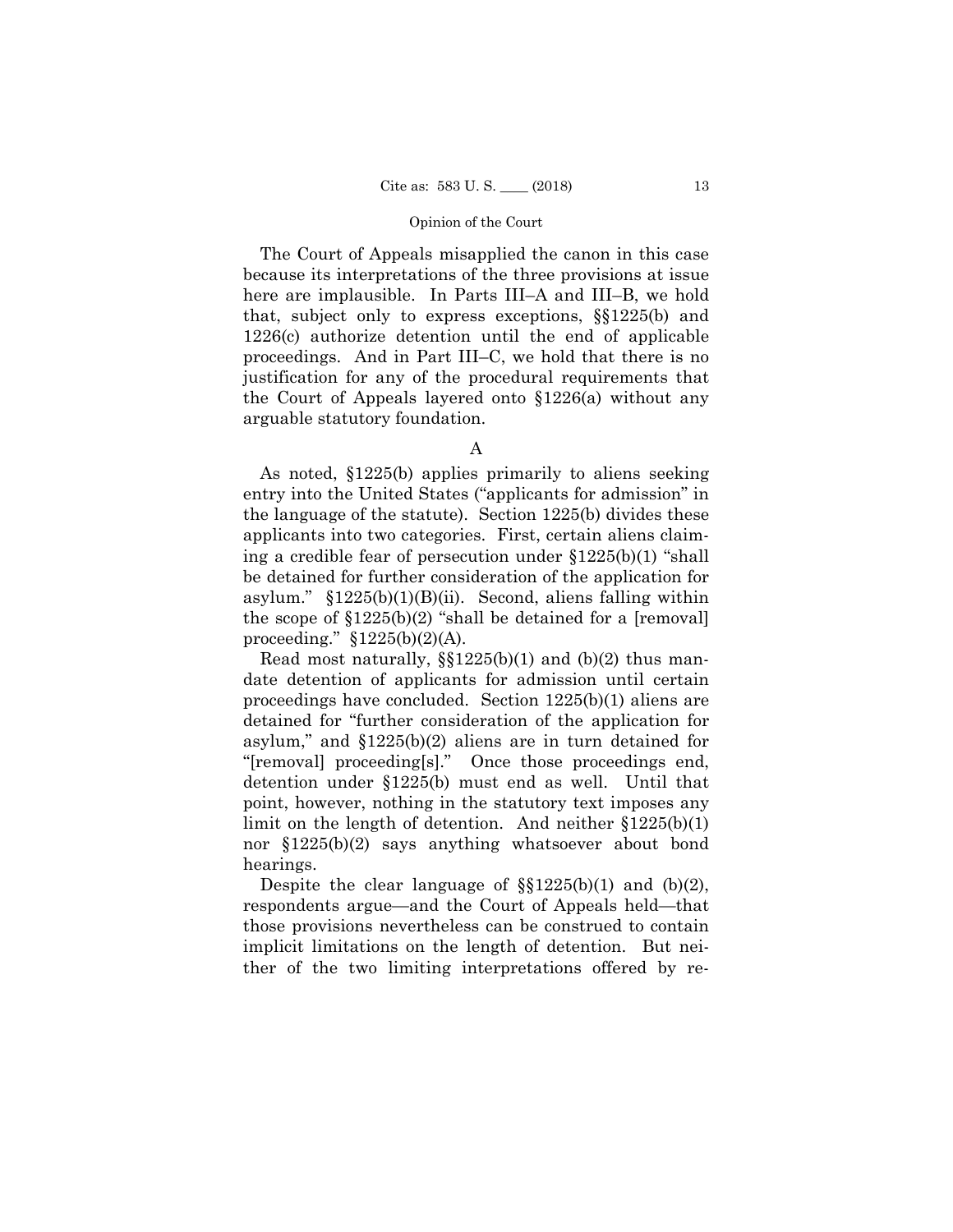The Court of Appeals misapplied the canon in this case because its interpretations of the three provisions at issue here are implausible. In Parts III–A and III–B, we hold that, subject only to express exceptions, §§1225(b) and 1226(c) authorize detention until the end of applicable proceedings. And in Part III–C, we hold that there is no justification for any of the procedural requirements that the Court of Appeals layered onto §1226(a) without any arguable statutory foundation.

## A

As noted, §1225(b) applies primarily to aliens seeking entry into the United States ("applicants for admission" in the language of the statute). Section 1225(b) divides these applicants into two categories. First, certain aliens claiming a credible fear of persecution under §1225(b)(1) "shall be detained for further consideration of the application for asylum." §1225(b)(1)(B)(ii). Second, aliens falling within the scope of §1225(b)(2) "shall be detained for a [removal] proceeding." §1225(b)(2)(A).

Read most naturally, §§1225(b)(1) and (b)(2) thus mandate detention of applicants for admission until certain proceedings have concluded. Section 1225(b)(1) aliens are detained for "further consideration of the application for asylum," and §1225(b)(2) aliens are in turn detained for "[removal] proceeding[s]." Once those proceedings end, detention under §1225(b) must end as well. Until that point, however, nothing in the statutory text imposes any limit on the length of detention. And neither §1225(b)(1) nor §1225(b)(2) says anything whatsoever about bond hearings.

Despite the clear language of §§1225(b)(1) and (b)(2), respondents argue—and the Court of Appeals held—that those provisions nevertheless can be construed to contain implicit limitations on the length of detention. But neither of the two limiting interpretations offered by re-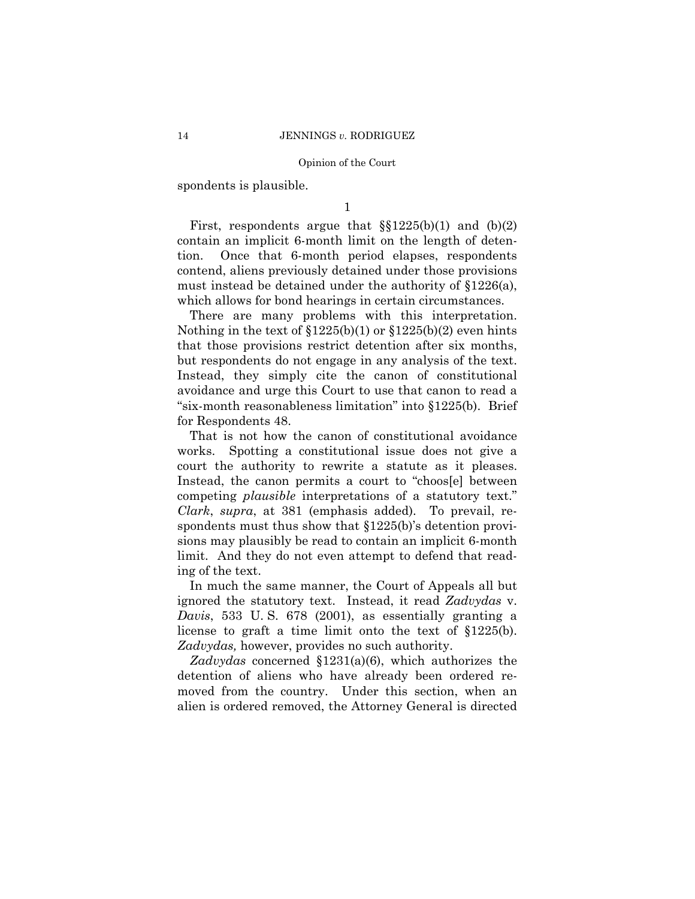spondents is plausible.

1

First, respondents argue that §§1225(b)(1) and (b)(2) contain an implicit 6-month limit on the length of detention. Once that 6-month period elapses, respondents contend, aliens previously detained under those provisions must instead be detained under the authority of §1226(a), which allows for bond hearings in certain circumstances.

There are many problems with this interpretation. Nothing in the text of §1225(b)(1) or §1225(b)(2) even hints that those provisions restrict detention after six months, but respondents do not engage in any analysis of the text. Instead, they simply cite the canon of constitutional avoidance and urge this Court to use that canon to read a "six-month reasonableness limitation" into §1225(b). Brief for Respondents 48.

That is not how the canon of constitutional avoidance works. Spotting a constitutional issue does not give a court the authority to rewrite a statute as it pleases. Instead, the canon permits a court to "choos[e] between competing *plausible* interpretations of a statutory text." *Clark*, *supra*, at 381 (emphasis added). To prevail, respondents must thus show that §1225(b)'s detention provisions may plausibly be read to contain an implicit 6-month limit. And they do not even attempt to defend that reading of the text.

In much the same manner, the Court of Appeals all but ignored the statutory text. Instead, it read *Zadvydas* v. *Davis*, 533 U. S. 678 (2001), as essentially granting a license to graft a time limit onto the text of §1225(b). *Zadvydas,* however, provides no such authority.

*Zadvydas* concerned §1231(a)(6), which authorizes the detention of aliens who have already been ordered removed from the country. Under this section, when an alien is ordered removed, the Attorney General is directed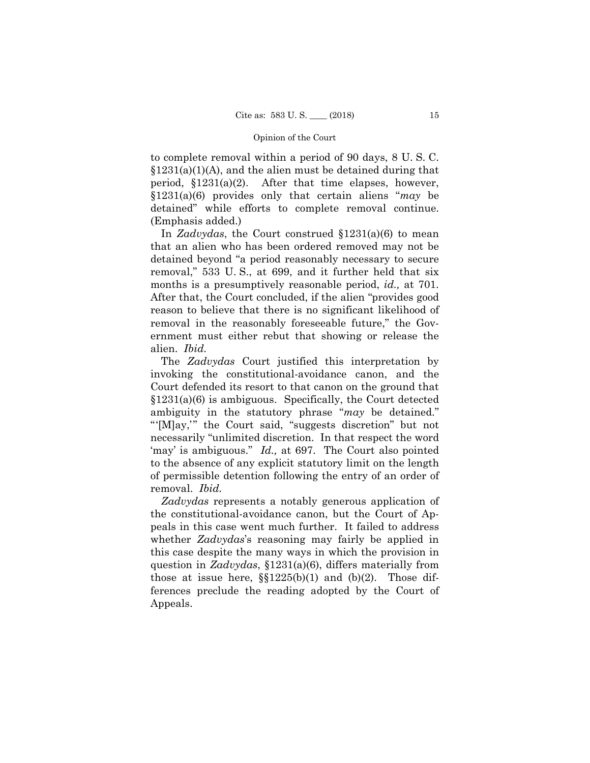to complete removal within a period of 90 days, 8 U. S. C. §1231(a)(1)(A), and the alien must be detained during that period, §1231(a)(2). After that time elapses, however, §1231(a)(6) provides only that certain aliens "*may* be detained" while efforts to complete removal continue. (Emphasis added.)

In *Zadvydas*, the Court construed §1231(a)(6) to mean that an alien who has been ordered removed may not be detained beyond "a period reasonably necessary to secure removal," 533 U. S., at 699, and it further held that six months is a presumptively reasonable period, *id.,* at 701. After that, the Court concluded, if the alien "provides good reason to believe that there is no significant likelihood of removal in the reasonably foreseeable future," the Government must either rebut that showing or release the alien. *Ibid.*

The *Zadvydas* Court justified this interpretation by invoking the constitutional-avoidance canon, and the Court defended its resort to that canon on the ground that §1231(a)(6) is ambiguous. Specifically, the Court detected ambiguity in the statutory phrase "*may* be detained." "'[M]ay,'" the Court said, "suggests discretion" but not necessarily "unlimited discretion. In that respect the word 'may' is ambiguous." *Id.,* at 697. The Court also pointed to the absence of any explicit statutory limit on the length of permissible detention following the entry of an order of removal. *Ibid.*

*Zadvydas* represents a notably generous application of the constitutional-avoidance canon, but the Court of Appeals in this case went much further. It failed to address whether *Zadvydas*'s reasoning may fairly be applied in this case despite the many ways in which the provision in question in *Zadvydas*, §1231(a)(6), differs materially from those at issue here, §§1225(b)(1) and (b)(2). Those differences preclude the reading adopted by the Court of Appeals.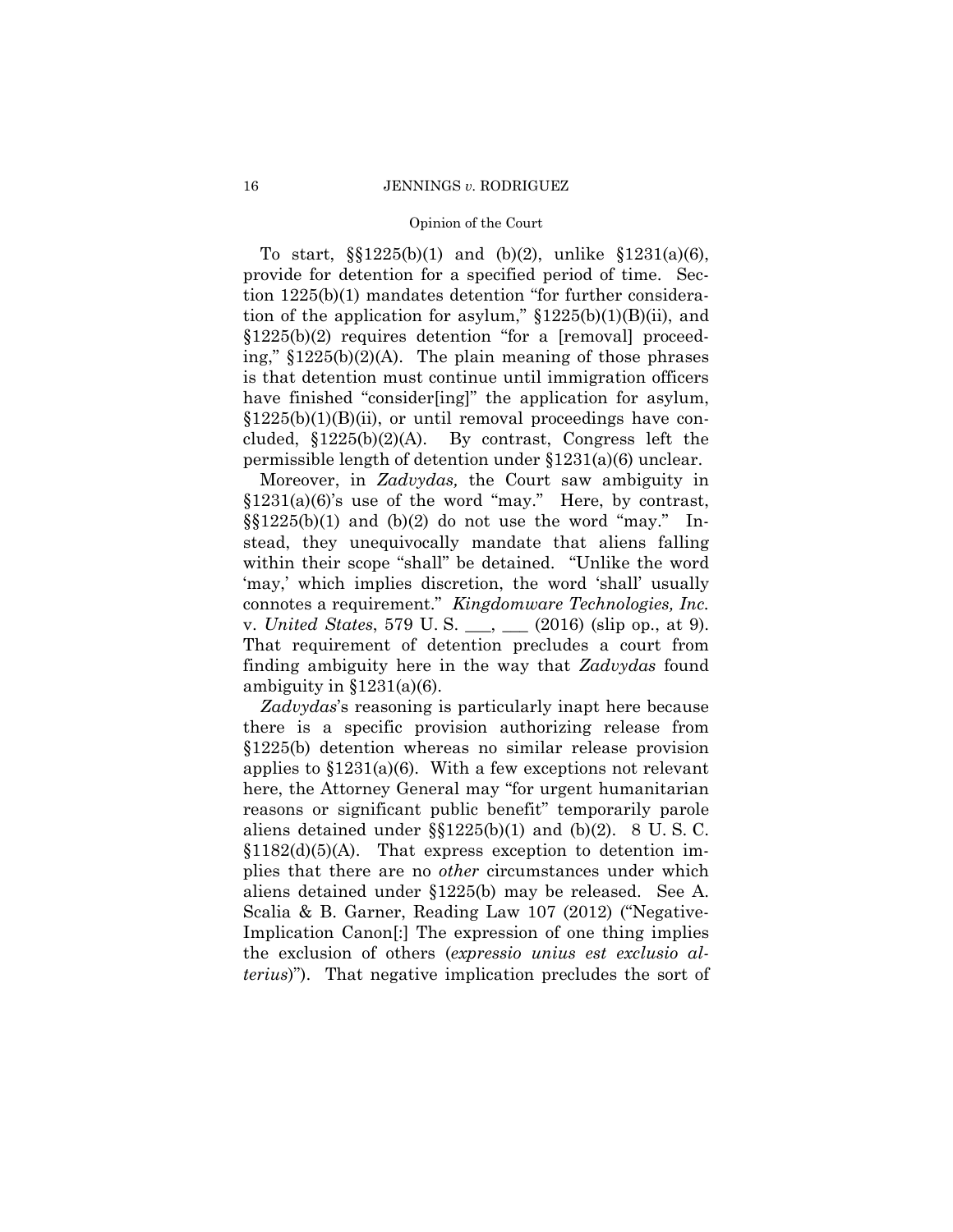To start, §§1225(b)(1) and (b)(2), unlike §1231(a)(6), provide for detention for a specified period of time. Section 1225(b)(1) mandates detention "for further consideration of the application for asylum," §1225(b)(1)(B)(ii), and §1225(b)(2) requires detention "for a [removal] proceeding," §1225(b)(2)(A). The plain meaning of those phrases is that detention must continue until immigration officers have finished "consider[ing]" the application for asylum, §1225(b)(1)(B)(ii), or until removal proceedings have concluded, §1225(b)(2)(A). By contrast, Congress left the permissible length of detention under §1231(a)(6) unclear.

Moreover, in *Zadvydas,* the Court saw ambiguity in §1231(a)(6)'s use of the word "may." Here, by contrast, §§1225(b)(1) and (b)(2) do not use the word "may." Instead, they unequivocally mandate that aliens falling within their scope "shall" be detained. "Unlike the word 'may,' which implies discretion, the word 'shall' usually connotes a requirement." *Kingdomware Technologies, Inc.* v. *United States*, 579 U. S. ___, ___ (2016) (slip op., at 9). That requirement of detention precludes a court from finding ambiguity here in the way that *Zadvydas* found ambiguity in §1231(a)(6).

*Zadvydas*'s reasoning is particularly inapt here because there is a specific provision authorizing release from §1225(b) detention whereas no similar release provision applies to §1231(a)(6). With a few exceptions not relevant here, the Attorney General may "for urgent humanitarian reasons or significant public benefit" temporarily parole aliens detained under §§1225(b)(1) and (b)(2). 8 U. S. C. §1182(d)(5)(A). That express exception to detention implies that there are no *other* circumstances under which aliens detained under §1225(b) may be released. See A. Scalia & B. Garner, Reading Law 107 (2012) ("Negative-Implication Canon[:] The expression of one thing implies the exclusion of others (*expressio unius est exclusio alterius*)"). That negative implication precludes the sort of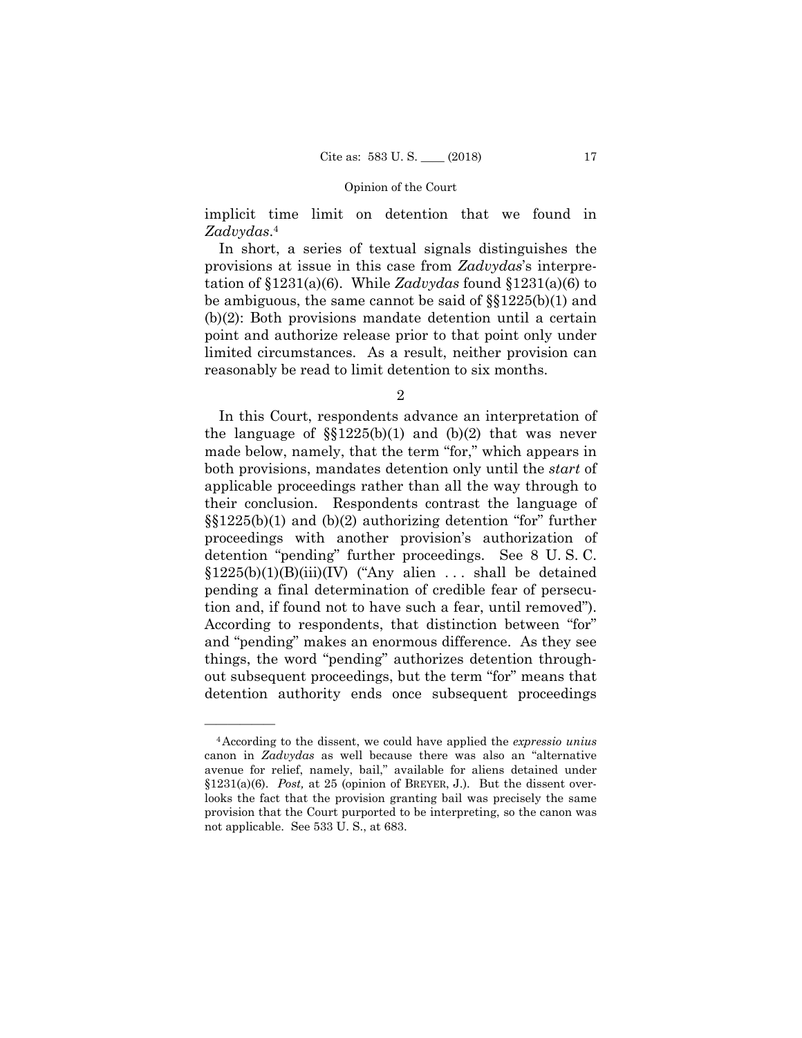implicit time limit on detention that we found in *Zadvydas*.[4]

In short, a series of textual signals distinguishes the provisions at issue in this case from *Zadvydas*'s interpretation of §1231(a)(6). While *Zadvydas* found §1231(a)(6) to be ambiguous, the same cannot be said of §§1225(b)(1) and (b)(2): Both provisions mandate detention until a certain point and authorize release prior to that point only under limited circumstances. As a result, neither provision can reasonably be read to limit detention to six months.

2

In this Court, respondents advance an interpretation of the language of §§1225(b)(1) and (b)(2) that was never made below, namely, that the term "for," which appears in both provisions, mandates detention only until the *start* of applicable proceedings rather than all the way through to their conclusion. Respondents contrast the language of §§1225(b)(1) and (b)(2) authorizing detention "for" further proceedings with another provision's authorization of detention "pending" further proceedings. See 8 U. S. C. §1225(b)(1)(B)(iii)(IV) ("Any alien . . . shall be detained pending a final determination of credible fear of persecution and, if found not to have such a fear, until removed"). According to respondents, that distinction between "for" and "pending" makes an enormous difference. As they see things, the word "pending" authorizes detention throughout subsequent proceedings, but the term "for" means that detention authority ends once subsequent proceedings

---

[4] According to the dissent, we could have applied the *expressio unius* canon in *Zadvydas* as well because there was also an "alternative avenue for relief, namely, bail," available for aliens detained under §1231(a)(6). *Post,* at 25 (opinion of BREYER, J.). But the dissent overlooks the fact that the provision granting bail was precisely the same provision that the Court purported to be interpreting, so the canon was not applicable. See 533 U. S., at 683.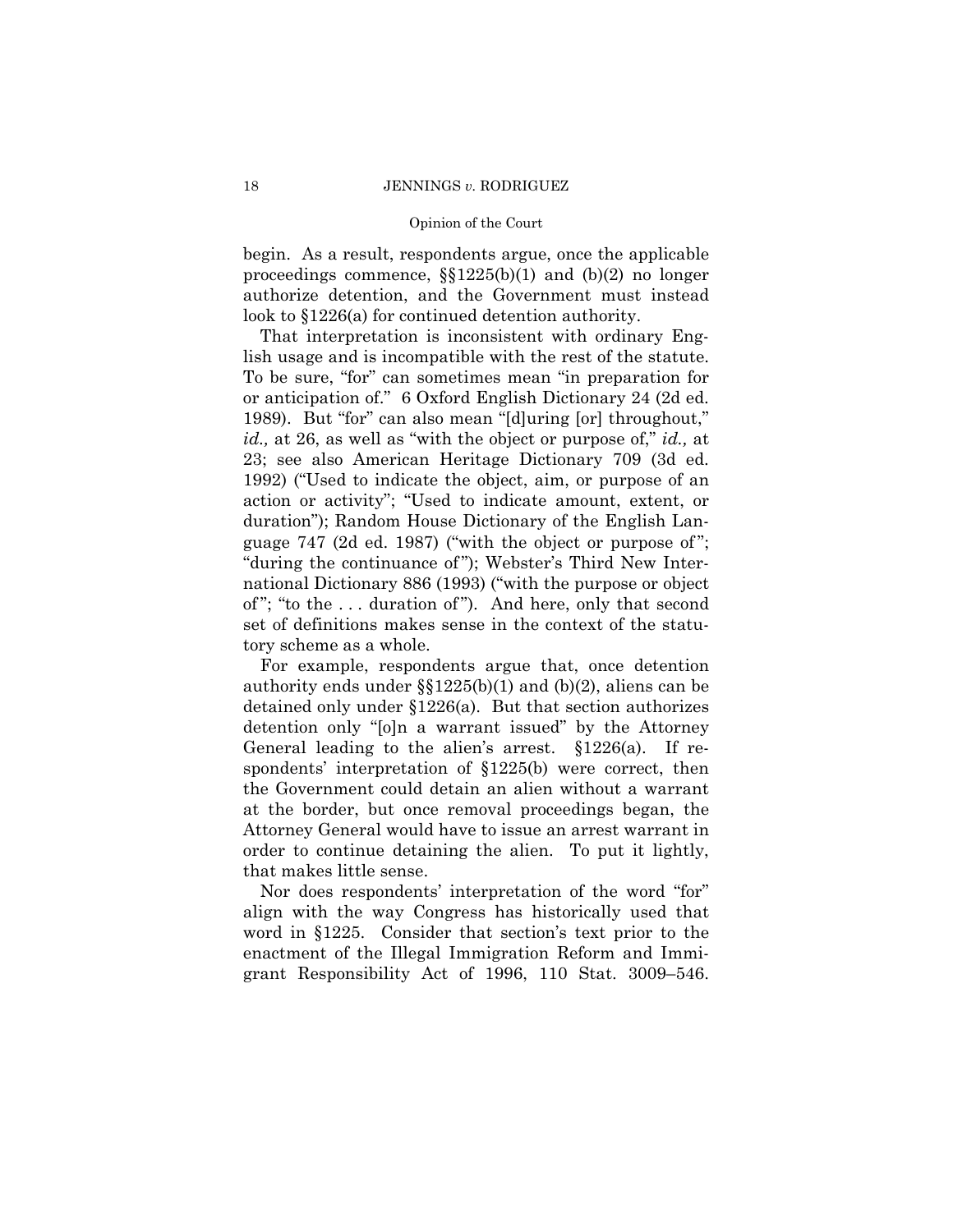begin. As a result, respondents argue, once the applicable proceedings commence, §§1225(b)(1) and (b)(2) no longer authorize detention, and the Government must instead look to §1226(a) for continued detention authority.

That interpretation is inconsistent with ordinary English usage and is incompatible with the rest of the statute. To be sure, "for" can sometimes mean "in preparation for or anticipation of." 6 Oxford English Dictionary 24 (2d ed. 1989). But "for" can also mean "[d]uring [or] throughout," *id.,* at 26, as well as "with the object or purpose of," *id.,* at 23; see also American Heritage Dictionary 709 (3d ed. 1992) ("Used to indicate the object, aim, or purpose of an action or activity"; "Used to indicate amount, extent, or duration"); Random House Dictionary of the English Language 747 (2d ed. 1987) ("with the object or purpose of"; "during the continuance of"); Webster's Third New International Dictionary 886 (1993) ("with the purpose or object of"; "to the . . . duration of"). And here, only that second set of definitions makes sense in the context of the statutory scheme as a whole.

For example, respondents argue that, once detention authority ends under §§1225(b)(1) and (b)(2), aliens can be detained only under §1226(a). But that section authorizes detention only "[o]n a warrant issued" by the Attorney General leading to the alien's arrest. §1226(a). If respondents' interpretation of §1225(b) were correct, then the Government could detain an alien without a warrant at the border, but once removal proceedings began, the Attorney General would have to issue an arrest warrant in order to continue detaining the alien. To put it lightly, that makes little sense.

Nor does respondents' interpretation of the word "for" align with the way Congress has historically used that word in §1225. Consider that section's text prior to the enactment of the Illegal Immigration Reform and Immigrant Responsibility Act of 1996, 110 Stat. 3009–546.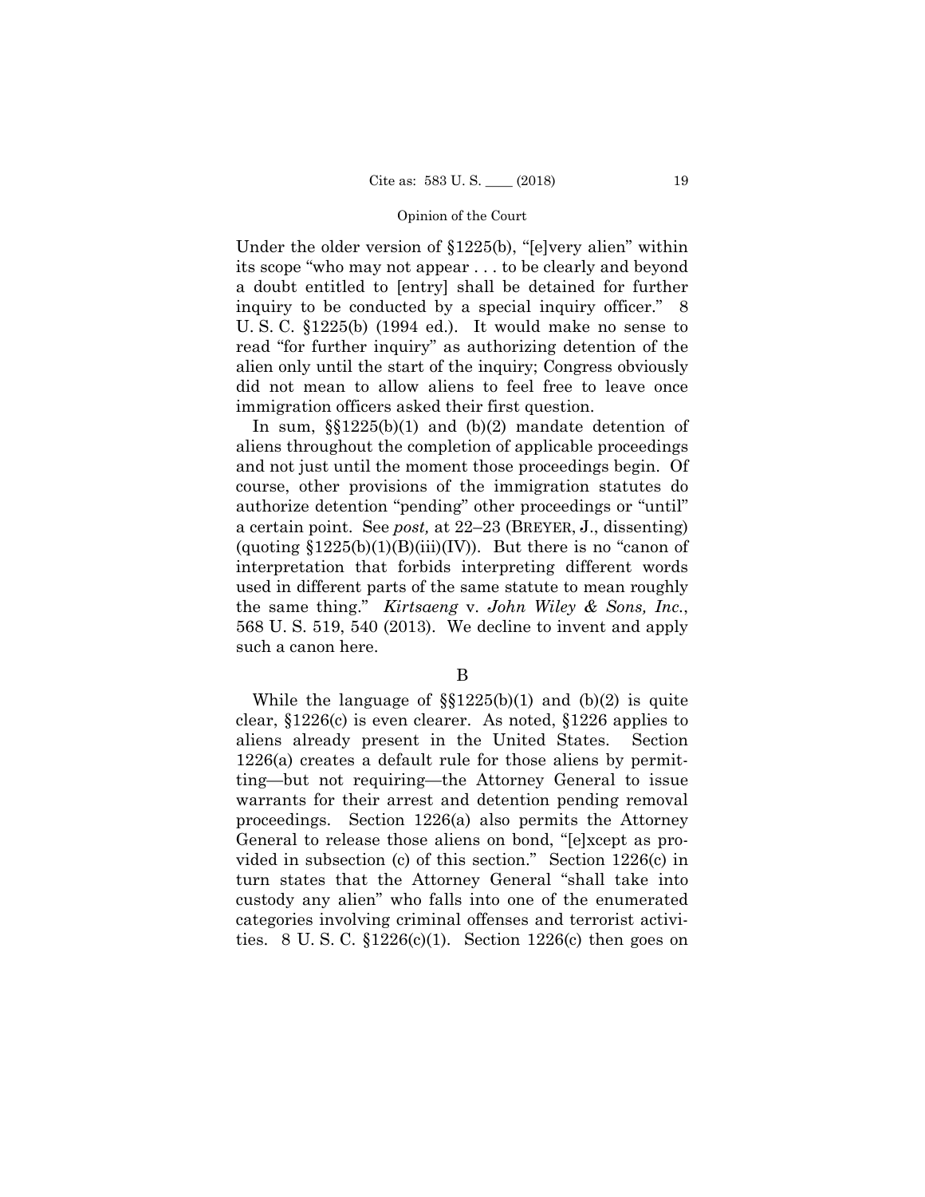Under the older version of §1225(b), "[e]very alien" within its scope "who may not appear . . . to be clearly and beyond a doubt entitled to [entry] shall be detained for further inquiry to be conducted by a special inquiry officer." 8 U. S. C. §1225(b) (1994 ed.). It would make no sense to read "for further inquiry" as authorizing detention of the alien only until the start of the inquiry; Congress obviously did not mean to allow aliens to feel free to leave once immigration officers asked their first question.

In sum, §§1225(b)(1) and (b)(2) mandate detention of aliens throughout the completion of applicable proceedings and not just until the moment those proceedings begin. Of course, other provisions of the immigration statutes do authorize detention "pending" other proceedings or "until" a certain point. See *post,* at 22–23 (BREYER, J., dissenting) (quoting §1225(b)(1)(B)(iii)(IV)). But there is no "canon of interpretation that forbids interpreting different words used in different parts of the same statute to mean roughly the same thing." *Kirtsaeng* v. *John Wiley & Sons, Inc.*, 568 U. S. 519, 540 (2013). We decline to invent and apply such a canon here.

B

While the language of §§1225(b)(1) and (b)(2) is quite clear, §1226(c) is even clearer. As noted, §1226 applies to aliens already present in the United States. Section 1226(a) creates a default rule for those aliens by permitting—but not requiring—the Attorney General to issue warrants for their arrest and detention pending removal proceedings. Section 1226(a) also permits the Attorney General to release those aliens on bond, "[e]xcept as provided in subsection (c) of this section." Section 1226(c) in turn states that the Attorney General "shall take into custody any alien" who falls into one of the enumerated categories involving criminal offenses and terrorist activities. 8 U. S. C. §1226(c)(1). Section 1226(c) then goes on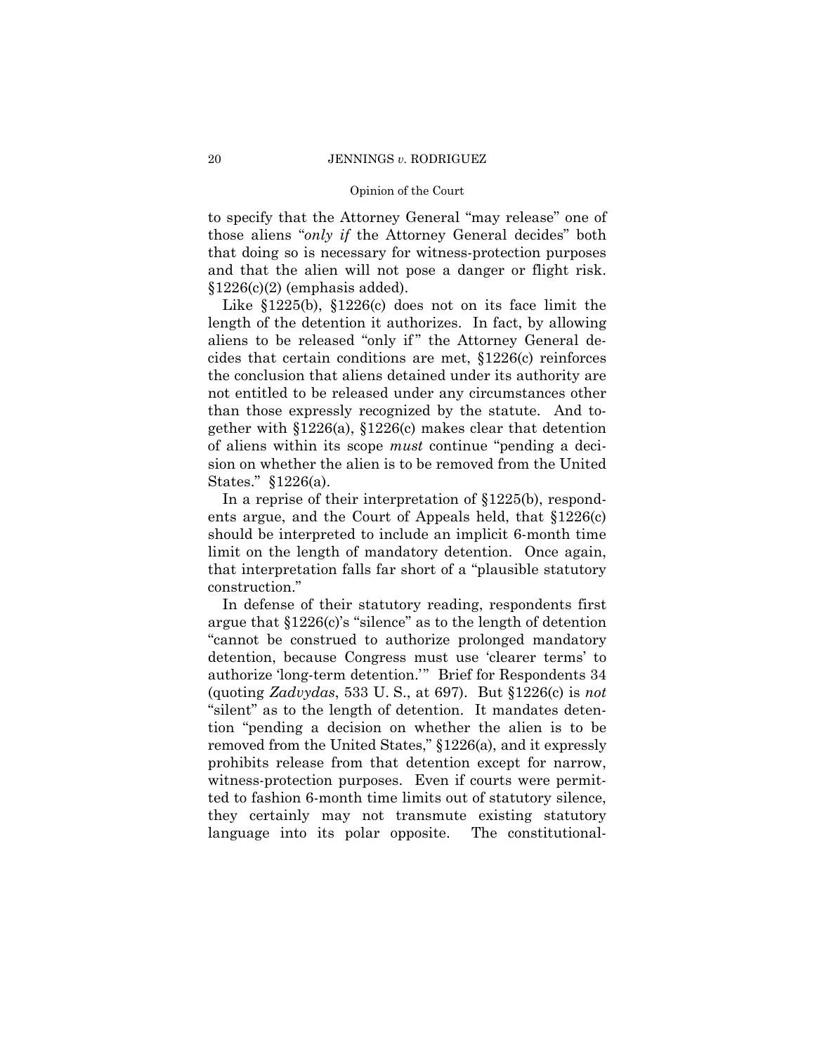to specify that the Attorney General "may release" one of those aliens "*only if* the Attorney General decides" both that doing so is necessary for witness-protection purposes and that the alien will not pose a danger or flight risk. §1226(c)(2) (emphasis added).

Like §1225(b), §1226(c) does not on its face limit the length of the detention it authorizes. In fact, by allowing aliens to be released "only if" the Attorney General decides that certain conditions are met, §1226(c) reinforces the conclusion that aliens detained under its authority are not entitled to be released under any circumstances other than those expressly recognized by the statute. And together with §1226(a), §1226(c) makes clear that detention of aliens within its scope *must* continue "pending a decision on whether the alien is to be removed from the United States." §1226(a).

In a reprise of their interpretation of §1225(b), respondents argue, and the Court of Appeals held, that §1226(c) should be interpreted to include an implicit 6-month time limit on the length of mandatory detention. Once again, that interpretation falls far short of a "plausible statutory construction."

In defense of their statutory reading, respondents first argue that §1226(c)'s "silence" as to the length of detention "cannot be construed to authorize prolonged mandatory detention, because Congress must use 'clearer terms' to authorize 'long-term detention.'" Brief for Respondents 34 (quoting *Zadvydas*, 533 U. S., at 697). But §1226(c) is *not* "silent" as to the length of detention. It mandates detention "pending a decision on whether the alien is to be removed from the United States," §1226(a), and it expressly prohibits release from that detention except for narrow, witness-protection purposes. Even if courts were permitted to fashion 6-month time limits out of statutory silence, they certainly may not transmute existing statutory language into its polar opposite. The constitutional-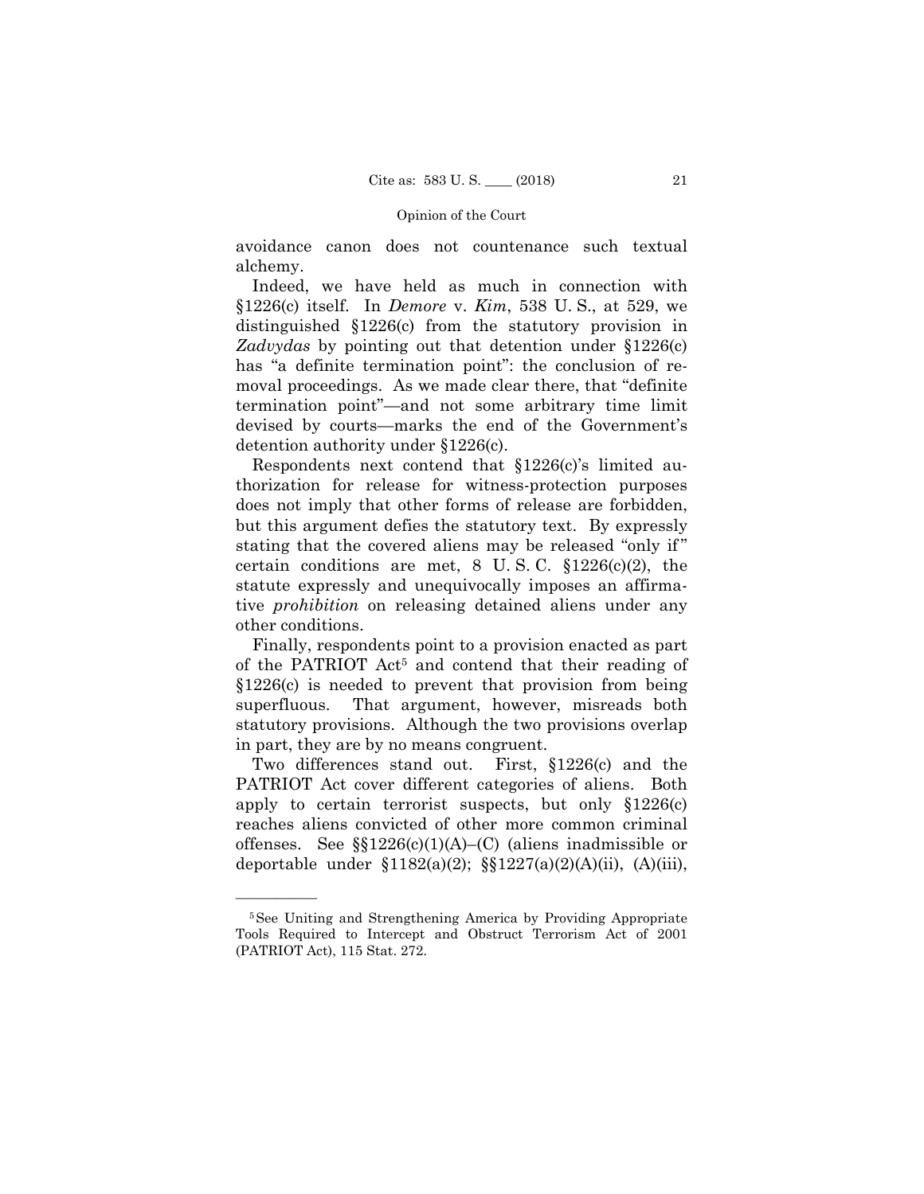avoidance canon does not countenance such textual alchemy.

Indeed, we have held as much in connection with §1226(c) itself. In *Demore* v. *Kim*, 538 U. S., at 529, we distinguished §1226(c) from the statutory provision in *Zadvydas* by pointing out that detention under §1226(c) has "a definite termination point": the conclusion of removal proceedings. As we made clear there, that "definite termination point"—and not some arbitrary time limit devised by courts—marks the end of the Government's detention authority under §1226(c).

Respondents next contend that §1226(c)'s limited authorization for release for witness-protection purposes does not imply that other forms of release are forbidden, but this argument defies the statutory text. By expressly stating that the covered aliens may be released "only if" certain conditions are met, 8 U. S. C. §1226(c)(2), the statute expressly and unequivocally imposes an affirmative *prohibition* on releasing detained aliens under any other conditions.

Finally, respondents point to a provision enacted as part of the PATRIOT Act[5] and contend that their reading of §1226(c) is needed to prevent that provision from being superfluous. That argument, however, misreads both statutory provisions. Although the two provisions overlap in part, they are by no means congruent.

Two differences stand out. First, §1226(c) and the PATRIOT Act cover different categories of aliens. Both apply to certain terrorist suspects, but only §1226(c) reaches aliens convicted of other more common criminal offenses. See §§1226(c)(1)(A)–(C) (aliens inadmissible or deportable under §1182(a)(2); §§1227(a)(2)(A)(ii), (A)(iii),

---

[5] See Uniting and Strengthening America by Providing Appropriate Tools Required to Intercept and Obstruct Terrorism Act of 2001 (PATRIOT Act), 115 Stat. 272.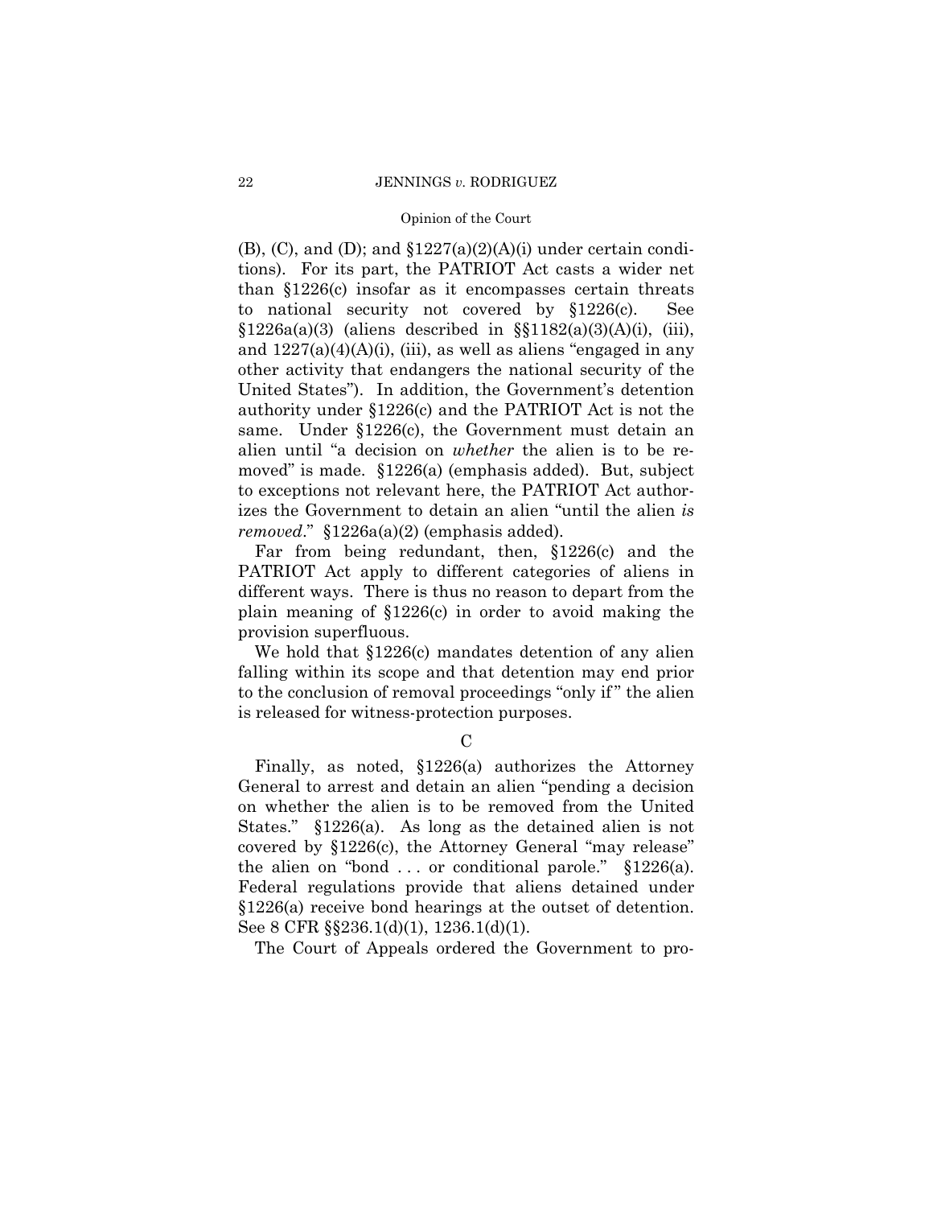(B), (C), and (D); and §1227(a)(2)(A)(i) under certain conditions). For its part, the PATRIOT Act casts a wider net than §1226(c) insofar as it encompasses certain threats to national security not covered by §1226(c). See §1226a(a)(3) (aliens described in §§1182(a)(3)(A)(i), (iii), and 1227(a)(4)(A)(i), (iii), as well as aliens "engaged in any other activity that endangers the national security of the United States"). In addition, the Government's detention authority under §1226(c) and the PATRIOT Act is not the same. Under §1226(c), the Government must detain an alien until "a decision on *whether* the alien is to be removed" is made. §1226(a) (emphasis added). But, subject to exceptions not relevant here, the PATRIOT Act authorizes the Government to detain an alien "until the alien *is removed*." §1226a(a)(2) (emphasis added).

Far from being redundant, then, §1226(c) and the PATRIOT Act apply to different categories of aliens in different ways. There is thus no reason to depart from the plain meaning of §1226(c) in order to avoid making the provision superfluous.

We hold that §1226(c) mandates detention of any alien falling within its scope and that detention may end prior to the conclusion of removal proceedings "only if" the alien is released for witness-protection purposes.

### C

Finally, as noted, §1226(a) authorizes the Attorney General to arrest and detain an alien "pending a decision on whether the alien is to be removed from the United States." §1226(a). As long as the detained alien is not covered by §1226(c), the Attorney General "may release" the alien on "bond . . . or conditional parole." §1226(a). Federal regulations provide that aliens detained under §1226(a) receive bond hearings at the outset of detention. See 8 CFR §§236.1(d)(1), 1236.1(d)(1).

The Court of Appeals ordered the Government to pro-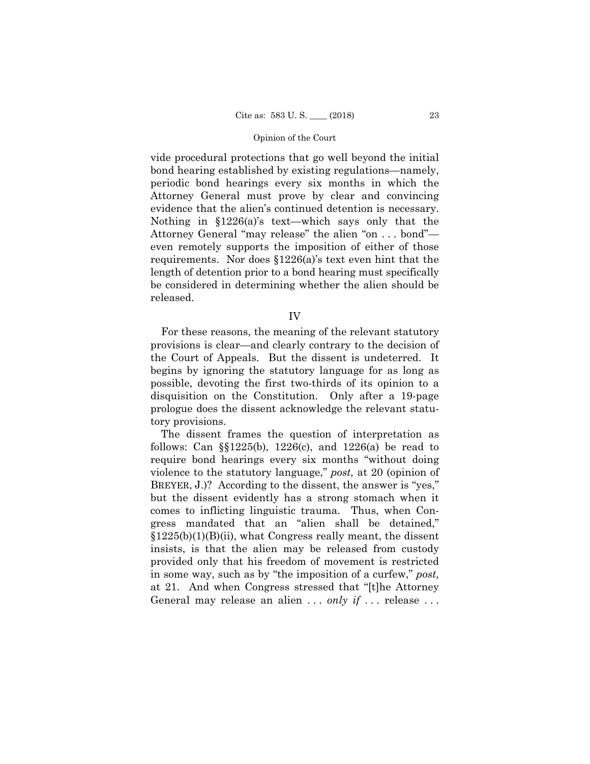vide procedural protections that go well beyond the initial bond hearing established by existing regulations—namely, periodic bond hearings every six months in which the Attorney General must prove by clear and convincing evidence that the alien's continued detention is necessary. Nothing in §1226(a)'s text—which says only that the Attorney General "may release" the alien "on . . . bond"—even remotely supports the imposition of either of those requirements. Nor does §1226(a)'s text even hint that the length of detention prior to a bond hearing must specifically be considered in determining whether the alien should be released.

## IV

For these reasons, the meaning of the relevant statutory provisions is clear—and clearly contrary to the decision of the Court of Appeals. But the dissent is undeterred. It begins by ignoring the statutory language for as long as possible, devoting the first two-thirds of its opinion to a disquisition on the Constitution. Only after a 19-page prologue does the dissent acknowledge the relevant statutory provisions.

The dissent frames the question of interpretation as follows: Can §§1225(b), 1226(c), and 1226(a) be read to require bond hearings every six months "without doing violence to the statutory language," *post,* at 20 (opinion of BREYER, J.)? According to the dissent, the answer is "yes," but the dissent evidently has a strong stomach when it comes to inflicting linguistic trauma. Thus, when Congress mandated that an "alien shall be detained," §1225(b)(1)(B)(ii), what Congress really meant, the dissent insists, is that the alien may be released from custody provided only that his freedom of movement is restricted in some way, such as by "the imposition of a curfew," *post,* at 21. And when Congress stressed that "[t]he Attorney General may release an alien . . . *only if* . . . release . . .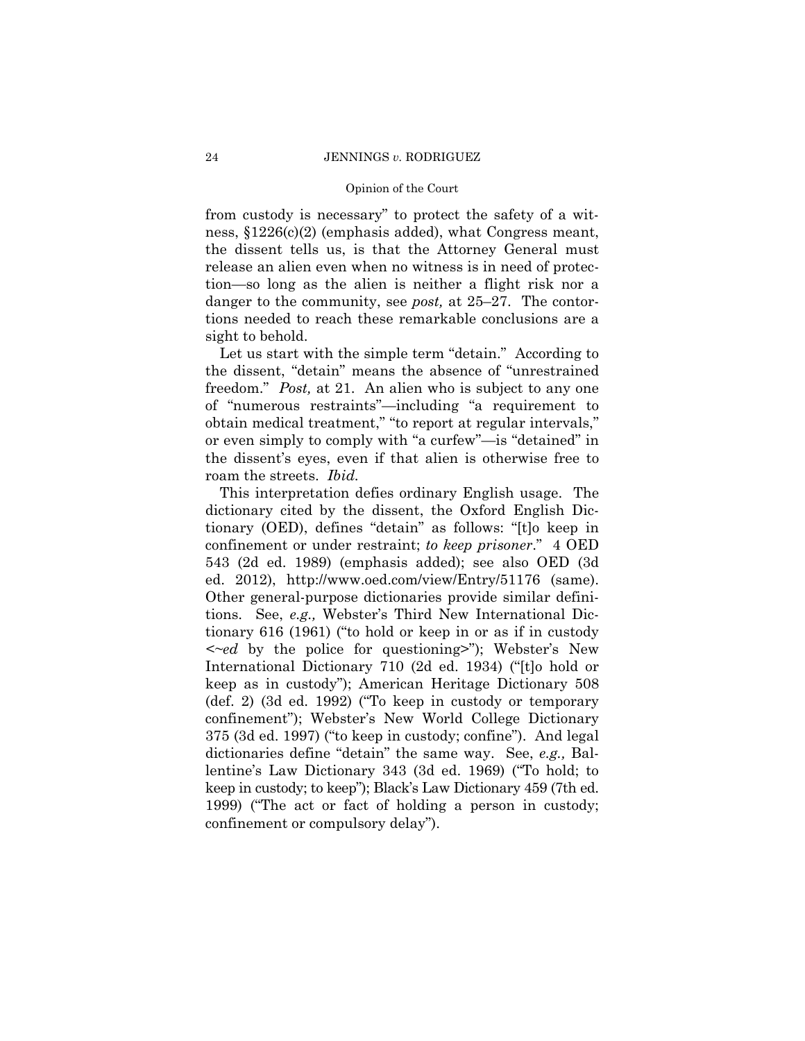from custody is necessary" to protect the safety of a witness, §1226(c)(2) (emphasis added), what Congress meant, the dissent tells us, is that the Attorney General must release an alien even when no witness is in need of protection—so long as the alien is neither a flight risk nor a danger to the community, see *post,* at 25–27. The contortions needed to reach these remarkable conclusions are a sight to behold.

Let us start with the simple term "detain." According to the dissent, "detain" means the absence of "unrestrained freedom." *Post,* at 21. An alien who is subject to any one of "numerous restraints"—including "a requirement to obtain medical treatment," "to report at regular intervals," or even simply to comply with "a curfew"—is "detained" in the dissent's eyes, even if that alien is otherwise free to roam the streets. *Ibid.*

This interpretation defies ordinary English usage. The dictionary cited by the dissent, the Oxford English Dictionary (OED), defines "detain" as follows: "[t]o keep in confinement or under restraint; *to keep prisoner*." 4 OED 543 (2d ed. 1989) (emphasis added); see also OED (3d ed. 2012), http://www.oed.com/view/Entry/51176 (same). Other general-purpose dictionaries provide similar definitions. See, *e.g.,* Webster's Third New International Dictionary 616 (1961) ("to hold or keep in or as if in custody <~*ed* by the police for questioning>"); Webster's New International Dictionary 710 (2d ed. 1934) ("[t]o hold or keep as in custody"); American Heritage Dictionary 508 (def. 2) (3d ed. 1992) ("To keep in custody or temporary confinement"); Webster's New World College Dictionary 375 (3d ed. 1997) ("to keep in custody; confine"). And legal dictionaries define "detain" the same way. See, *e.g.,* Ballentine's Law Dictionary 343 (3d ed. 1969) ("To hold; to keep in custody; to keep"); Black's Law Dictionary 459 (7th ed. 1999) ("The act or fact of holding a person in custody; confinement or compulsory delay").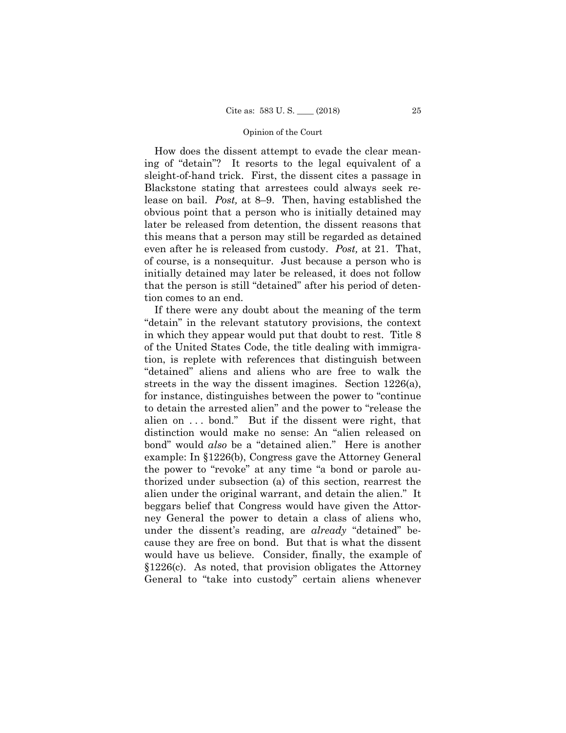How does the dissent attempt to evade the clear meaning of "detain"? It resorts to the legal equivalent of a sleight-of-hand trick. First, the dissent cites a passage in Blackstone stating that arrestees could always seek release on bail. *Post,* at 8–9. Then, having established the obvious point that a person who is initially detained may later be released from detention, the dissent reasons that this means that a person may still be regarded as detained even after he is released from custody. *Post,* at 21. That, of course, is a nonsequitur. Just because a person who is initially detained may later be released, it does not follow that the person is still "detained" after his period of detention comes to an end.

If there were any doubt about the meaning of the term "detain" in the relevant statutory provisions, the context in which they appear would put that doubt to rest. Title 8 of the United States Code, the title dealing with immigration, is replete with references that distinguish between "detained" aliens and aliens who are free to walk the streets in the way the dissent imagines. Section 1226(a), for instance, distinguishes between the power to "continue to detain the arrested alien" and the power to "release the alien on . . . bond." But if the dissent were right, that distinction would make no sense: An "alien released on bond" would *also* be a "detained alien." Here is another example: In §1226(b), Congress gave the Attorney General the power to "revoke" at any time "a bond or parole authorized under subsection (a) of this section, rearrest the alien under the original warrant, and detain the alien." It beggars belief that Congress would have given the Attorney General the power to detain a class of aliens who, under the dissent's reading, are *already* "detained" because they are free on bond. But that is what the dissent would have us believe. Consider, finally, the example of §1226(c). As noted, that provision obligates the Attorney General to "take into custody" certain aliens whenever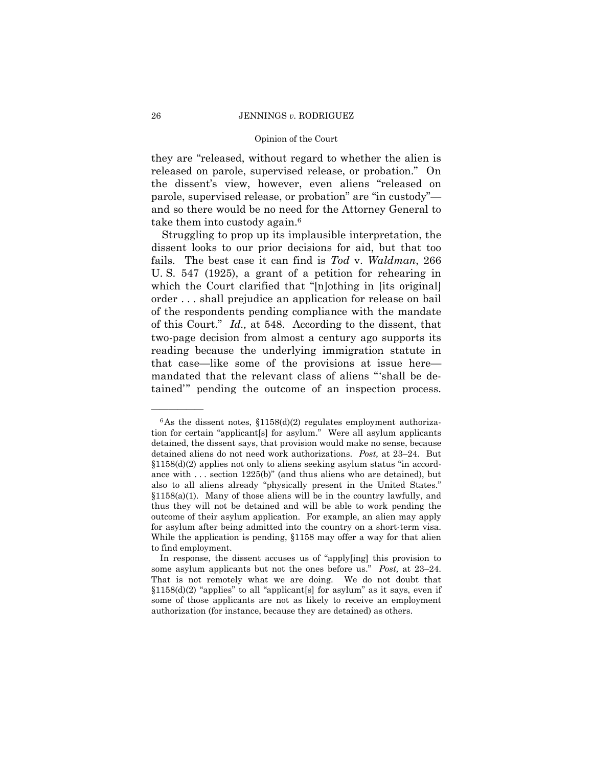they are "released, without regard to whether the alien is released on parole, supervised release, or probation." On the dissent's view, however, even aliens "released on parole, supervised release, or probation" are "in custody"—and so there would be no need for the Attorney General to take them into custody again.[6]

Struggling to prop up its implausible interpretation, the dissent looks to our prior decisions for aid, but that too fails. The best case it can find is *Tod* v. *Waldman*, 266 U. S. 547 (1925), a grant of a petition for rehearing in which the Court clarified that "[n]othing in [its original] order . . . shall prejudice an application for release on bail of the respondents pending compliance with the mandate of this Court." *Id.,* at 548. According to the dissent, that two-page decision from almost a century ago supports its reading because the underlying immigration statute in that case—like some of the provisions at issue here—mandated that the relevant class of aliens "'shall be detained'" pending the outcome of an inspection process.

---

[6] As the dissent notes, §1158(d)(2) regulates employment authorization for certain "applicant[s] for asylum." Were all asylum applicants detained, the dissent says, that provision would make no sense, because detained aliens do not need work authorizations. *Post,* at 23–24. But §1158(d)(2) applies not only to aliens seeking asylum status "in accordance with . . . section 1225(b)" (and thus aliens who are detained), but also to all aliens already "physically present in the United States." §1158(a)(1). Many of those aliens will be in the country lawfully, and thus they will not be detained and will be able to work pending the outcome of their asylum application. For example, an alien may apply for asylum after being admitted into the country on a short-term visa. While the application is pending, §1158 may offer a way for that alien to find employment.

In response, the dissent accuses us of "apply[ing] this provision to some asylum applicants but not the ones before us." *Post,* at 23–24. That is not remotely what we are doing. We do not doubt that §1158(d)(2) "applies" to all "applicant[s] for asylum" as it says, even if some of those applicants are not as likely to receive an employment authorization (for instance, because they are detained) as others.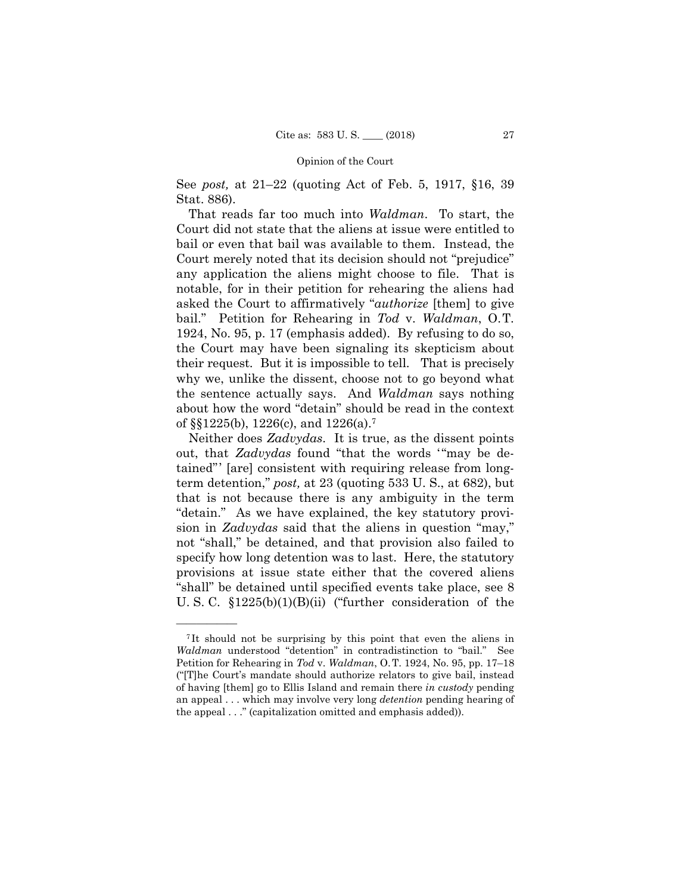See *post,* at 21–22 (quoting Act of Feb. 5, 1917, §16, 39 Stat. 886).

That reads far too much into *Waldman*. To start, the Court did not state that the aliens at issue were entitled to bail or even that bail was available to them. Instead, the Court merely noted that its decision should not "prejudice" any application the aliens might choose to file. That is notable, for in their petition for rehearing the aliens had asked the Court to affirmatively "*authorize* [them] to give bail." Petition for Rehearing in *Tod* v. *Waldman*, O.T. 1924, No. 95, p. 17 (emphasis added). By refusing to do so, the Court may have been signaling its skepticism about their request. But it is impossible to tell. That is precisely why we, unlike the dissent, choose not to go beyond what the sentence actually says. And *Waldman* says nothing about how the word "detain" should be read in the context of §§1225(b), 1226(c), and 1226(a).[7]

Neither does *Zadvydas*. It is true, as the dissent points out, that *Zadvydas* found "that the words '"may be detained"' [are] consistent with requiring release from long-term detention," *post,* at 23 (quoting 533 U. S., at 682), but that is not because there is any ambiguity in the term "detain." As we have explained, the key statutory provision in *Zadvydas* said that the aliens in question "may," not "shall," be detained, and that provision also failed to specify how long detention was to last. Here, the statutory provisions at issue state either that the covered aliens "shall" be detained until specified events take place, see 8 U. S. C. §1225(b)(1)(B)(ii) ("further consideration of the

---

[7] It should not be surprising by this point that even the aliens in *Waldman* understood "detention" in contradistinction to "bail." See Petition for Rehearing in *Tod* v. *Waldman*, O. T. 1924, No. 95, pp. 17–18 ("[T]he Court's mandate should authorize relators to give bail, instead of having [them] go to Ellis Island and remain there *in custody* pending an appeal . . . which may involve very long *detention* pending hearing of the appeal . . ." (capitalization omitted and emphasis added)).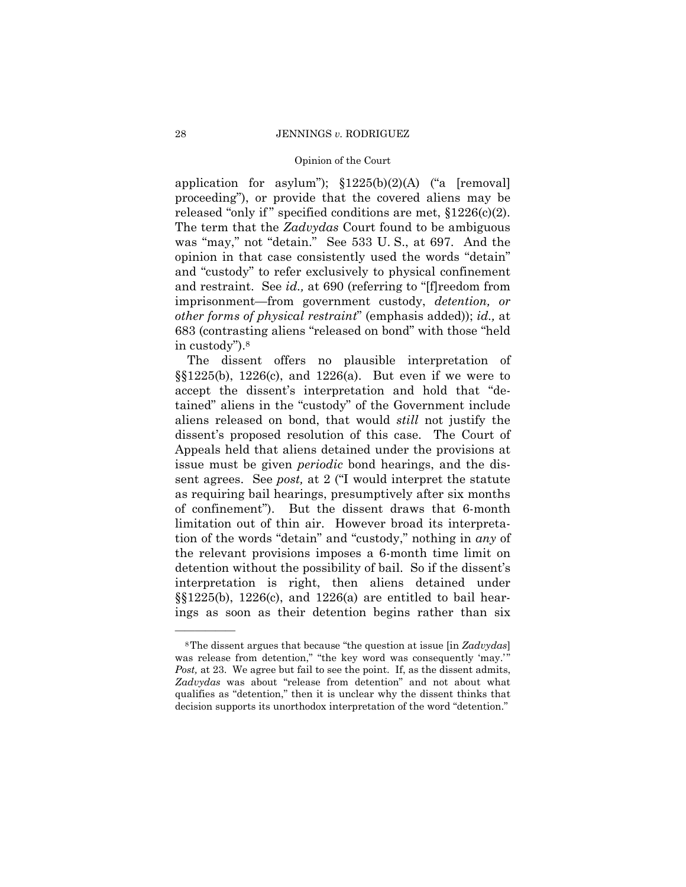application for asylum"); §1225(b)(2)(A) ("a [removal] proceeding"), or provide that the covered aliens may be released "only if" specified conditions are met, §1226(c)(2). The term that the *Zadvydas* Court found to be ambiguous was "may," not "detain." See 533 U. S., at 697. And the opinion in that case consistently used the words "detain" and "custody" to refer exclusively to physical confinement and restraint. See *id.,* at 690 (referring to "[f]reedom from imprisonment—from government custody, *detention, or other forms of physical restraint*" (emphasis added)); *id.,* at 683 (contrasting aliens "released on bond" with those "held in custody").[8]

The dissent offers no plausible interpretation of §§1225(b), 1226(c), and 1226(a). But even if we were to accept the dissent's interpretation and hold that "detained" aliens in the "custody" of the Government include aliens released on bond, that would *still* not justify the dissent's proposed resolution of this case. The Court of Appeals held that aliens detained under the provisions at issue must be given *periodic* bond hearings, and the dissent agrees. See *post,* at 2 ("I would interpret the statute as requiring bail hearings, presumptively after six months of confinement"). But the dissent draws that 6-month limitation out of thin air. However broad its interpretation of the words "detain" and "custody," nothing in *any* of the relevant provisions imposes a 6-month time limit on detention without the possibility of bail. So if the dissent's interpretation is right, then aliens detained under §§1225(b), 1226(c), and 1226(a) are entitled to bail hearings as soon as their detention begins rather than six

---

[8] The dissent argues that because "the question at issue [in *Zadvydas*] was release from detention," "the key word was consequently 'may.'" *Post,* at 23. We agree but fail to see the point. If, as the dissent admits, *Zadvydas* was about "release from detention" and not about what qualifies as "detention," then it is unclear why the dissent thinks that decision supports its unorthodox interpretation of the word "detention."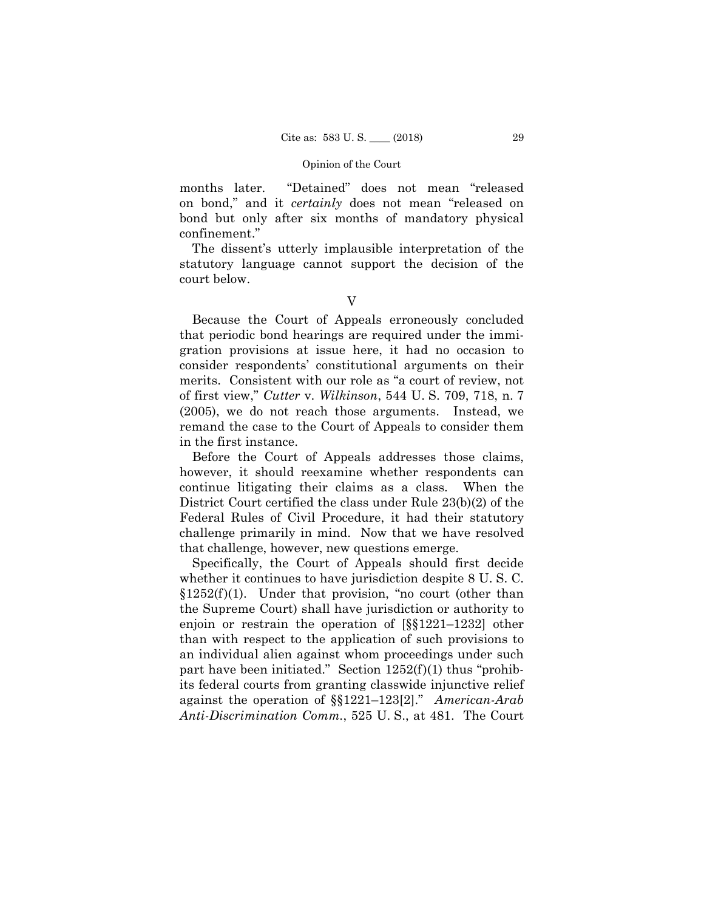months later. "Detained" does not mean "released on bond," and it *certainly* does not mean "released on bond but only after six months of mandatory physical confinement."

The dissent's utterly implausible interpretation of the statutory language cannot support the decision of the court below.

## V

Because the Court of Appeals erroneously concluded that periodic bond hearings are required under the immigration provisions at issue here, it had no occasion to consider respondents' constitutional arguments on their merits. Consistent with our role as "a court of review, not of first view," *Cutter* v. *Wilkinson*, 544 U. S. 709, 718, n. 7 (2005), we do not reach those arguments. Instead, we remand the case to the Court of Appeals to consider them in the first instance.

Before the Court of Appeals addresses those claims, however, it should reexamine whether respondents can continue litigating their claims as a class. When the District Court certified the class under Rule 23(b)(2) of the Federal Rules of Civil Procedure, it had their statutory challenge primarily in mind. Now that we have resolved that challenge, however, new questions emerge.

Specifically, the Court of Appeals should first decide whether it continues to have jurisdiction despite 8 U. S. C. §1252(f)(1). Under that provision, "no court (other than the Supreme Court) shall have jurisdiction or authority to enjoin or restrain the operation of [§§1221–1232] other than with respect to the application of such provisions to an individual alien against whom proceedings under such part have been initiated." Section 1252(f)(1) thus "prohibits federal courts from granting classwide injunctive relief against the operation of §§1221–123[2]." *American-Arab Anti-Discrimination Comm.*, 525 U. S., at 481. The Court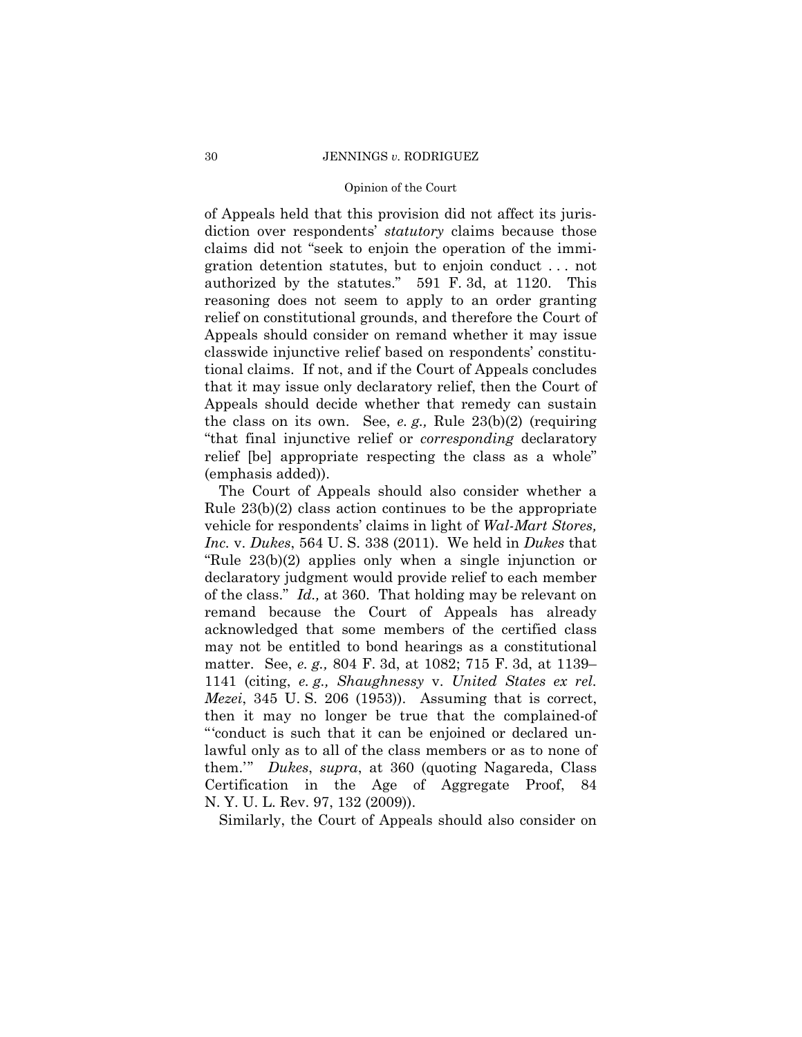of Appeals held that this provision did not affect its jurisdiction over respondents' *statutory* claims because those claims did not "seek to enjoin the operation of the immigration detention statutes, but to enjoin conduct . . . not authorized by the statutes." 591 F. 3d, at 1120. This reasoning does not seem to apply to an order granting relief on constitutional grounds, and therefore the Court of Appeals should consider on remand whether it may issue classwide injunctive relief based on respondents' constitutional claims. If not, and if the Court of Appeals concludes that it may issue only declaratory relief, then the Court of Appeals should decide whether that remedy can sustain the class on its own. See, *e. g.,* Rule 23(b)(2) (requiring "that final injunctive relief or *corresponding* declaratory relief [be] appropriate respecting the class as a whole" (emphasis added)).

The Court of Appeals should also consider whether a Rule 23(b)(2) class action continues to be the appropriate vehicle for respondents' claims in light of *Wal-Mart Stores, Inc.* v. *Dukes*, 564 U. S. 338 (2011). We held in *Dukes* that "Rule 23(b)(2) applies only when a single injunction or declaratory judgment would provide relief to each member of the class." *Id.,* at 360. That holding may be relevant on remand because the Court of Appeals has already acknowledged that some members of the certified class may not be entitled to bond hearings as a constitutional matter. See, *e. g.,* 804 F. 3d, at 1082; 715 F. 3d, at 1139–1141 (citing, *e. g., Shaughnessy* v. *United States ex rel. Mezei*, 345 U. S. 206 (1953)). Assuming that is correct, then it may no longer be true that the complained-of "'conduct is such that it can be enjoined or declared unlawful only as to all of the class members or as to none of them.'" *Dukes*, *supra*, at 360 (quoting Nagareda, Class Certification in the Age of Aggregate Proof, 84 N. Y. U. L. Rev. 97, 132 (2009)).

Similarly, the Court of Appeals should also consider on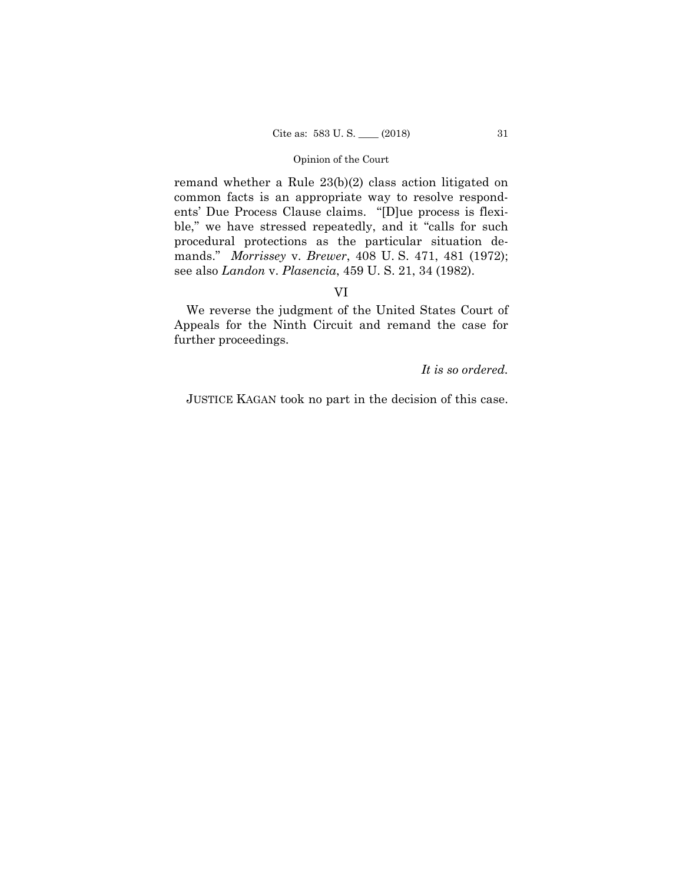remand whether a Rule 23(b)(2) class action litigated on common facts is an appropriate way to resolve respondents' Due Process Clause claims. "[D]ue process is flexible," we have stressed repeatedly, and it "calls for such procedural protections as the particular situation demands." *Morrissey* v. *Brewer*, 408 U. S. 471, 481 (1972); see also *Landon* v. *Plasencia*, 459 U. S. 21, 34 (1982).

## VI

We reverse the judgment of the United States Court of Appeals for the Ninth Circuit and remand the case for further proceedings.

*It is so ordered.*

JUSTICE KAGAN took no part in the decision of this case.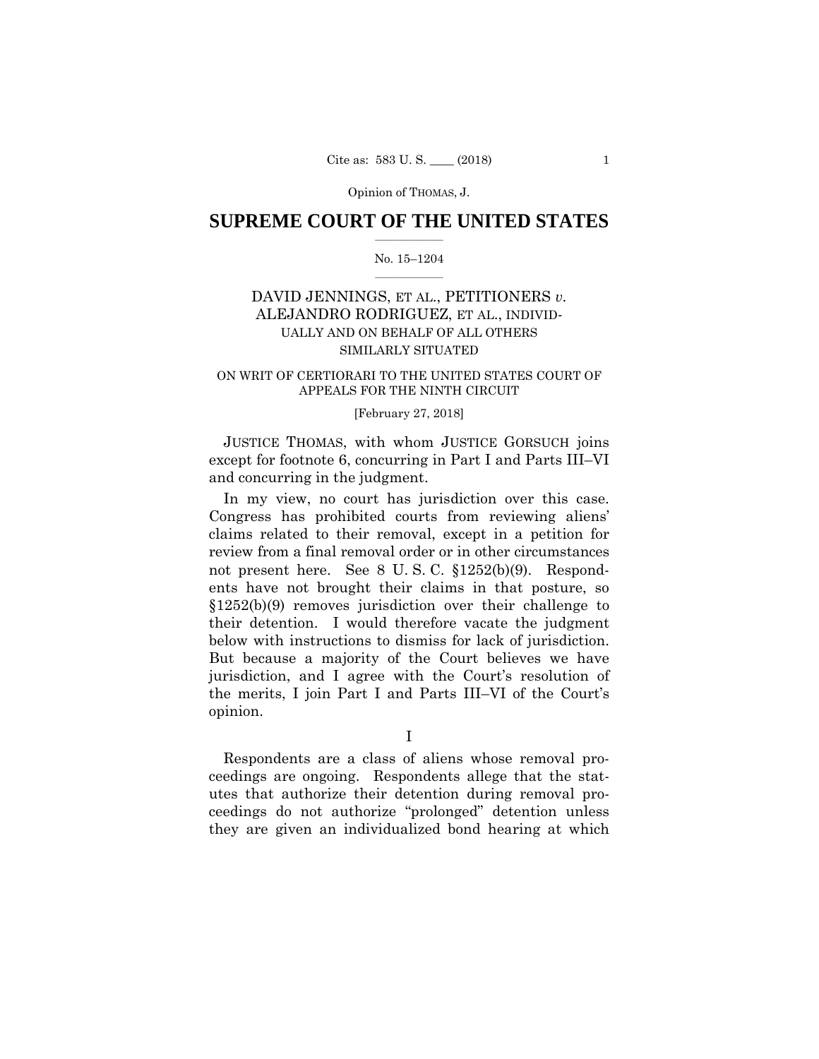Opinion of THOMAS, J.

# SUPREME COURT OF THE UNITED STATES

No. 15–1204

DAVID JENNINGS, ET AL., PETITIONERS *v.* ALEJANDRO RODRIGUEZ, ET AL., INDIVIDUALLY AND ON BEHALF OF ALL OTHERS SIMILARLY SITUATED

ON WRIT OF CERTIORARI TO THE UNITED STATES COURT OF APPEALS FOR THE NINTH CIRCUIT

[February 27, 2018]

JUSTICE THOMAS, with whom JUSTICE GORSUCH joins except for footnote 6, concurring in Part I and Parts III–VI and concurring in the judgment.

In my view, no court has jurisdiction over this case. Congress has prohibited courts from reviewing aliens' claims related to their removal, except in a petition for review from a final removal order or in other circumstances not present here. See 8 U. S. C. §1252(b)(9). Respondents have not brought their claims in that posture, so §1252(b)(9) removes jurisdiction over their challenge to their detention. I would therefore vacate the judgment below with instructions to dismiss for lack of jurisdiction. But because a majority of the Court believes we have jurisdiction, and I agree with the Court's resolution of the merits, I join Part I and Parts III–VI of the Court's opinion.

I

Respondents are a class of aliens whose removal proceedings are ongoing. Respondents allege that the statutes that authorize their detention during removal proceedings do not authorize "prolonged" detention unless they are given an individualized bond hearing at which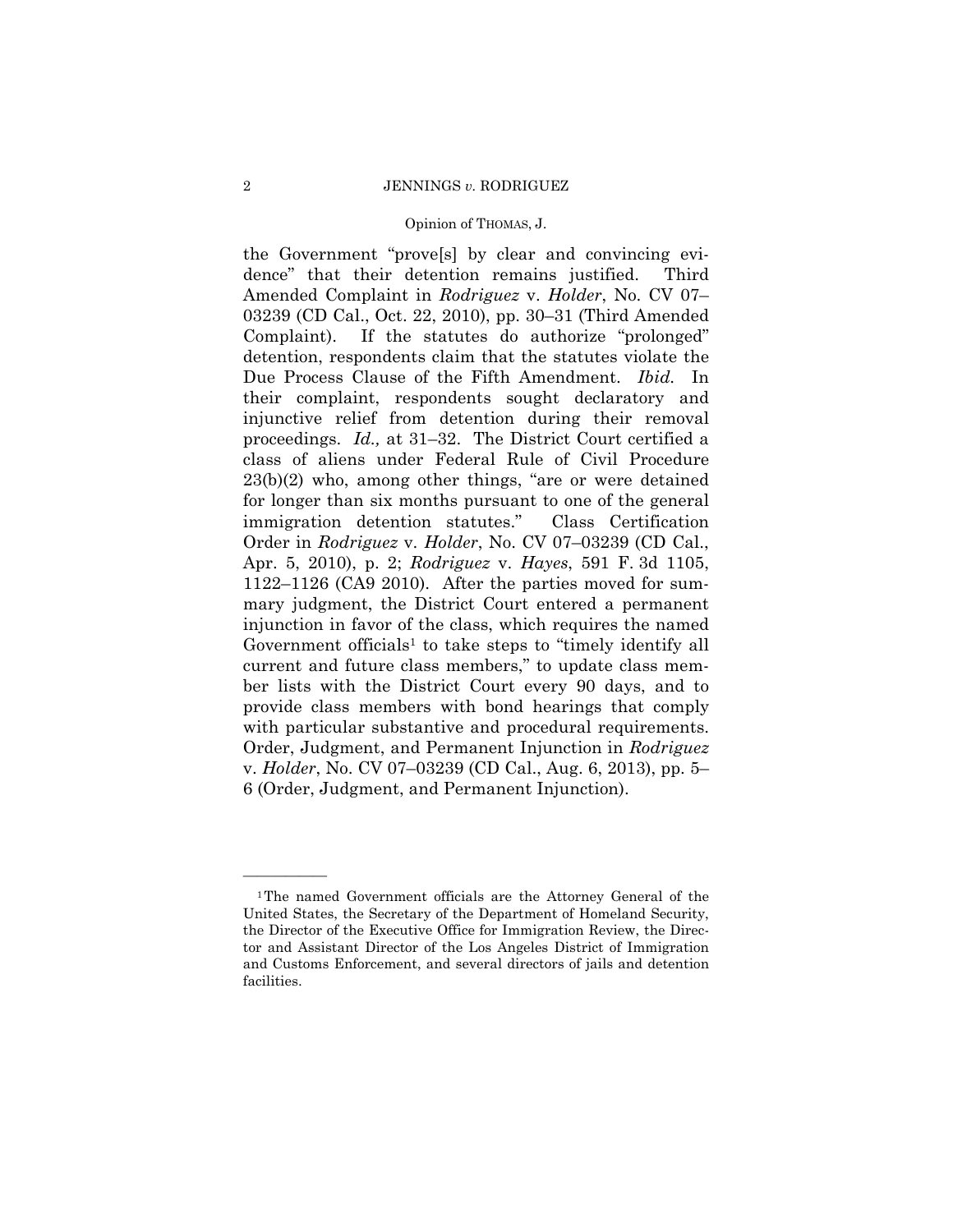the Government "prove[s] by clear and convincing evidence" that their detention remains justified. Third Amended Complaint in *Rodriguez* v. *Holder*, No. CV 07–03239 (CD Cal., Oct. 22, 2010), pp. 30–31 (Third Amended Complaint). If the statutes do authorize "prolonged" detention, respondents claim that the statutes violate the Due Process Clause of the Fifth Amendment. *Ibid.* In their complaint, respondents sought declaratory and injunctive relief from detention during their removal proceedings. *Id.,* at 31–32. The District Court certified a class of aliens under Federal Rule of Civil Procedure 23(b)(2) who, among other things, "are or were detained for longer than six months pursuant to one of the general immigration detention statutes." Class Certification Order in *Rodriguez* v. *Holder*, No. CV 07–03239 (CD Cal., Apr. 5, 2010), p. 2; *Rodriguez* v. *Hayes*, 591 F. 3d 1105, 1122–1126 (CA9 2010). After the parties moved for summary judgment, the District Court entered a permanent injunction in favor of the class, which requires the named Government officials[1] to take steps to "timely identify all current and future class members," to update class member lists with the District Court every 90 days, and to provide class members with bond hearings that comply with particular substantive and procedural requirements. Order, Judgment, and Permanent Injunction in *Rodriguez* v. *Holder*, No. CV 07–03239 (CD Cal., Aug. 6, 2013), pp. 5–6 (Order, Judgment, and Permanent Injunction).

---

[1] The named Government officials are the Attorney General of the United States, the Secretary of the Department of Homeland Security, the Director of the Executive Office for Immigration Review, the Director and Assistant Director of the Los Angeles District of Immigration and Customs Enforcement, and several directors of jails and detention facilities.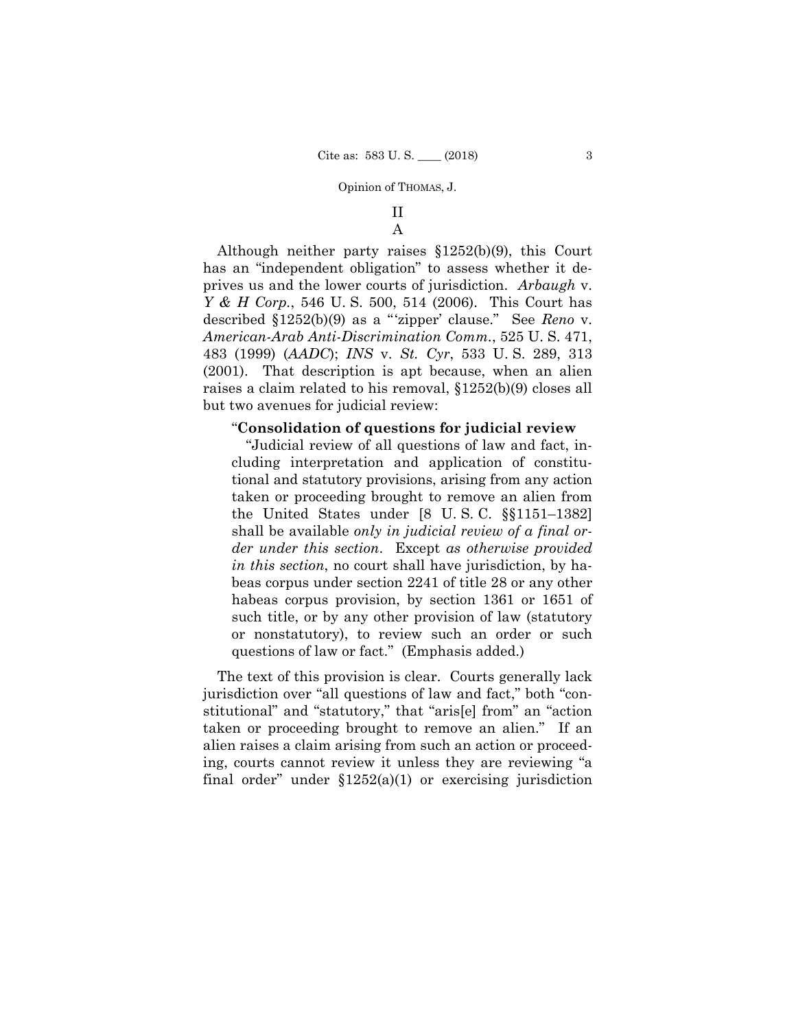## II

### A

Although neither party raises §1252(b)(9), this Court has an "independent obligation" to assess whether it deprives us and the lower courts of jurisdiction. *Arbaugh* v. *Y & H Corp.*, 546 U. S. 500, 514 (2006). This Court has described §1252(b)(9) as a "'zipper' clause." See *Reno* v. *American-Arab Anti-Discrimination Comm.*, 525 U. S. 471, 483 (1999) (*AADC*); *INS* v. *St. Cyr*, 533 U. S. 289, 313 (2001). That description is apt because, when an alien raises a claim related to his removal, §1252(b)(9) closes all but two avenues for judicial review:

> "**Consolidation of questions for judicial review**
>
> "Judicial review of all questions of law and fact, including interpretation and application of constitutional and statutory provisions, arising from any action taken or proceeding brought to remove an alien from the United States under [8 U. S. C. §§1151–1382] shall be available *only in judicial review of a final order under this section*. Except *as otherwise provided in this section*, no court shall have jurisdiction, by habeas corpus under section 2241 of title 28 or any other habeas corpus provision, by section 1361 or 1651 of such title, or by any other provision of law (statutory or nonstatutory), to review such an order or such questions of law or fact." (Emphasis added.)

The text of this provision is clear. Courts generally lack jurisdiction over "all questions of law and fact," both "constitutional" and "statutory," that "aris[e] from" an "action taken or proceeding brought to remove an alien." If an alien raises a claim arising from such an action or proceeding, courts cannot review it unless they are reviewing "a final order" under §1252(a)(1) or exercising jurisdiction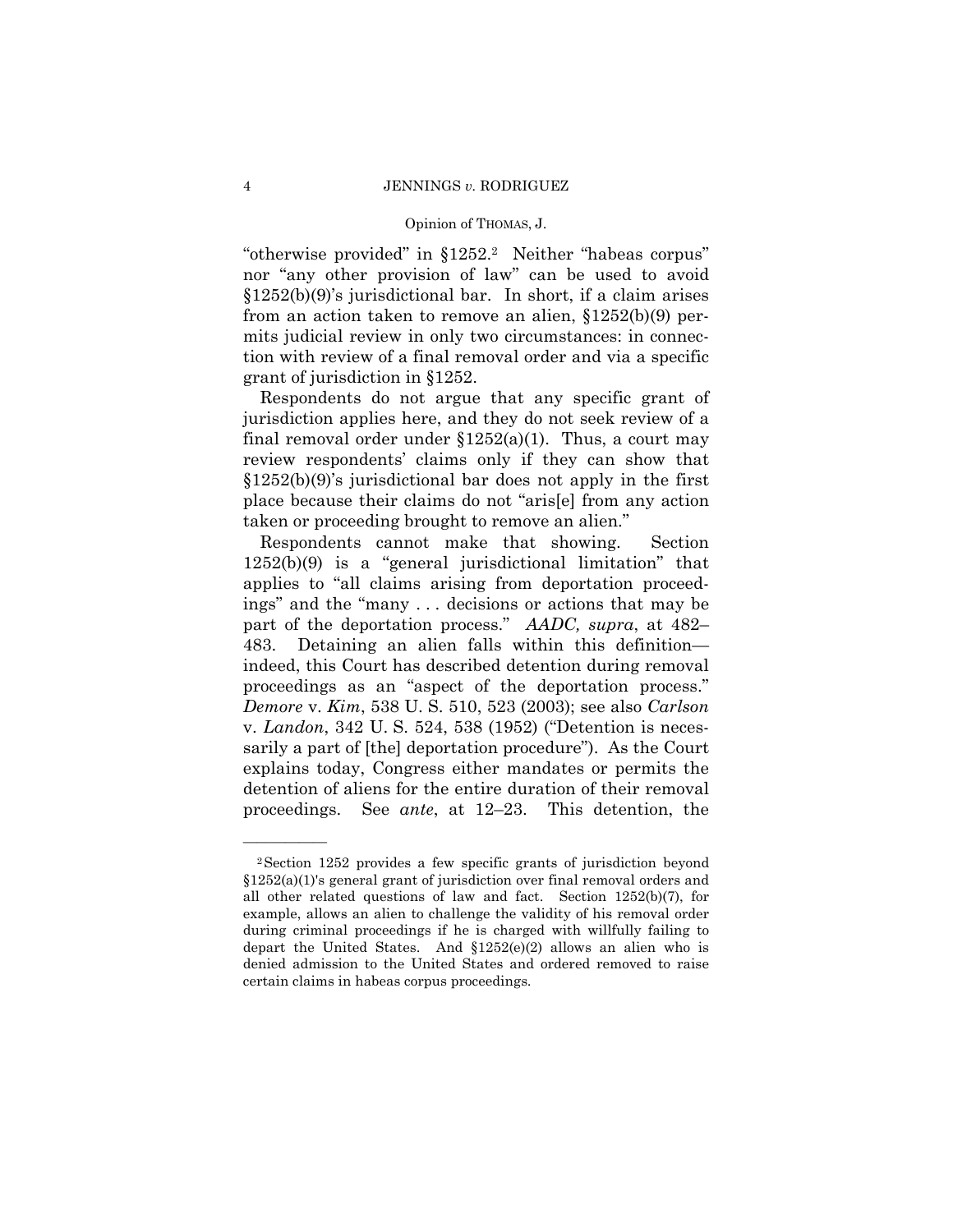"otherwise provided" in §1252.[2] Neither "habeas corpus" nor "any other provision of law" can be used to avoid §1252(b)(9)'s jurisdictional bar. In short, if a claim arises from an action taken to remove an alien, §1252(b)(9) permits judicial review in only two circumstances: in connection with review of a final removal order and via a specific grant of jurisdiction in §1252.

Respondents do not argue that any specific grant of jurisdiction applies here, and they do not seek review of a final removal order under §1252(a)(1). Thus, a court may review respondents' claims only if they can show that §1252(b)(9)'s jurisdictional bar does not apply in the first place because their claims do not "aris[e] from any action taken or proceeding brought to remove an alien."

Respondents cannot make that showing. Section 1252(b)(9) is a "general jurisdictional limitation" that applies to "all claims arising from deportation proceedings" and the "many . . . decisions or actions that may be part of the deportation process." *AADC, supra*, at 482–483. Detaining an alien falls within this definition—indeed, this Court has described detention during removal proceedings as an "aspect of the deportation process." *Demore* v. *Kim*, 538 U. S. 510, 523 (2003); see also *Carlson* v. *Landon*, 342 U. S. 524, 538 (1952) ("Detention is necessarily a part of [the] deportation procedure"). As the Court explains today, Congress either mandates or permits the detention of aliens for the entire duration of their removal proceedings. See *ante*, at 12–23. This detention, the

---

[2] Section 1252 provides a few specific grants of jurisdiction beyond §1252(a)(1)'s general grant of jurisdiction over final removal orders and all other related questions of law and fact. Section 1252(b)(7), for example, allows an alien to challenge the validity of his removal order during criminal proceedings if he is charged with willfully failing to depart the United States. And §1252(e)(2) allows an alien who is denied admission to the United States and ordered removed to raise certain claims in habeas corpus proceedings.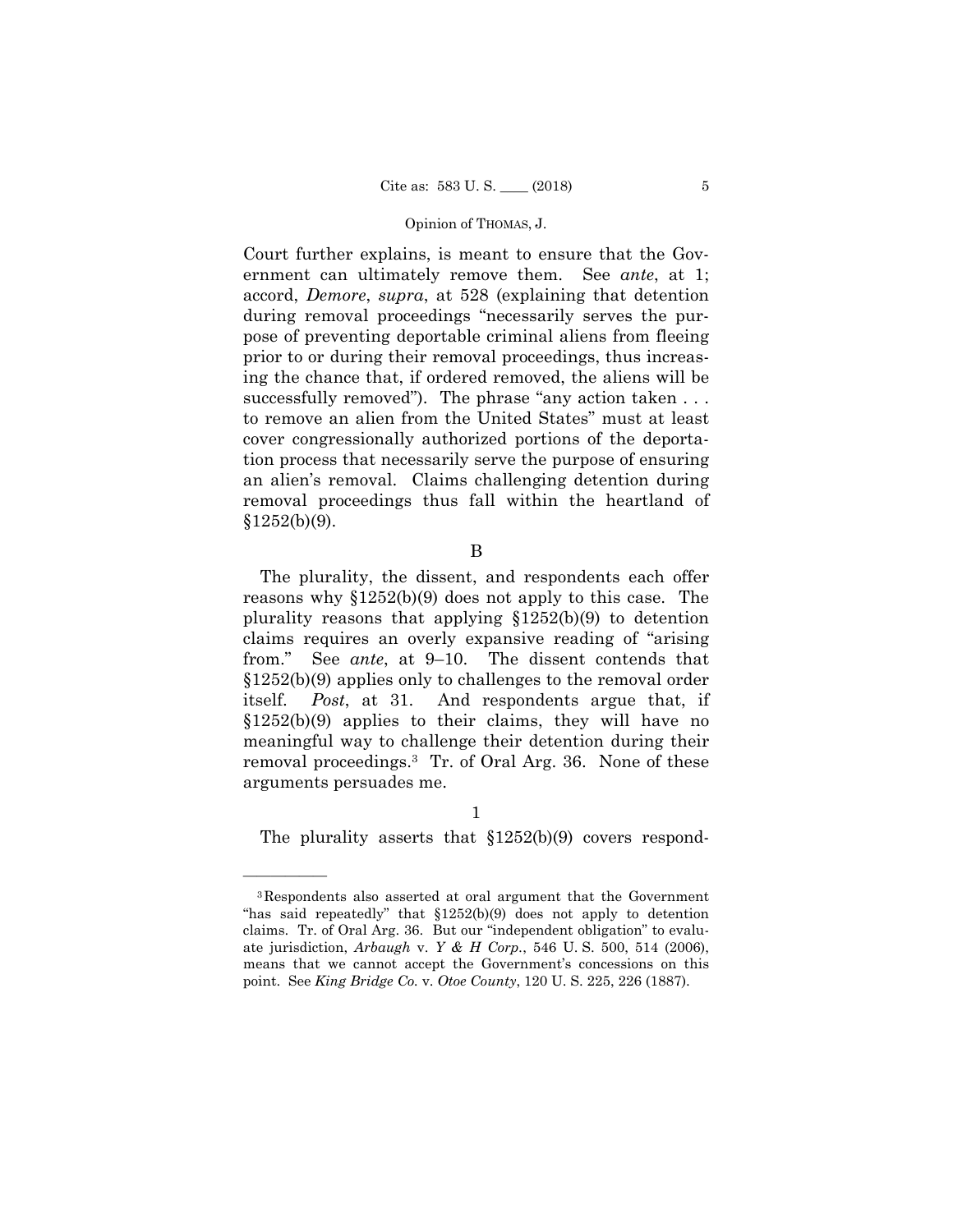Court further explains, is meant to ensure that the Government can ultimately remove them. See *ante*, at 1; accord, *Demore*, *supra*, at 528 (explaining that detention during removal proceedings "necessarily serves the purpose of preventing deportable criminal aliens from fleeing prior to or during their removal proceedings, thus increasing the chance that, if ordered removed, the aliens will be successfully removed"). The phrase "any action taken . . . to remove an alien from the United States" must at least cover congressionally authorized portions of the deportation process that necessarily serve the purpose of ensuring an alien's removal. Claims challenging detention during removal proceedings thus fall within the heartland of §1252(b)(9).

B

The plurality, the dissent, and respondents each offer reasons why §1252(b)(9) does not apply to this case. The plurality reasons that applying §1252(b)(9) to detention claims requires an overly expansive reading of "arising from." See *ante*, at 9–10. The dissent contends that §1252(b)(9) applies only to challenges to the removal order itself. *Post*, at 31. And respondents argue that, if §1252(b)(9) applies to their claims, they will have no meaningful way to challenge their detention during their removal proceedings.[3] Tr. of Oral Arg. 36. None of these arguments persuades me.

1

The plurality asserts that §1252(b)(9) covers respond-

---

[3] Respondents also asserted at oral argument that the Government "has said repeatedly" that §1252(b)(9) does not apply to detention claims. Tr. of Oral Arg. 36. But our "independent obligation" to evaluate jurisdiction, *Arbaugh* v. *Y & H Corp.*, 546 U. S. 500, 514 (2006), means that we cannot accept the Government's concessions on this point. See *King Bridge Co.* v. *Otoe County*, 120 U. S. 225, 226 (1887).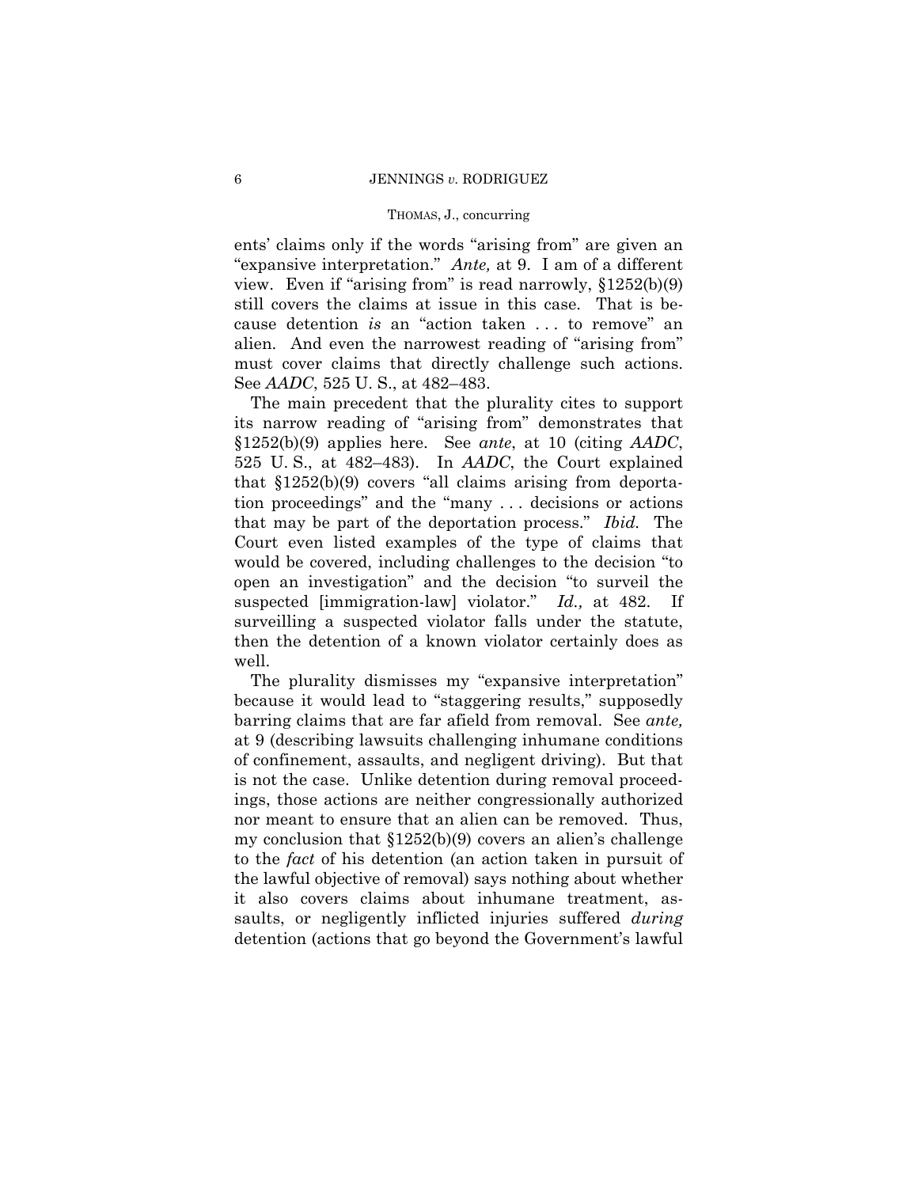ents' claims only if the words "arising from" are given an "expansive interpretation." *Ante,* at 9. I am of a different view. Even if "arising from" is read narrowly, §1252(b)(9) still covers the claims at issue in this case. That is because detention *is* an "action taken . . . to remove" an alien. And even the narrowest reading of "arising from" must cover claims that directly challenge such actions. See *AADC*, 525 U. S., at 482–483.

The main precedent that the plurality cites to support its narrow reading of "arising from" demonstrates that §1252(b)(9) applies here. See *ante*, at 10 (citing *AADC*, 525 U. S., at 482–483). In *AADC*, the Court explained that §1252(b)(9) covers "all claims arising from deportation proceedings" and the "many . . . decisions or actions that may be part of the deportation process." *Ibid.* The Court even listed examples of the type of claims that would be covered, including challenges to the decision "to open an investigation" and the decision "to surveil the suspected [immigration-law] violator." *Id.,* at 482. If surveilling a suspected violator falls under the statute, then the detention of a known violator certainly does as well.

The plurality dismisses my "expansive interpretation" because it would lead to "staggering results," supposedly barring claims that are far afield from removal. See *ante,* at 9 (describing lawsuits challenging inhumane conditions of confinement, assaults, and negligent driving). But that is not the case. Unlike detention during removal proceedings, those actions are neither congressionally authorized nor meant to ensure that an alien can be removed. Thus, my conclusion that §1252(b)(9) covers an alien's challenge to the *fact* of his detention (an action taken in pursuit of the lawful objective of removal) says nothing about whether it also covers claims about inhumane treatment, assaults, or negligently inflicted injuries suffered *during* detention (actions that go beyond the Government's lawful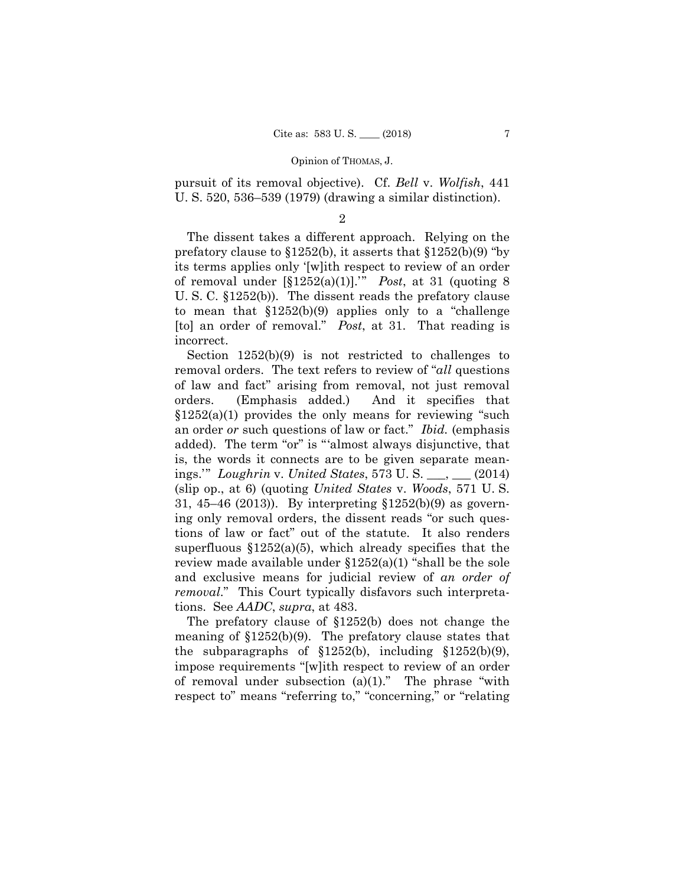pursuit of its removal objective). Cf. *Bell* v. *Wolfish*, 441 U. S. 520, 536–539 (1979) (drawing a similar distinction).

2

The dissent takes a different approach. Relying on the prefatory clause to §1252(b), it asserts that §1252(b)(9) "by its terms applies only '[w]ith respect to review of an order of removal under [§1252(a)(1)].'" *Post*, at 31 (quoting 8 U. S. C. §1252(b)). The dissent reads the prefatory clause to mean that §1252(b)(9) applies only to a "challenge [to] an order of removal." *Post*, at 31. That reading is incorrect.

Section 1252(b)(9) is not restricted to challenges to removal orders. The text refers to review of "*all* questions of law and fact" arising from removal, not just removal orders. (Emphasis added.) And it specifies that §1252(a)(1) provides the only means for reviewing "such an order *or* such questions of law or fact." *Ibid.* (emphasis added). The term "or" is "'almost always disjunctive, that is, the words it connects are to be given separate meanings.'" *Loughrin* v. *United States*, 573 U. S. ___, ___ (2014) (slip op., at 6) (quoting *United States* v. *Woods*, 571 U. S. 31, 45–46 (2013)). By interpreting §1252(b)(9) as governing only removal orders, the dissent reads "or such questions of law or fact" out of the statute. It also renders superfluous §1252(a)(5), which already specifies that the review made available under §1252(a)(1) "shall be the sole and exclusive means for judicial review of *an order of removal*." This Court typically disfavors such interpretations. See *AADC*, *supra*, at 483.

The prefatory clause of §1252(b) does not change the meaning of §1252(b)(9). The prefatory clause states that the subparagraphs of §1252(b), including §1252(b)(9), impose requirements "[w]ith respect to review of an order of removal under subsection (a)(1)." The phrase "with respect to" means "referring to," "concerning," or "relating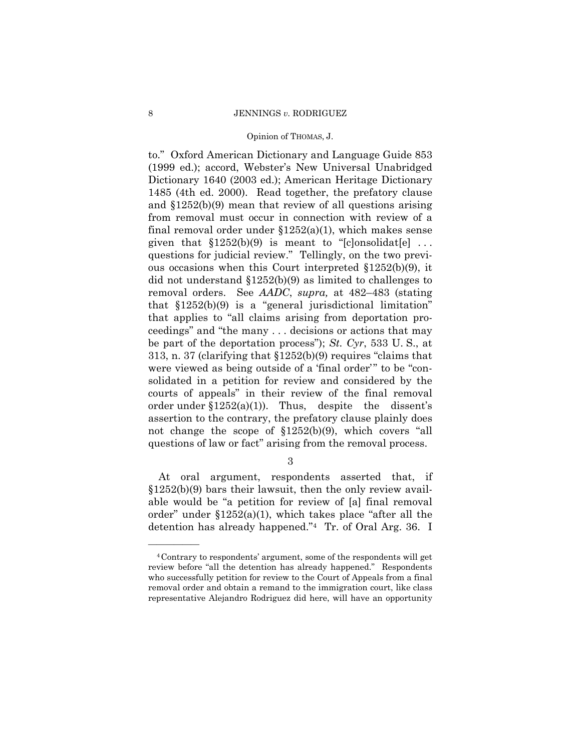to." Oxford American Dictionary and Language Guide 853 (1999 ed.); accord, Webster's New Universal Unabridged Dictionary 1640 (2003 ed.); American Heritage Dictionary 1485 (4th ed. 2000). Read together, the prefatory clause and §1252(b)(9) mean that review of all questions arising from removal must occur in connection with review of a final removal order under §1252(a)(1), which makes sense given that §1252(b)(9) is meant to "[c]onsolidat[e] . . . questions for judicial review." Tellingly, on the two previous occasions when this Court interpreted §1252(b)(9), it did not understand §1252(b)(9) as limited to challenges to removal orders. See *AADC*, *supra,* at 482–483 (stating that §1252(b)(9) is a "general jurisdictional limitation" that applies to "all claims arising from deportation proceedings" and "the many . . . decisions or actions that may be part of the deportation process"); *St. Cyr*, 533 U. S., at 313, n. 37 (clarifying that §1252(b)(9) requires "claims that were viewed as being outside of a 'final order'" to be "consolidated in a petition for review and considered by the courts of appeals" in their review of the final removal order under §1252(a)(1)). Thus, despite the dissent's assertion to the contrary, the prefatory clause plainly does not change the scope of §1252(b)(9), which covers "all questions of law or fact" arising from the removal process.

3

At oral argument, respondents asserted that, if §1252(b)(9) bars their lawsuit, then the only review available would be "a petition for review of [a] final removal order" under §1252(a)(1), which takes place "after all the detention has already happened."[4] Tr. of Oral Arg. 36. I

[4] Contrary to respondents' argument, some of the respondents will get review before "all the detention has already happened." Respondents who successfully petition for review to the Court of Appeals from a final removal order and obtain a remand to the immigration court, like class representative Alejandro Rodriguez did here, will have an opportunity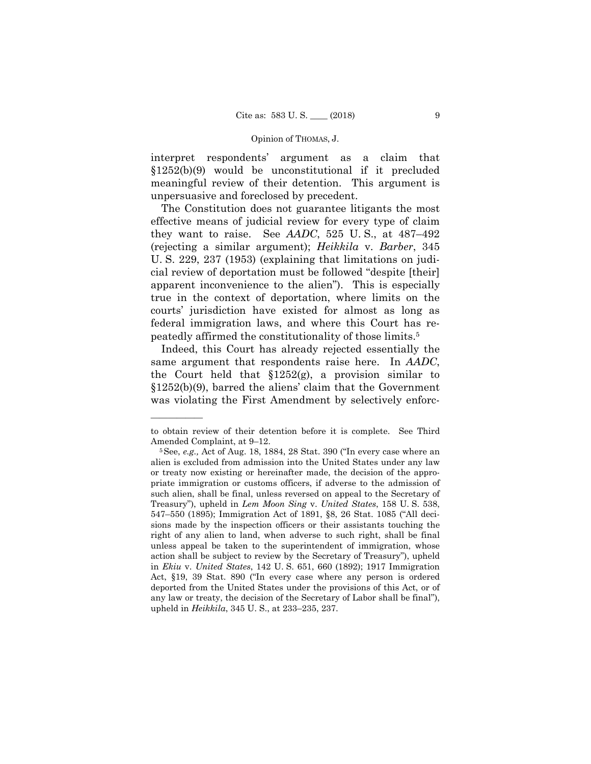interpret respondents' argument as a claim that §1252(b)(9) would be unconstitutional if it precluded meaningful review of their detention. This argument is unpersuasive and foreclosed by precedent.

The Constitution does not guarantee litigants the most effective means of judicial review for every type of claim they want to raise. See *AADC*, 525 U. S., at 487–492 (rejecting a similar argument); *Heikkila* v. *Barber*, 345 U. S. 229, 237 (1953) (explaining that limitations on judicial review of deportation must be followed "despite [their] apparent inconvenience to the alien"). This is especially true in the context of deportation, where limits on the courts' jurisdiction have existed for almost as long as federal immigration laws, and where this Court has repeatedly affirmed the constitutionality of those limits.[5]

Indeed, this Court has already rejected essentially the same argument that respondents raise here. In *AADC*, the Court held that §1252(g), a provision similar to §1252(b)(9), barred the aliens' claim that the Government was violating the First Amendment by selectively enforc-

---

to obtain review of their detention before it is complete. See Third Amended Complaint, at 9–12.

[5] See, *e.g.,* Act of Aug. 18, 1884, 28 Stat. 390 ("In every case where an alien is excluded from admission into the United States under any law or treaty now existing or hereinafter made, the decision of the appropriate immigration or customs officers, if adverse to the admission of such alien, shall be final, unless reversed on appeal to the Secretary of Treasury"), upheld in *Lem Moon Sing* v. *United States*, 158 U. S. 538, 547–550 (1895); Immigration Act of 1891, §8, 26 Stat. 1085 ("All decisions made by the inspection officers or their assistants touching the right of any alien to land, when adverse to such right, shall be final unless appeal be taken to the superintendent of immigration, whose action shall be subject to review by the Secretary of Treasury"), upheld in *Ekiu* v. *United States*, 142 U. S. 651, 660 (1892); 1917 Immigration Act, §19, 39 Stat. 890 ("In every case where any person is ordered deported from the United States under the provisions of this Act, or of any law or treaty, the decision of the Secretary of Labor shall be final"), upheld in *Heikkila*, 345 U. S., at 233–235, 237.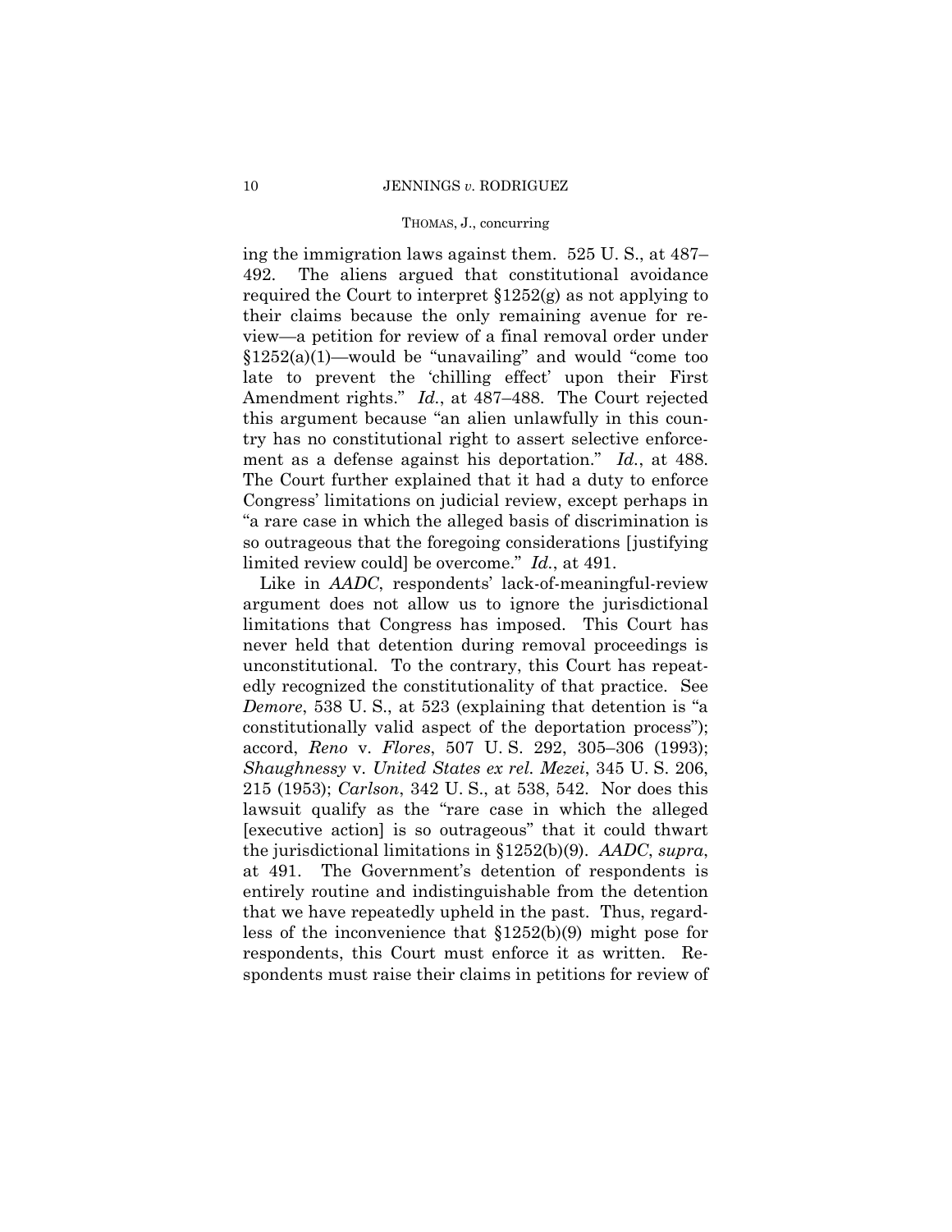ing the immigration laws against them. 525 U. S., at 487–492. The aliens argued that constitutional avoidance required the Court to interpret §1252(g) as not applying to their claims because the only remaining avenue for review—a petition for review of a final removal order under §1252(a)(1)—would be "unavailing" and would "come too late to prevent the 'chilling effect' upon their First Amendment rights." *Id.*, at 487–488. The Court rejected this argument because "an alien unlawfully in this country has no constitutional right to assert selective enforcement as a defense against his deportation." *Id.*, at 488. The Court further explained that it had a duty to enforce Congress' limitations on judicial review, except perhaps in "a rare case in which the alleged basis of discrimination is so outrageous that the foregoing considerations [justifying limited review could] be overcome." *Id.*, at 491.

Like in *AADC*, respondents' lack-of-meaningful-review argument does not allow us to ignore the jurisdictional limitations that Congress has imposed. This Court has never held that detention during removal proceedings is unconstitutional. To the contrary, this Court has repeatedly recognized the constitutionality of that practice. See *Demore*, 538 U. S., at 523 (explaining that detention is "a constitutionally valid aspect of the deportation process"); accord, *Reno* v. *Flores*, 507 U. S. 292, 305–306 (1993); *Shaughnessy* v. *United States ex rel. Mezei*, 345 U. S. 206, 215 (1953); *Carlson*, 342 U. S., at 538, 542. Nor does this lawsuit qualify as the "rare case in which the alleged [executive action] is so outrageous" that it could thwart the jurisdictional limitations in §1252(b)(9). *AADC*, *supra*, at 491. The Government's detention of respondents is entirely routine and indistinguishable from the detention that we have repeatedly upheld in the past. Thus, regardless of the inconvenience that §1252(b)(9) might pose for respondents, this Court must enforce it as written. Respondents must raise their claims in petitions for review of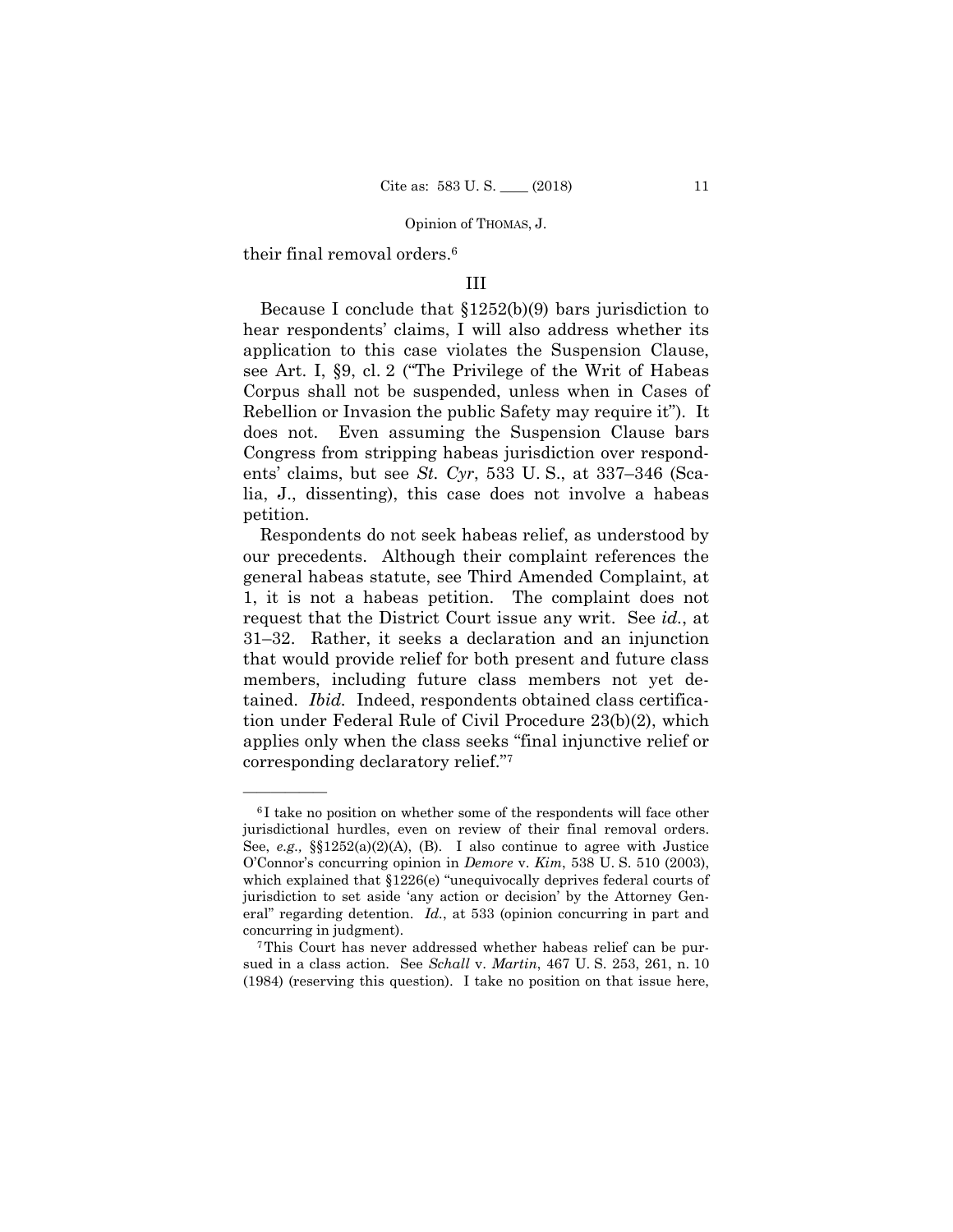their final removal orders.[6]

III

Because I conclude that §1252(b)(9) bars jurisdiction to hear respondents' claims, I will also address whether its application to this case violates the Suspension Clause, see Art. I, §9, cl. 2 ("The Privilege of the Writ of Habeas Corpus shall not be suspended, unless when in Cases of Rebellion or Invasion the public Safety may require it"). It does not. Even assuming the Suspension Clause bars Congress from stripping habeas jurisdiction over respondents' claims, but see *St. Cyr*, 533 U. S., at 337–346 (Scalia, J., dissenting), this case does not involve a habeas petition.

Respondents do not seek habeas relief, as understood by our precedents. Although their complaint references the general habeas statute, see Third Amended Complaint, at 1, it is not a habeas petition. The complaint does not request that the District Court issue any writ. See *id.*, at 31–32. Rather, it seeks a declaration and an injunction that would provide relief for both present and future class members, including future class members not yet detained. *Ibid.* Indeed, respondents obtained class certification under Federal Rule of Civil Procedure 23(b)(2), which applies only when the class seeks "final injunctive relief or corresponding declaratory relief."[7]

---

[6] I take no position on whether some of the respondents will face other jurisdictional hurdles, even on review of their final removal orders. See, *e.g.,* §§1252(a)(2)(A), (B). I also continue to agree with Justice O'Connor's concurring opinion in *Demore* v. *Kim*, 538 U. S. 510 (2003), which explained that §1226(e) "unequivocally deprives federal courts of jurisdiction to set aside 'any action or decision' by the Attorney General" regarding detention. *Id.*, at 533 (opinion concurring in part and concurring in judgment).

[7] This Court has never addressed whether habeas relief can be pursued in a class action. See *Schall* v. *Martin*, 467 U. S. 253, 261, n. 10 (1984) (reserving this question). I take no position on that issue here,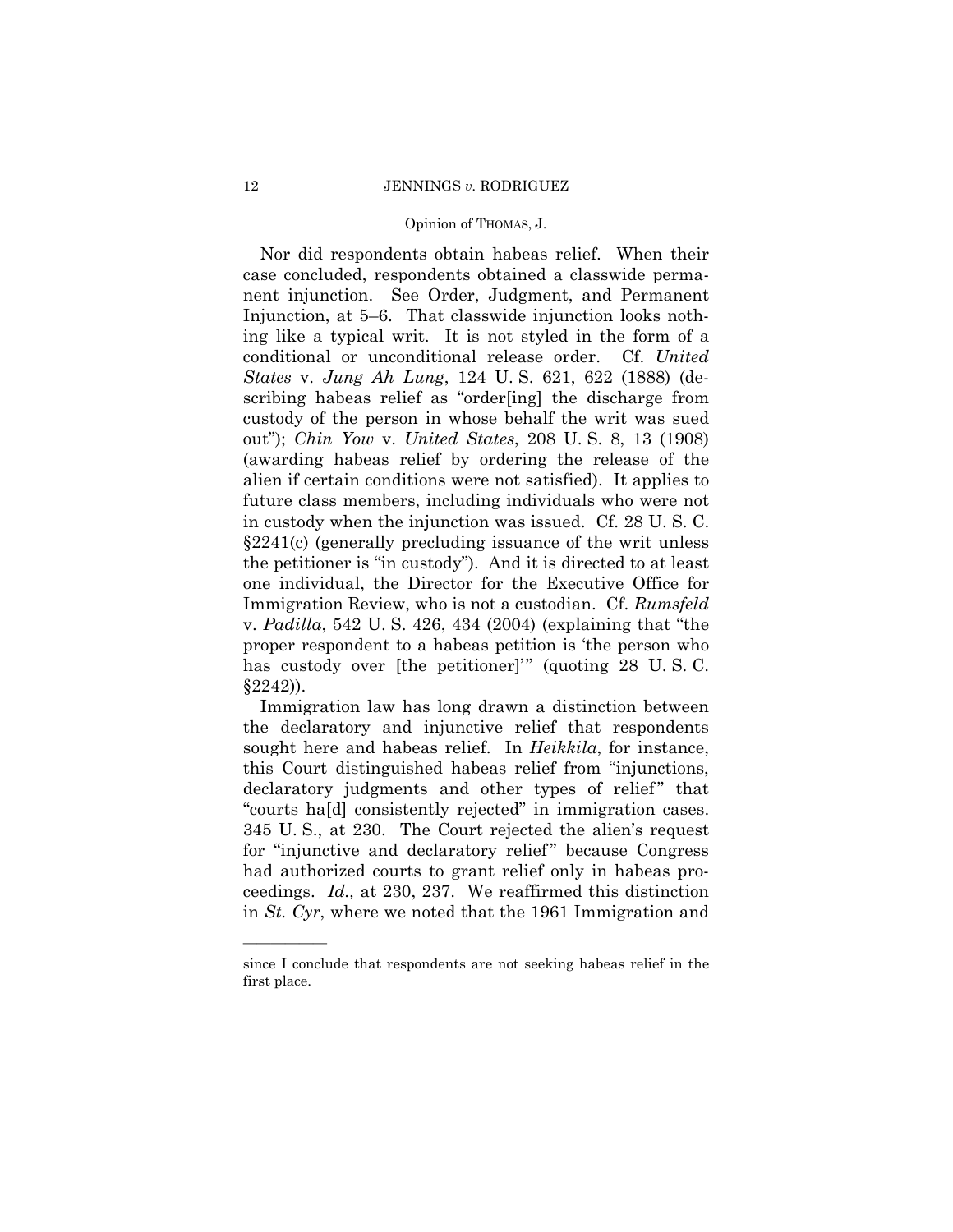Nor did respondents obtain habeas relief. When their case concluded, respondents obtained a classwide permanent injunction. See Order, Judgment, and Permanent Injunction, at 5–6. That classwide injunction looks nothing like a typical writ. It is not styled in the form of a conditional or unconditional release order. Cf. *United States* v. *Jung Ah Lung*, 124 U. S. 621, 622 (1888) (describing habeas relief as "order[ing] the discharge from custody of the person in whose behalf the writ was sued out"); *Chin Yow* v. *United States*, 208 U. S. 8, 13 (1908) (awarding habeas relief by ordering the release of the alien if certain conditions were not satisfied). It applies to future class members, including individuals who were not in custody when the injunction was issued. Cf. 28 U. S. C. §2241(c) (generally precluding issuance of the writ unless the petitioner is "in custody"). And it is directed to at least one individual, the Director for the Executive Office for Immigration Review, who is not a custodian. Cf. *Rumsfeld* v. *Padilla*, 542 U. S. 426, 434 (2004) (explaining that "the proper respondent to a habeas petition is 'the person who has custody over [the petitioner]'" (quoting 28 U. S. C. §2242)).

Immigration law has long drawn a distinction between the declaratory and injunctive relief that respondents sought here and habeas relief. In *Heikkila*, for instance, this Court distinguished habeas relief from "injunctions, declaratory judgments and other types of relief" that "courts ha[d] consistently rejected" in immigration cases. 345 U. S., at 230. The Court rejected the alien's request for "injunctive and declaratory relief" because Congress had authorized courts to grant relief only in habeas proceedings. *Id.,* at 230, 237. We reaffirmed this distinction in *St. Cyr*, where we noted that the 1961 Immigration and

---

since I conclude that respondents are not seeking habeas relief in the first place.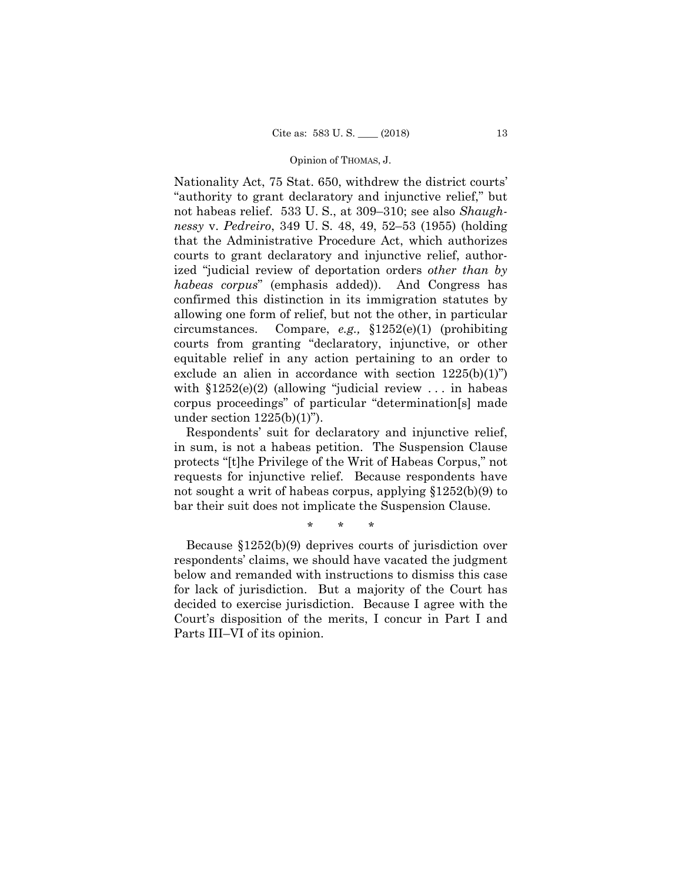Nationality Act, 75 Stat. 650, withdrew the district courts' "authority to grant declaratory and injunctive relief," but not habeas relief. 533 U. S., at 309–310; see also *Shaughnessy* v. *Pedreiro*, 349 U. S. 48, 49, 52–53 (1955) (holding that the Administrative Procedure Act, which authorizes courts to grant declaratory and injunctive relief, authorized "judicial review of deportation orders *other than by habeas corpus*" (emphasis added)). And Congress has confirmed this distinction in its immigration statutes by allowing one form of relief, but not the other, in particular circumstances. Compare, *e.g.,* §1252(e)(1) (prohibiting courts from granting "declaratory, injunctive, or other equitable relief in any action pertaining to an order to exclude an alien in accordance with section 1225(b)(1)") with §1252(e)(2) (allowing "judicial review . . . in habeas corpus proceedings" of particular "determination[s] made under section 1225(b)(1)").

Respondents' suit for declaratory and injunctive relief, in sum, is not a habeas petition. The Suspension Clause protects "[t]he Privilege of the Writ of Habeas Corpus," not requests for injunctive relief. Because respondents have not sought a writ of habeas corpus, applying §1252(b)(9) to bar their suit does not implicate the Suspension Clause.

\* \* \*

Because §1252(b)(9) deprives courts of jurisdiction over respondents' claims, we should have vacated the judgment below and remanded with instructions to dismiss this case for lack of jurisdiction. But a majority of the Court has decided to exercise jurisdiction. Because I agree with the Court's disposition of the merits, I concur in Part I and Parts III–VI of its opinion.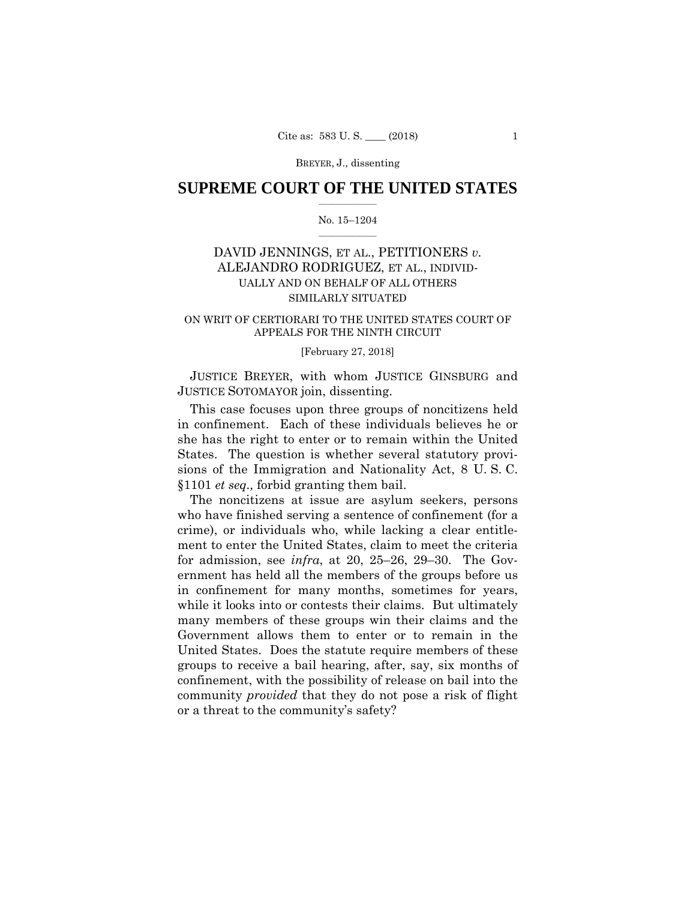## SUPREME COURT OF THE UNITED STATES

No. 15–1204

DAVID JENNINGS, ET AL., PETITIONERS *v.* ALEJANDRO RODRIGUEZ, ET AL., INDIVIDUALLY AND ON BEHALF OF ALL OTHERS SIMILARLY SITUATED

ON WRIT OF CERTIORARI TO THE UNITED STATES COURT OF APPEALS FOR THE NINTH CIRCUIT

[February 27, 2018]

JUSTICE BREYER, with whom JUSTICE GINSBURG and JUSTICE SOTOMAYOR join, dissenting.

This case focuses upon three groups of noncitizens held in confinement. Each of these individuals believes he or she has the right to enter or to remain within the United States. The question is whether several statutory provisions of the Immigration and Nationality Act, 8 U. S. C. §1101 *et seq.,* forbid granting them bail.

The noncitizens at issue are asylum seekers, persons who have finished serving a sentence of confinement (for a crime), or individuals who, while lacking a clear entitlement to enter the United States, claim to meet the criteria for admission, see *infra*, at 20, 25–26, 29–30. The Government has held all the members of the groups before us in confinement for many months, sometimes for years, while it looks into or contests their claims. But ultimately many members of these groups win their claims and the Government allows them to enter or to remain in the United States. Does the statute require members of these groups to receive a bail hearing, after, say, six months of confinement, with the possibility of release on bail into the community *provided* that they do not pose a risk of flight or a threat to the community's safety?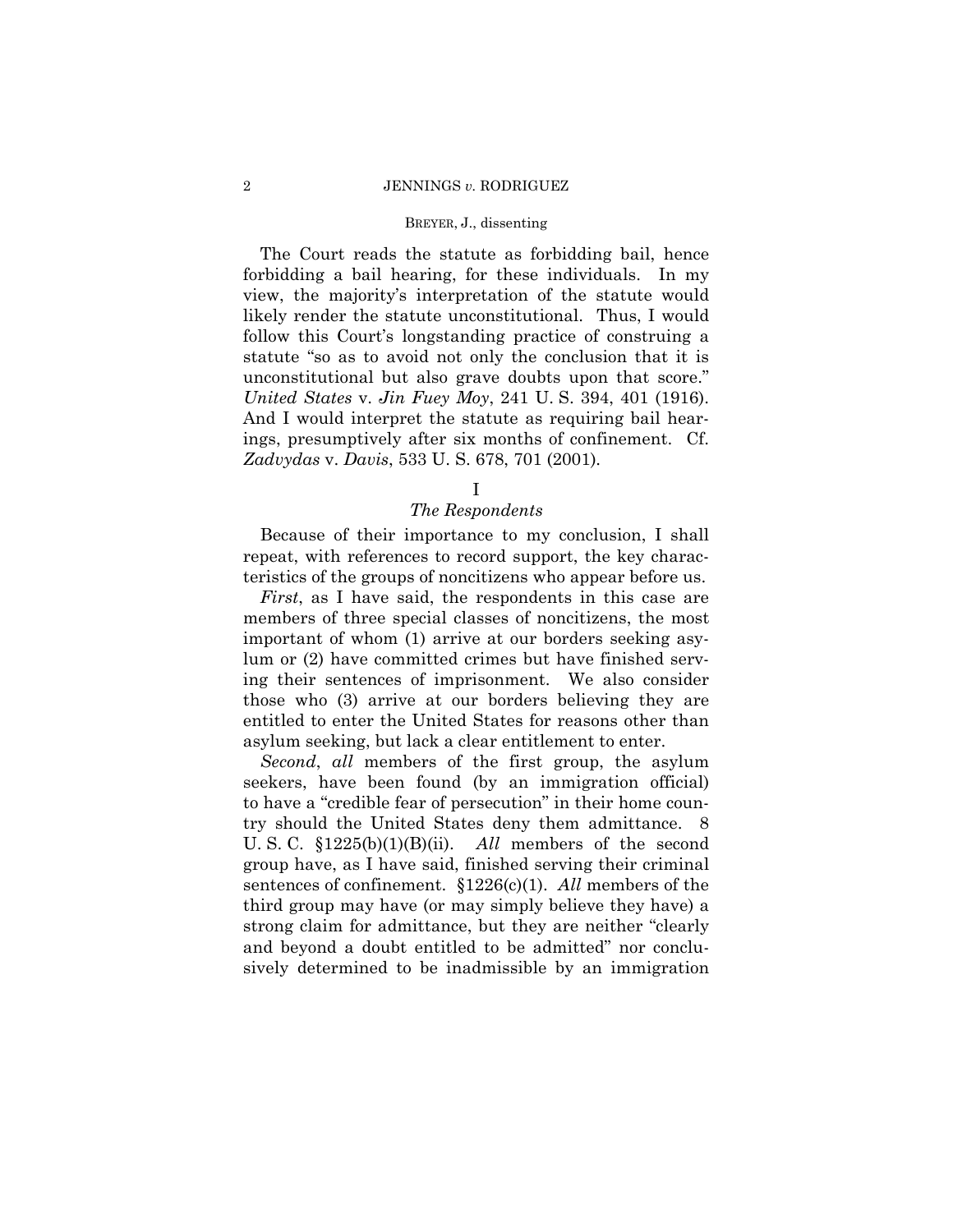The Court reads the statute as forbidding bail, hence forbidding a bail hearing, for these individuals. In my view, the majority's interpretation of the statute would likely render the statute unconstitutional. Thus, I would follow this Court's longstanding practice of construing a statute "so as to avoid not only the conclusion that it is unconstitutional but also grave doubts upon that score." *United States* v. *Jin Fuey Moy*, 241 U. S. 394, 401 (1916). And I would interpret the statute as requiring bail hearings, presumptively after six months of confinement. Cf. *Zadvydas* v. *Davis*, 533 U. S. 678, 701 (2001).

## I

### *The Respondents*

Because of their importance to my conclusion, I shall repeat, with references to record support, the key characteristics of the groups of noncitizens who appear before us.

*First*, as I have said, the respondents in this case are members of three special classes of noncitizens, the most important of whom (1) arrive at our borders seeking asylum or (2) have committed crimes but have finished serving their sentences of imprisonment. We also consider those who (3) arrive at our borders believing they are entitled to enter the United States for reasons other than asylum seeking, but lack a clear entitlement to enter.

*Second*, *all* members of the first group, the asylum seekers, have been found (by an immigration official) to have a "credible fear of persecution" in their home country should the United States deny them admittance. 8 U. S. C. §1225(b)(1)(B)(ii). *All* members of the second group have, as I have said, finished serving their criminal sentences of confinement. §1226(c)(1). *All* members of the third group may have (or may simply believe they have) a strong claim for admittance, but they are neither "clearly and beyond a doubt entitled to be admitted" nor conclusively determined to be inadmissible by an immigration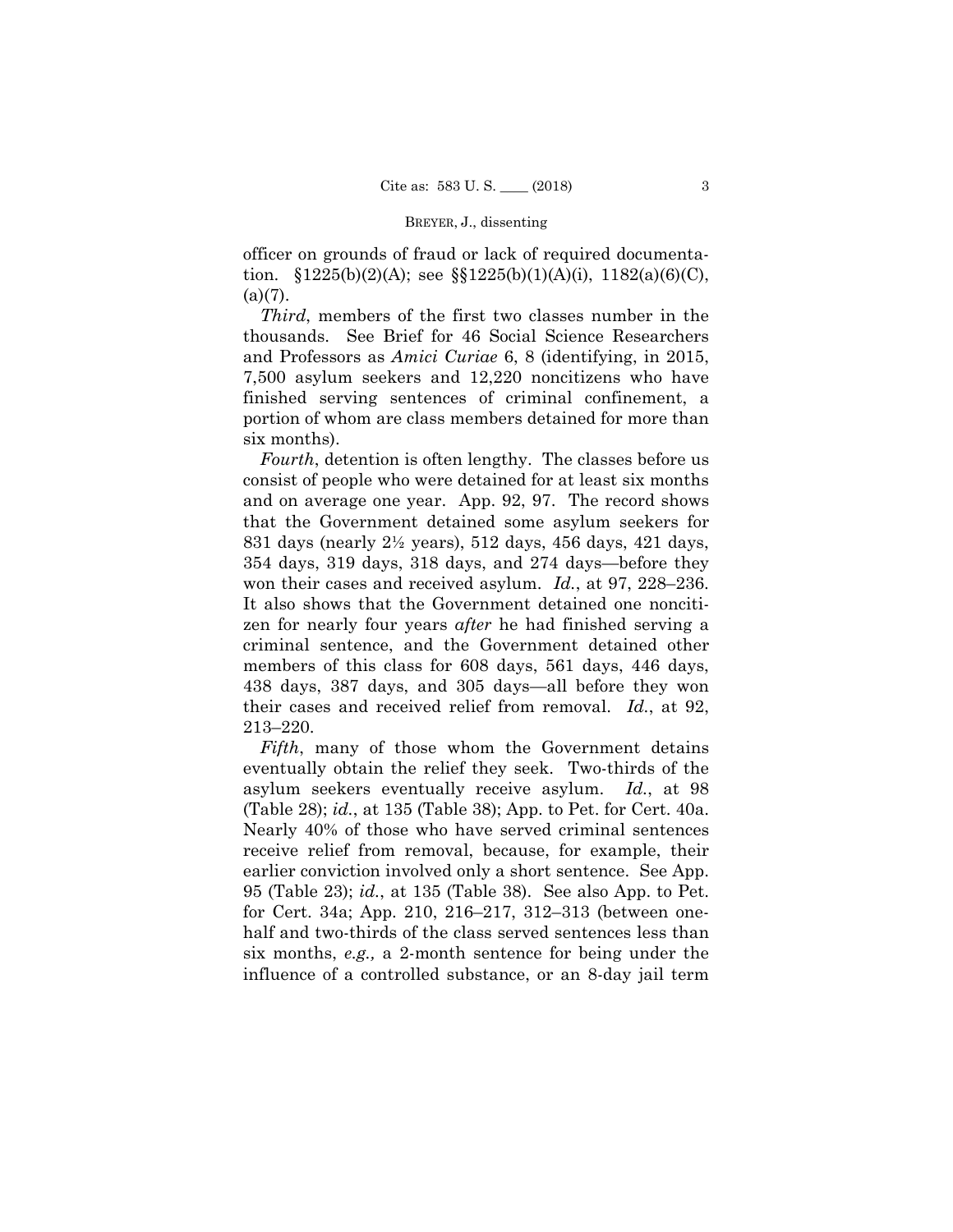officer on grounds of fraud or lack of required documentation. §1225(b)(2)(A); see §§1225(b)(1)(A)(i), 1182(a)(6)(C), (a)(7).

*Third*, members of the first two classes number in the thousands. See Brief for 46 Social Science Researchers and Professors as *Amici Curiae* 6, 8 (identifying, in 2015, 7,500 asylum seekers and 12,220 noncitizens who have finished serving sentences of criminal confinement, a portion of whom are class members detained for more than six months).

*Fourth*, detention is often lengthy. The classes before us consist of people who were detained for at least six months and on average one year. App. 92, 97. The record shows that the Government detained some asylum seekers for 831 days (nearly 2½ years), 512 days, 456 days, 421 days, 354 days, 319 days, 318 days, and 274 days—before they won their cases and received asylum. *Id.*, at 97, 228–236. It also shows that the Government detained one noncitizen for nearly four years *after* he had finished serving a criminal sentence, and the Government detained other members of this class for 608 days, 561 days, 446 days, 438 days, 387 days, and 305 days—all before they won their cases and received relief from removal. *Id.*, at 92, 213–220.

*Fifth*, many of those whom the Government detains eventually obtain the relief they seek. Two-thirds of the asylum seekers eventually receive asylum. *Id.*, at 98 (Table 28); *id.*, at 135 (Table 38); App. to Pet. for Cert. 40a. Nearly 40% of those who have served criminal sentences receive relief from removal, because, for example, their earlier conviction involved only a short sentence. See App. 95 (Table 23); *id.*, at 135 (Table 38). See also App. to Pet. for Cert. 34a; App. 210, 216–217, 312–313 (between one-half and two-thirds of the class served sentences less than six months, *e.g.,* a 2-month sentence for being under the influence of a controlled substance, or an 8-day jail term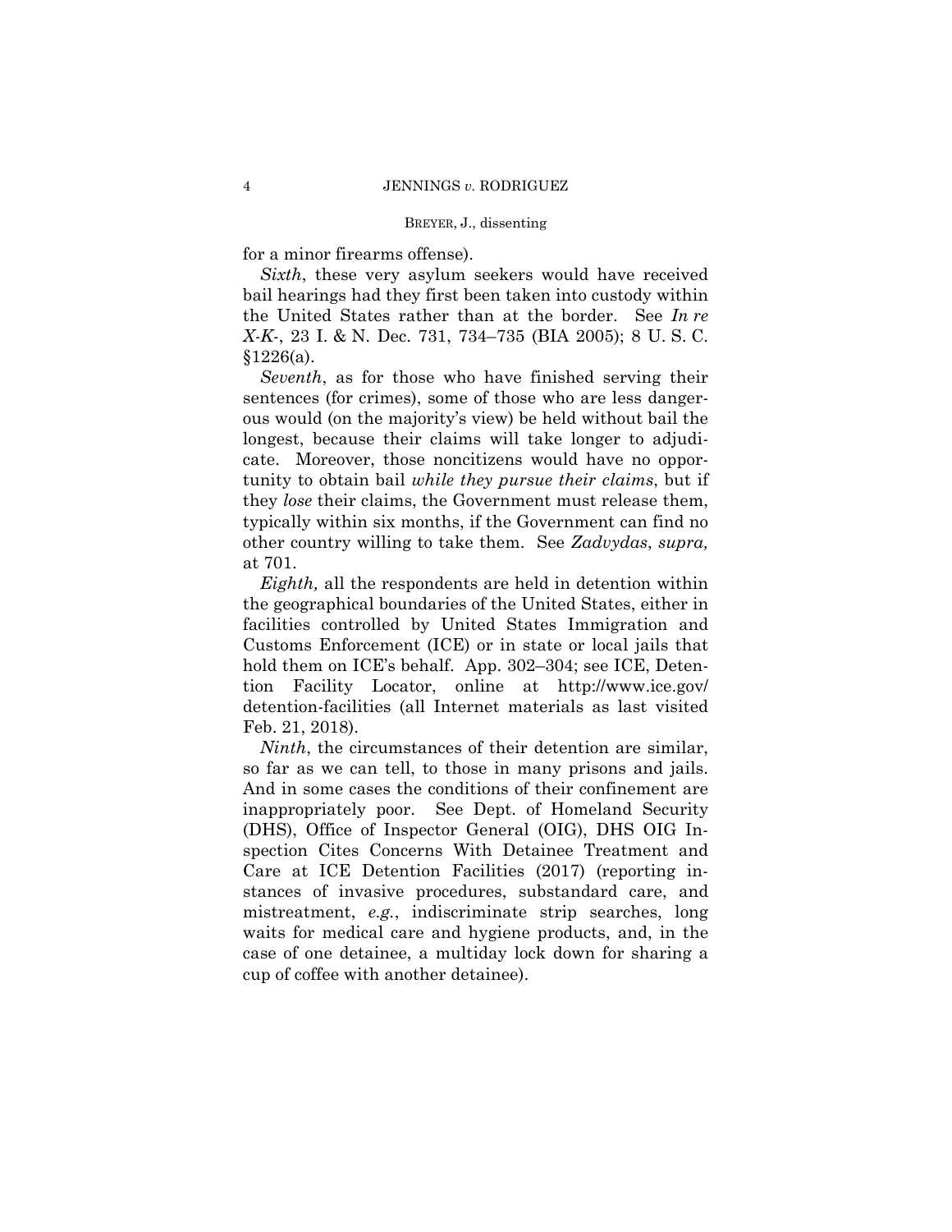for a minor firearms offense).

*Sixth*, these very asylum seekers would have received bail hearings had they first been taken into custody within the United States rather than at the border. See *In re X-K-*, 23 I. & N. Dec. 731, 734–735 (BIA 2005); 8 U. S. C. §1226(a).

*Seventh*, as for those who have finished serving their sentences (for crimes), some of those who are less dangerous would (on the majority's view) be held without bail the longest, because their claims will take longer to adjudicate. Moreover, those noncitizens would have no opportunity to obtain bail *while they pursue their claims*, but if they *lose* their claims, the Government must release them, typically within six months, if the Government can find no other country willing to take them. See *Zadvydas*, *supra,* at 701.

*Eighth,* all the respondents are held in detention within the geographical boundaries of the United States, either in facilities controlled by United States Immigration and Customs Enforcement (ICE) or in state or local jails that hold them on ICE's behalf. App. 302–304; see ICE, Detention Facility Locator, online at http://www.ice.gov/detention-facilities (all Internet materials as last visited Feb. 21, 2018).

*Ninth*, the circumstances of their detention are similar, so far as we can tell, to those in many prisons and jails. And in some cases the conditions of their confinement are inappropriately poor. See Dept. of Homeland Security (DHS), Office of Inspector General (OIG), DHS OIG Inspection Cites Concerns With Detainee Treatment and Care at ICE Detention Facilities (2017) (reporting instances of invasive procedures, substandard care, and mistreatment, *e.g.*, indiscriminate strip searches, long waits for medical care and hygiene products, and, in the case of one detainee, a multiday lock down for sharing a cup of coffee with another detainee).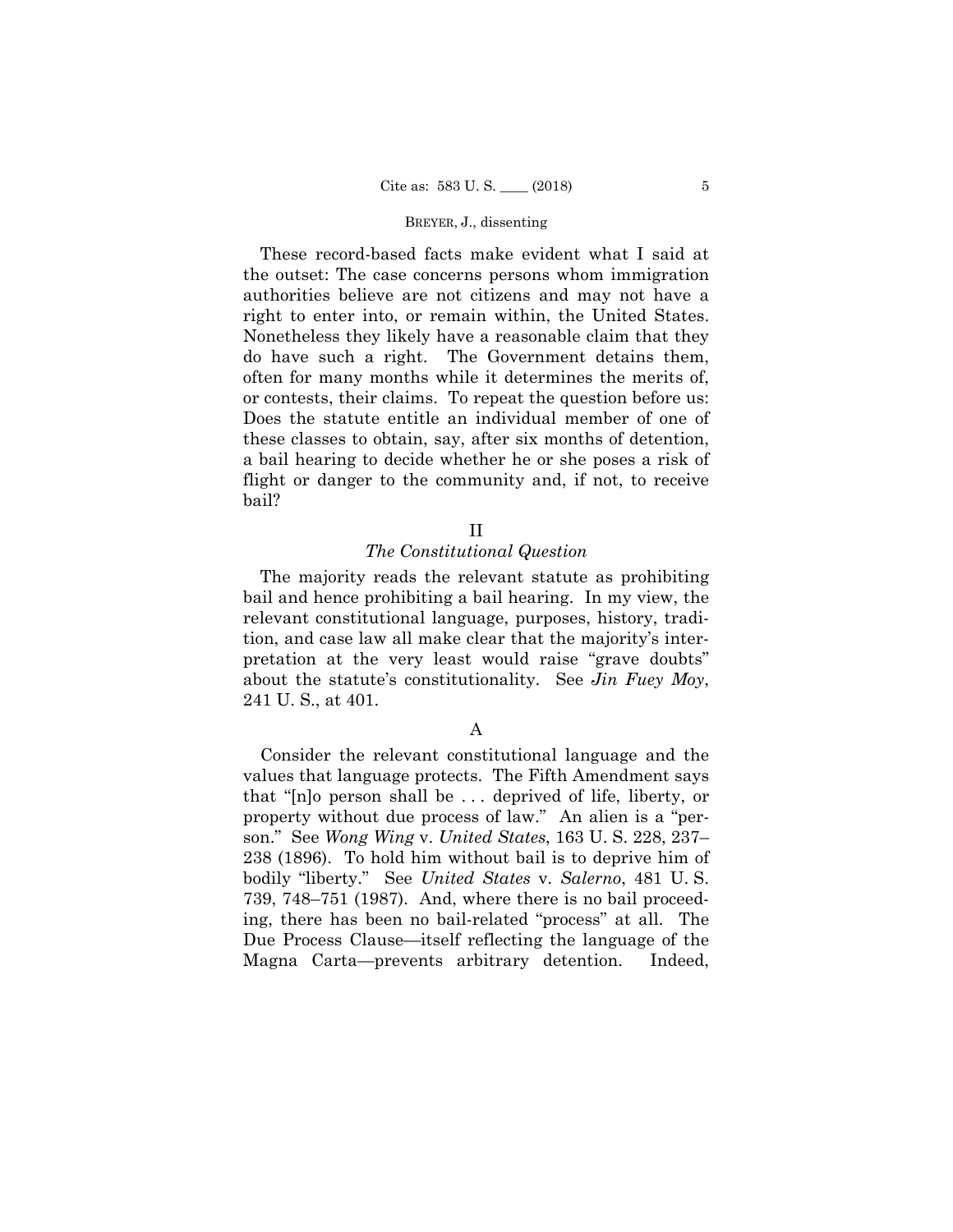These record-based facts make evident what I said at the outset: The case concerns persons whom immigration authorities believe are not citizens and may not have a right to enter into, or remain within, the United States. Nonetheless they likely have a reasonable claim that they do have such a right. The Government detains them, often for many months while it determines the merits of, or contests, their claims. To repeat the question before us: Does the statute entitle an individual member of one of these classes to obtain, say, after six months of detention, a bail hearing to decide whether he or she poses a risk of flight or danger to the community and, if not, to receive bail?

## II

### *The Constitutional Question*

The majority reads the relevant statute as prohibiting bail and hence prohibiting a bail hearing. In my view, the relevant constitutional language, purposes, history, tradition, and case law all make clear that the majority's interpretation at the very least would raise "grave doubts" about the statute's constitutionality. See *Jin Fuey Moy*, 241 U. S., at 401.

### A

Consider the relevant constitutional language and the values that language protects. The Fifth Amendment says that "[n]o person shall be . . . deprived of life, liberty, or property without due process of law." An alien is a "person." See *Wong Wing* v. *United States*, 163 U. S. 228, 237–238 (1896). To hold him without bail is to deprive him of bodily "liberty." See *United States* v. *Salerno*, 481 U. S. 739, 748–751 (1987). And, where there is no bail proceeding, there has been no bail-related "process" at all. The Due Process Clause—itself reflecting the language of the Magna Carta—prevents arbitrary detention. Indeed,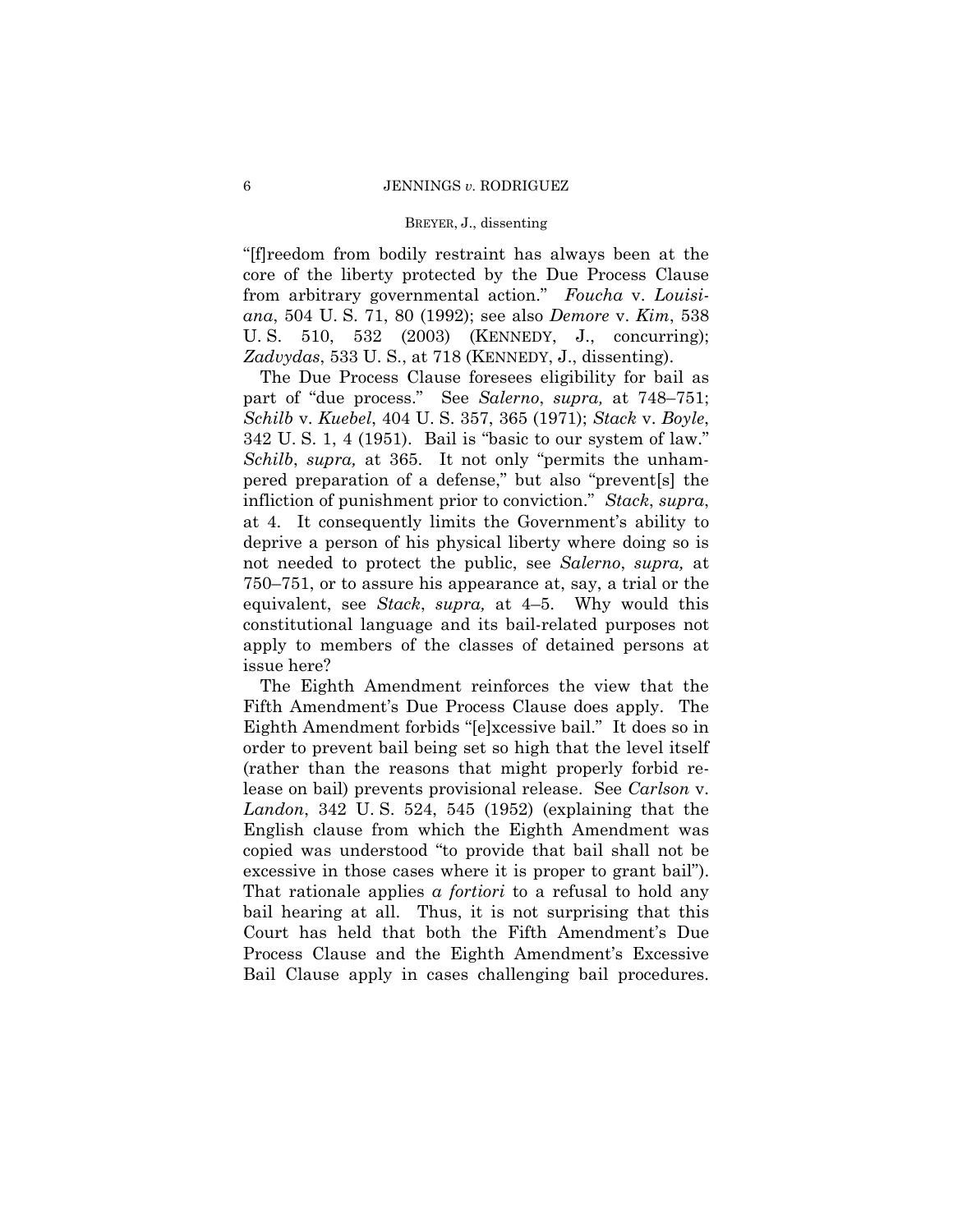"[f]reedom from bodily restraint has always been at the core of the liberty protected by the Due Process Clause from arbitrary governmental action." *Foucha* v. *Louisiana*, 504 U. S. 71, 80 (1992); see also *Demore* v. *Kim*, 538 U. S. 510, 532 (2003) (KENNEDY, J., concurring); *Zadvydas*, 533 U. S., at 718 (KENNEDY, J., dissenting).

The Due Process Clause foresees eligibility for bail as part of "due process." See *Salerno*, *supra,* at 748–751; *Schilb* v. *Kuebel*, 404 U. S. 357, 365 (1971); *Stack* v. *Boyle*, 342 U. S. 1, 4 (1951). Bail is "basic to our system of law." *Schilb*, *supra,* at 365. It not only "permits the unhampered preparation of a defense," but also "prevent[s] the infliction of punishment prior to conviction." *Stack*, *supra*, at 4. It consequently limits the Government's ability to deprive a person of his physical liberty where doing so is not needed to protect the public, see *Salerno*, *supra,* at 750–751, or to assure his appearance at, say, a trial or the equivalent, see *Stack*, *supra,* at 4–5. Why would this constitutional language and its bail-related purposes not apply to members of the classes of detained persons at issue here?

The Eighth Amendment reinforces the view that the Fifth Amendment's Due Process Clause does apply. The Eighth Amendment forbids "[e]xcessive bail." It does so in order to prevent bail being set so high that the level itself (rather than the reasons that might properly forbid release on bail) prevents provisional release. See *Carlson* v. *Landon*, 342 U. S. 524, 545 (1952) (explaining that the English clause from which the Eighth Amendment was copied was understood "to provide that bail shall not be excessive in those cases where it is proper to grant bail"). That rationale applies *a fortiori* to a refusal to hold any bail hearing at all. Thus, it is not surprising that this Court has held that both the Fifth Amendment's Due Process Clause and the Eighth Amendment's Excessive Bail Clause apply in cases challenging bail procedures.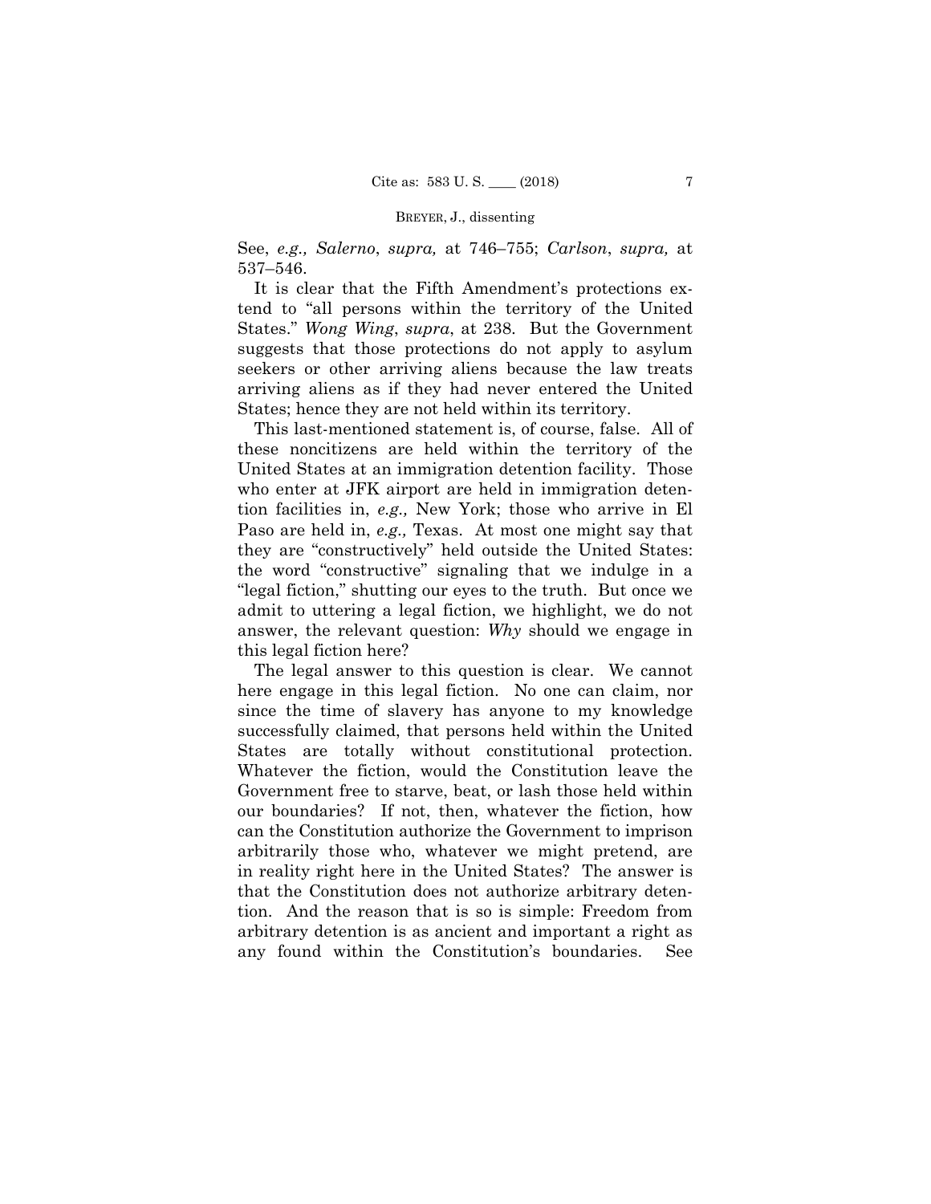See, *e.g., Salerno*, *supra,* at 746–755; *Carlson*, *supra,* at 537–546.

It is clear that the Fifth Amendment's protections extend to "all persons within the territory of the United States." *Wong Wing*, *supra*, at 238. But the Government suggests that those protections do not apply to asylum seekers or other arriving aliens because the law treats arriving aliens as if they had never entered the United States; hence they are not held within its territory.

This last-mentioned statement is, of course, false. All of these noncitizens are held within the territory of the United States at an immigration detention facility. Those who enter at JFK airport are held in immigration detention facilities in, *e.g.,* New York; those who arrive in El Paso are held in, *e.g.,* Texas. At most one might say that they are "constructively" held outside the United States: the word "constructive" signaling that we indulge in a "legal fiction," shutting our eyes to the truth. But once we admit to uttering a legal fiction, we highlight, we do not answer, the relevant question: *Why* should we engage in this legal fiction here?

The legal answer to this question is clear. We cannot here engage in this legal fiction. No one can claim, nor since the time of slavery has anyone to my knowledge successfully claimed, that persons held within the United States are totally without constitutional protection. Whatever the fiction, would the Constitution leave the Government free to starve, beat, or lash those held within our boundaries? If not, then, whatever the fiction, how can the Constitution authorize the Government to imprison arbitrarily those who, whatever we might pretend, are in reality right here in the United States? The answer is that the Constitution does not authorize arbitrary detention. And the reason that is so is simple: Freedom from arbitrary detention is as ancient and important a right as any found within the Constitution's boundaries. See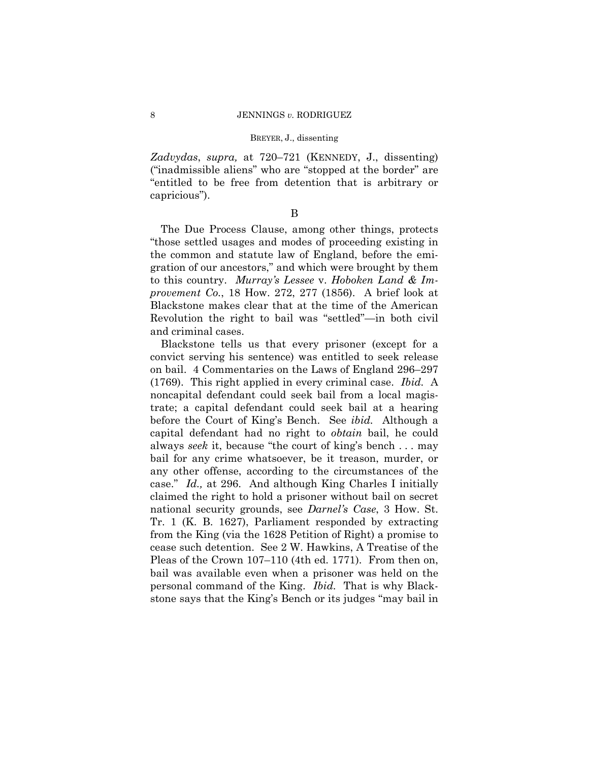*Zadvydas*, *supra,* at 720–721 (KENNEDY, J., dissenting) ("inadmissible aliens" who are "stopped at the border" are "entitled to be free from detention that is arbitrary or capricious").

B

The Due Process Clause, among other things, protects "those settled usages and modes of proceeding existing in the common and statute law of England, before the emigration of our ancestors," and which were brought by them to this country. *Murray's Lessee* v. *Hoboken Land & Improvement Co.*, 18 How. 272, 277 (1856). A brief look at Blackstone makes clear that at the time of the American Revolution the right to bail was "settled"—in both civil and criminal cases.

Blackstone tells us that every prisoner (except for a convict serving his sentence) was entitled to seek release on bail. 4 Commentaries on the Laws of England 296–297 (1769). This right applied in every criminal case. *Ibid.* A noncapital defendant could seek bail from a local magistrate; a capital defendant could seek bail at a hearing before the Court of King's Bench. See *ibid.* Although a capital defendant had no right to *obtain* bail, he could always *seek* it, because "the court of king's bench . . . may bail for any crime whatsoever, be it treason, murder, or any other offense, according to the circumstances of the case." *Id.,* at 296. And although King Charles I initially claimed the right to hold a prisoner without bail on secret national security grounds, see *Darnel's Case*, 3 How. St. Tr. 1 (K. B. 1627), Parliament responded by extracting from the King (via the 1628 Petition of Right) a promise to cease such detention. See 2 W. Hawkins, A Treatise of the Pleas of the Crown 107–110 (4th ed. 1771). From then on, bail was available even when a prisoner was held on the personal command of the King. *Ibid.* That is why Blackstone says that the King's Bench or its judges "may bail in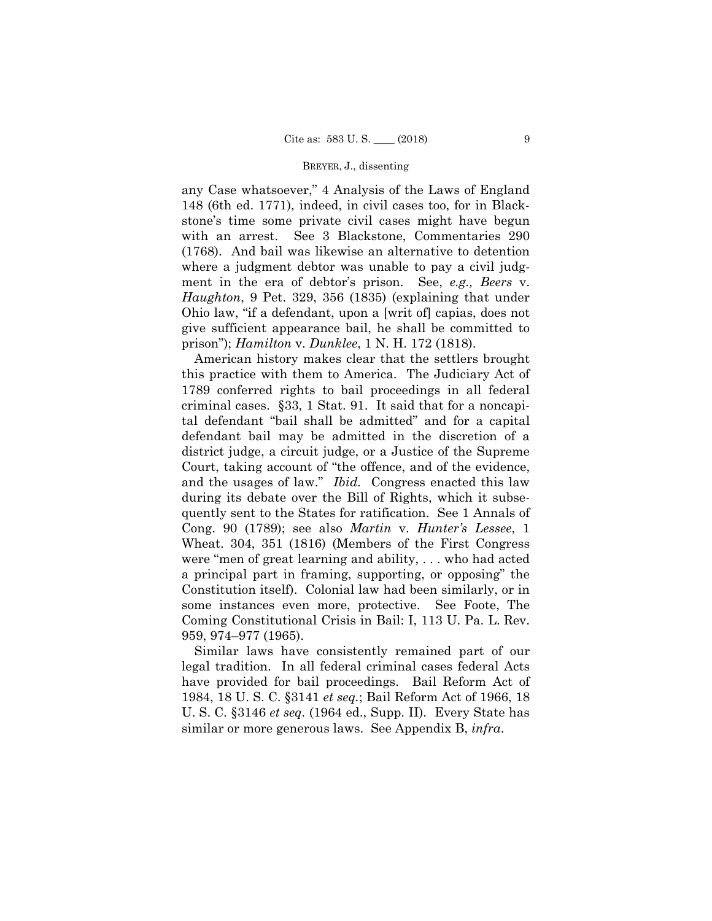any Case whatsoever," 4 Analysis of the Laws of England 148 (6th ed. 1771), indeed, in civil cases too, for in Blackstone's time some private civil cases might have begun with an arrest. See 3 Blackstone, Commentaries 290 (1768). And bail was likewise an alternative to detention where a judgment debtor was unable to pay a civil judgment in the era of debtor's prison. See, *e.g., Beers* v. *Haughton*, 9 Pet. 329, 356 (1835) (explaining that under Ohio law, "if a defendant, upon a [writ of] capias, does not give sufficient appearance bail, he shall be committed to prison"); *Hamilton* v. *Dunklee*, 1 N. H. 172 (1818).

American history makes clear that the settlers brought this practice with them to America. The Judiciary Act of 1789 conferred rights to bail proceedings in all federal criminal cases. §33, 1 Stat. 91. It said that for a noncapital defendant "bail shall be admitted" and for a capital defendant bail may be admitted in the discretion of a district judge, a circuit judge, or a Justice of the Supreme Court, taking account of "the offence, and of the evidence, and the usages of law." *Ibid.* Congress enacted this law during its debate over the Bill of Rights, which it subsequently sent to the States for ratification. See 1 Annals of Cong. 90 (1789); see also *Martin* v. *Hunter's Lessee*, 1 Wheat. 304, 351 (1816) (Members of the First Congress were "men of great learning and ability, . . . who had acted a principal part in framing, supporting, or opposing" the Constitution itself). Colonial law had been similarly, or in some instances even more, protective. See Foote, The Coming Constitutional Crisis in Bail: I, 113 U. Pa. L. Rev. 959, 974–977 (1965).

Similar laws have consistently remained part of our legal tradition. In all federal criminal cases federal Acts have provided for bail proceedings. Bail Reform Act of 1984, 18 U. S. C. §3141 *et seq.*; Bail Reform Act of 1966, 18 U. S. C. §3146 *et seq.* (1964 ed., Supp. II). Every State has similar or more generous laws. See Appendix B, *infra*.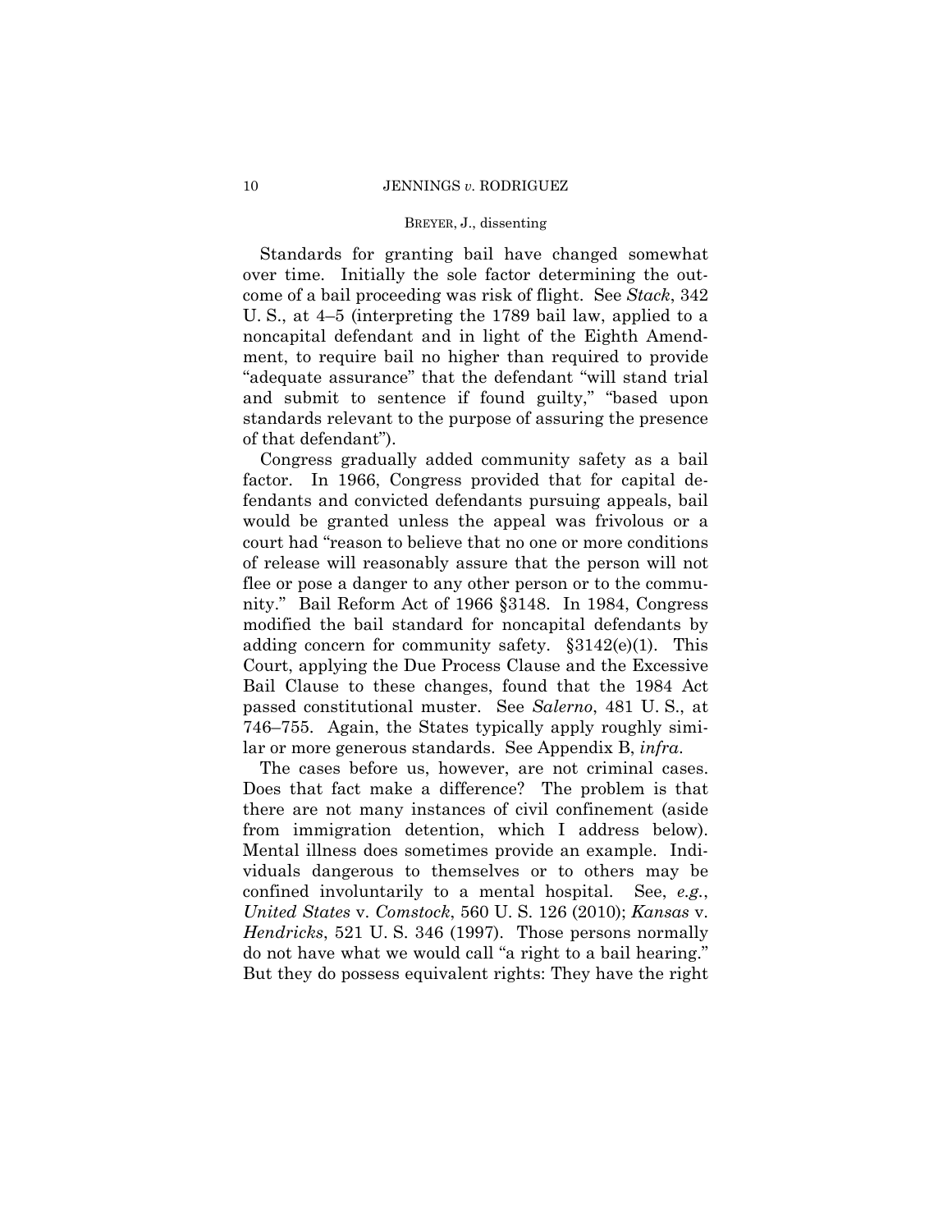Standards for granting bail have changed somewhat over time. Initially the sole factor determining the outcome of a bail proceeding was risk of flight. See *Stack*, 342 U. S., at 4–5 (interpreting the 1789 bail law, applied to a noncapital defendant and in light of the Eighth Amendment, to require bail no higher than required to provide "adequate assurance" that the defendant "will stand trial and submit to sentence if found guilty," "based upon standards relevant to the purpose of assuring the presence of that defendant").

Congress gradually added community safety as a bail factor. In 1966, Congress provided that for capital defendants and convicted defendants pursuing appeals, bail would be granted unless the appeal was frivolous or a court had "reason to believe that no one or more conditions of release will reasonably assure that the person will not flee or pose a danger to any other person or to the community." Bail Reform Act of 1966 §3148. In 1984, Congress modified the bail standard for noncapital defendants by adding concern for community safety. §3142(e)(1). This Court, applying the Due Process Clause and the Excessive Bail Clause to these changes, found that the 1984 Act passed constitutional muster. See *Salerno*, 481 U. S., at 746–755. Again, the States typically apply roughly similar or more generous standards. See Appendix B, *infra*.

The cases before us, however, are not criminal cases. Does that fact make a difference? The problem is that there are not many instances of civil confinement (aside from immigration detention, which I address below). Mental illness does sometimes provide an example. Individuals dangerous to themselves or to others may be confined involuntarily to a mental hospital. See, *e.g.*, *United States* v. *Comstock*, 560 U. S. 126 (2010); *Kansas* v. *Hendricks*, 521 U. S. 346 (1997). Those persons normally do not have what we would call "a right to a bail hearing." But they do possess equivalent rights: They have the right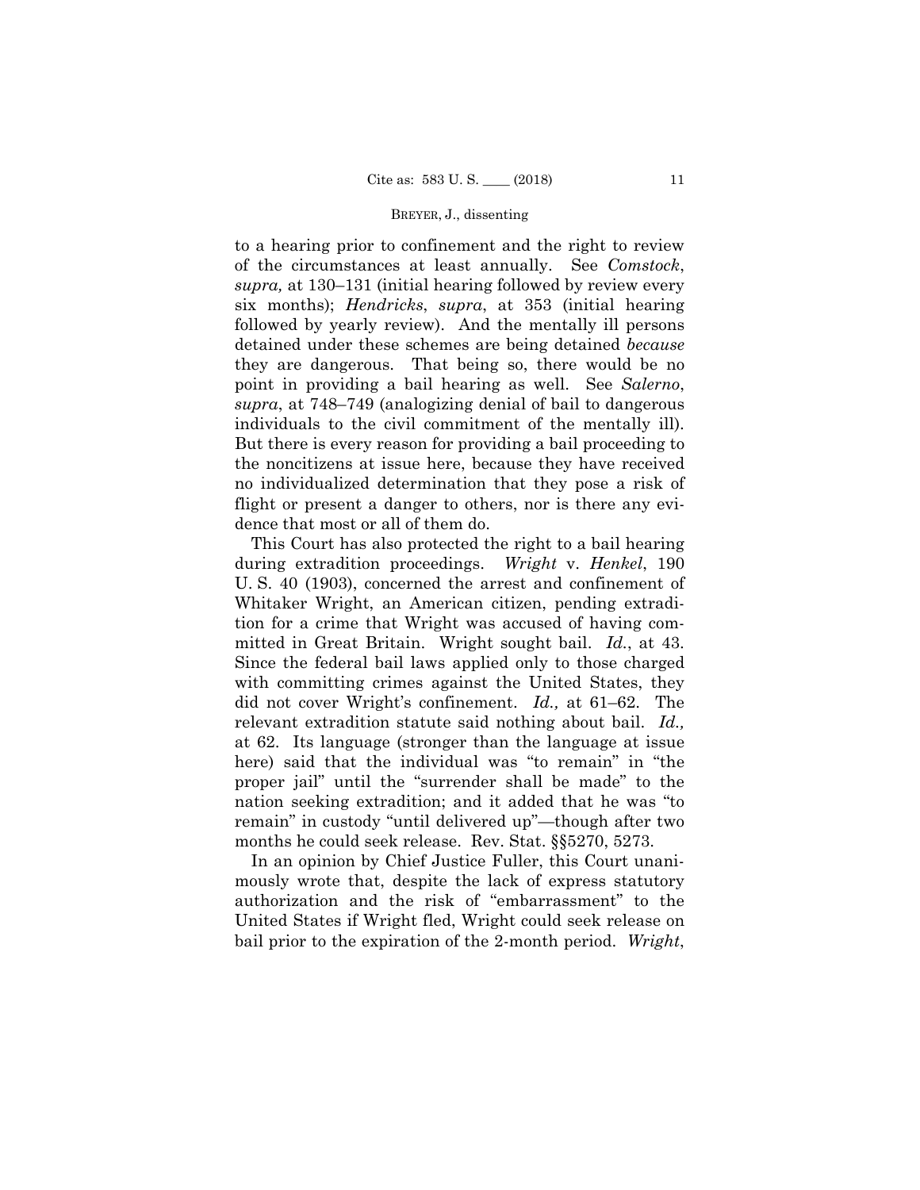to a hearing prior to confinement and the right to review of the circumstances at least annually. See *Comstock*, *supra,* at 130–131 (initial hearing followed by review every six months); *Hendricks*, *supra*, at 353 (initial hearing followed by yearly review). And the mentally ill persons detained under these schemes are being detained *because* they are dangerous. That being so, there would be no point in providing a bail hearing as well. See *Salerno*, *supra*, at 748–749 (analogizing denial of bail to dangerous individuals to the civil commitment of the mentally ill). But there is every reason for providing a bail proceeding to the noncitizens at issue here, because they have received no individualized determination that they pose a risk of flight or present a danger to others, nor is there any evidence that most or all of them do.

This Court has also protected the right to a bail hearing during extradition proceedings. *Wright* v. *Henkel*, 190 U. S. 40 (1903), concerned the arrest and confinement of Whitaker Wright, an American citizen, pending extradition for a crime that Wright was accused of having committed in Great Britain. Wright sought bail. *Id.*, at 43. Since the federal bail laws applied only to those charged with committing crimes against the United States, they did not cover Wright's confinement. *Id.,* at 61–62. The relevant extradition statute said nothing about bail. *Id.,* at 62. Its language (stronger than the language at issue here) said that the individual was "to remain" in "the proper jail" until the "surrender shall be made" to the nation seeking extradition; and it added that he was "to remain" in custody "until delivered up"—though after two months he could seek release. Rev. Stat. §§5270, 5273.

In an opinion by Chief Justice Fuller, this Court unanimously wrote that, despite the lack of express statutory authorization and the risk of "embarrassment" to the United States if Wright fled, Wright could seek release on bail prior to the expiration of the 2-month period. *Wright*,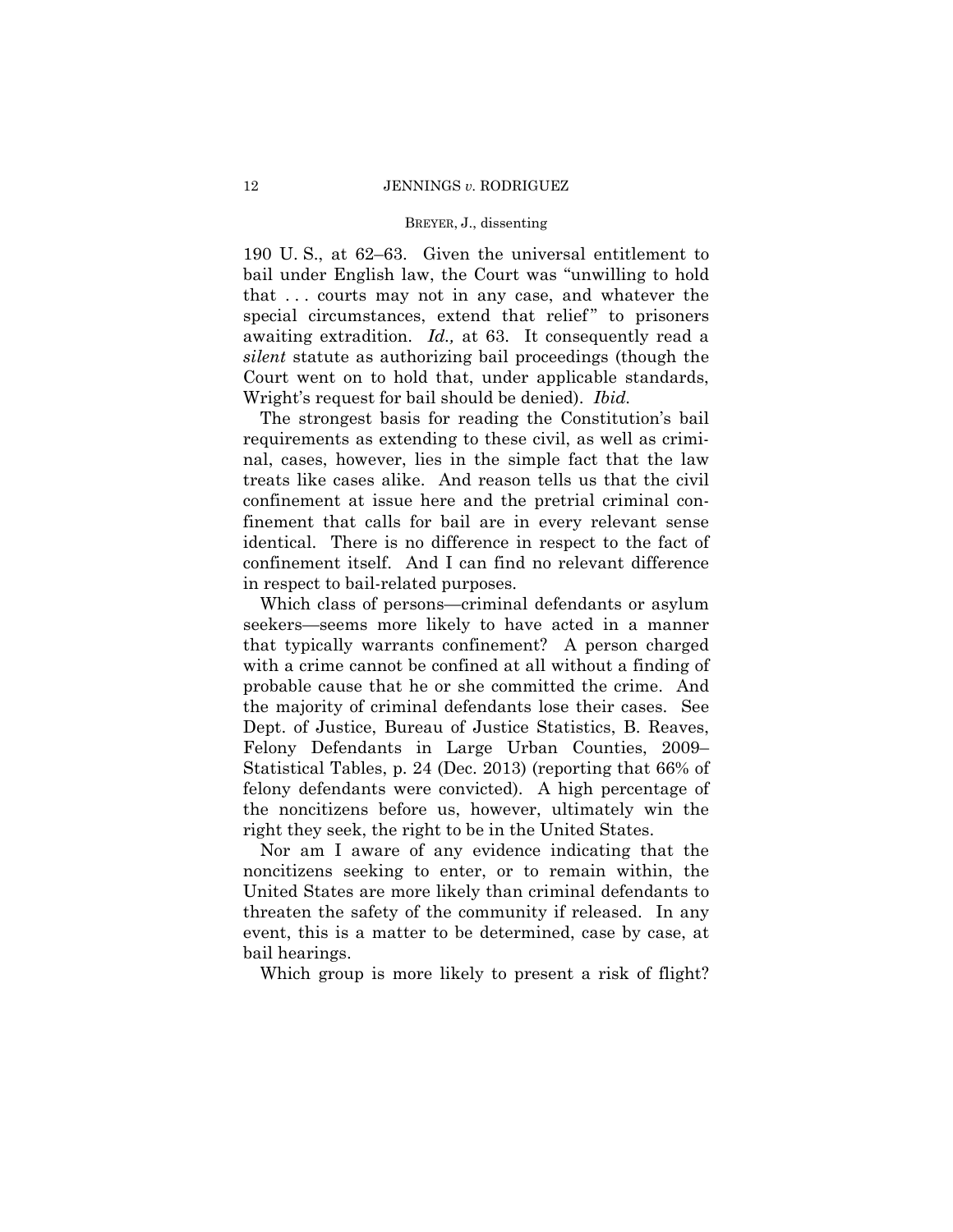190 U. S., at 62–63. Given the universal entitlement to bail under English law, the Court was "unwilling to hold that . . . courts may not in any case, and whatever the special circumstances, extend that relief" to prisoners awaiting extradition. *Id.,* at 63. It consequently read a *silent* statute as authorizing bail proceedings (though the Court went on to hold that, under applicable standards, Wright's request for bail should be denied). *Ibid.*

The strongest basis for reading the Constitution's bail requirements as extending to these civil, as well as criminal, cases, however, lies in the simple fact that the law treats like cases alike. And reason tells us that the civil confinement at issue here and the pretrial criminal confinement that calls for bail are in every relevant sense identical. There is no difference in respect to the fact of confinement itself. And I can find no relevant difference in respect to bail-related purposes.

Which class of persons—criminal defendants or asylum seekers—seems more likely to have acted in a manner that typically warrants confinement? A person charged with a crime cannot be confined at all without a finding of probable cause that he or she committed the crime. And the majority of criminal defendants lose their cases. See Dept. of Justice, Bureau of Justice Statistics, B. Reaves, Felony Defendants in Large Urban Counties, 2009–Statistical Tables, p. 24 (Dec. 2013) (reporting that 66% of felony defendants were convicted). A high percentage of the noncitizens before us, however, ultimately win the right they seek, the right to be in the United States.

Nor am I aware of any evidence indicating that the noncitizens seeking to enter, or to remain within, the United States are more likely than criminal defendants to threaten the safety of the community if released. In any event, this is a matter to be determined, case by case, at bail hearings.

Which group is more likely to present a risk of flight?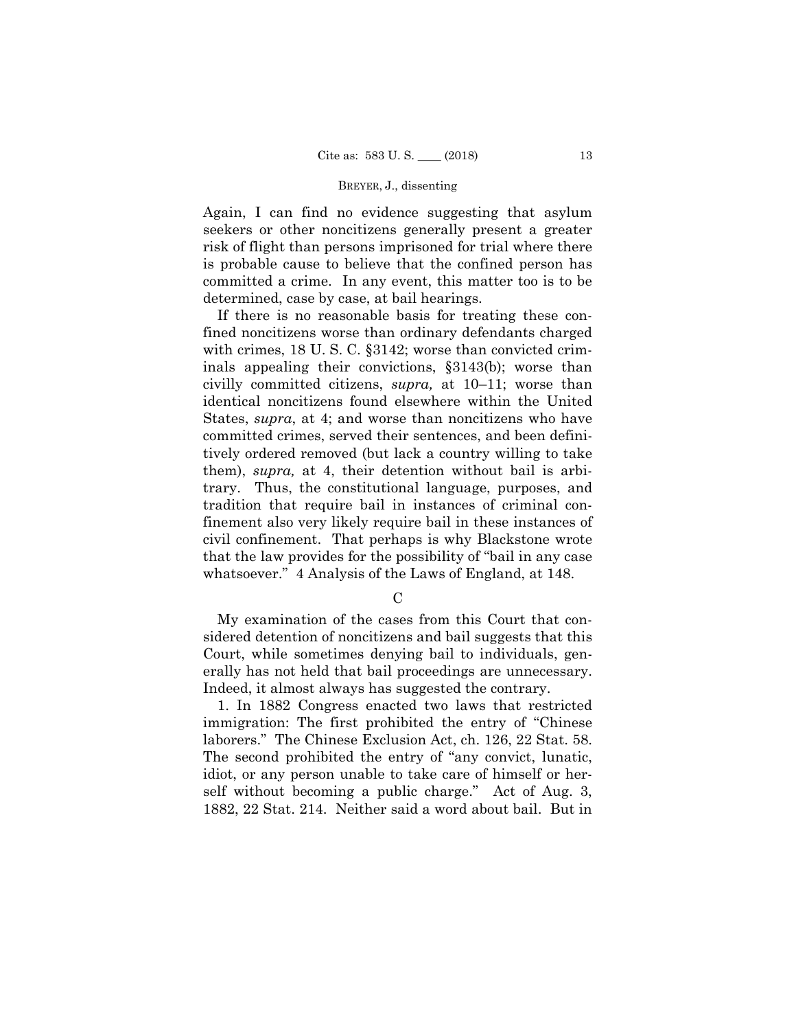Again, I can find no evidence suggesting that asylum seekers or other noncitizens generally present a greater risk of flight than persons imprisoned for trial where there is probable cause to believe that the confined person has committed a crime. In any event, this matter too is to be determined, case by case, at bail hearings.

If there is no reasonable basis for treating these confined noncitizens worse than ordinary defendants charged with crimes, 18 U. S. C. §3142; worse than convicted criminals appealing their convictions, §3143(b); worse than civilly committed citizens, *supra,* at 10–11; worse than identical noncitizens found elsewhere within the United States, *supra*, at 4; and worse than noncitizens who have committed crimes, served their sentences, and been definitively ordered removed (but lack a country willing to take them), *supra,* at 4, their detention without bail is arbitrary. Thus, the constitutional language, purposes, and tradition that require bail in instances of criminal confinement also very likely require bail in these instances of civil confinement. That perhaps is why Blackstone wrote that the law provides for the possibility of "bail in any case whatsoever." 4 Analysis of the Laws of England, at 148.

### C

My examination of the cases from this Court that considered detention of noncitizens and bail suggests that this Court, while sometimes denying bail to individuals, generally has not held that bail proceedings are unnecessary. Indeed, it almost always has suggested the contrary.

1. In 1882 Congress enacted two laws that restricted immigration: The first prohibited the entry of "Chinese laborers." The Chinese Exclusion Act, ch. 126, 22 Stat. 58. The second prohibited the entry of "any convict, lunatic, idiot, or any person unable to take care of himself or herself without becoming a public charge." Act of Aug. 3, 1882, 22 Stat. 214. Neither said a word about bail. But in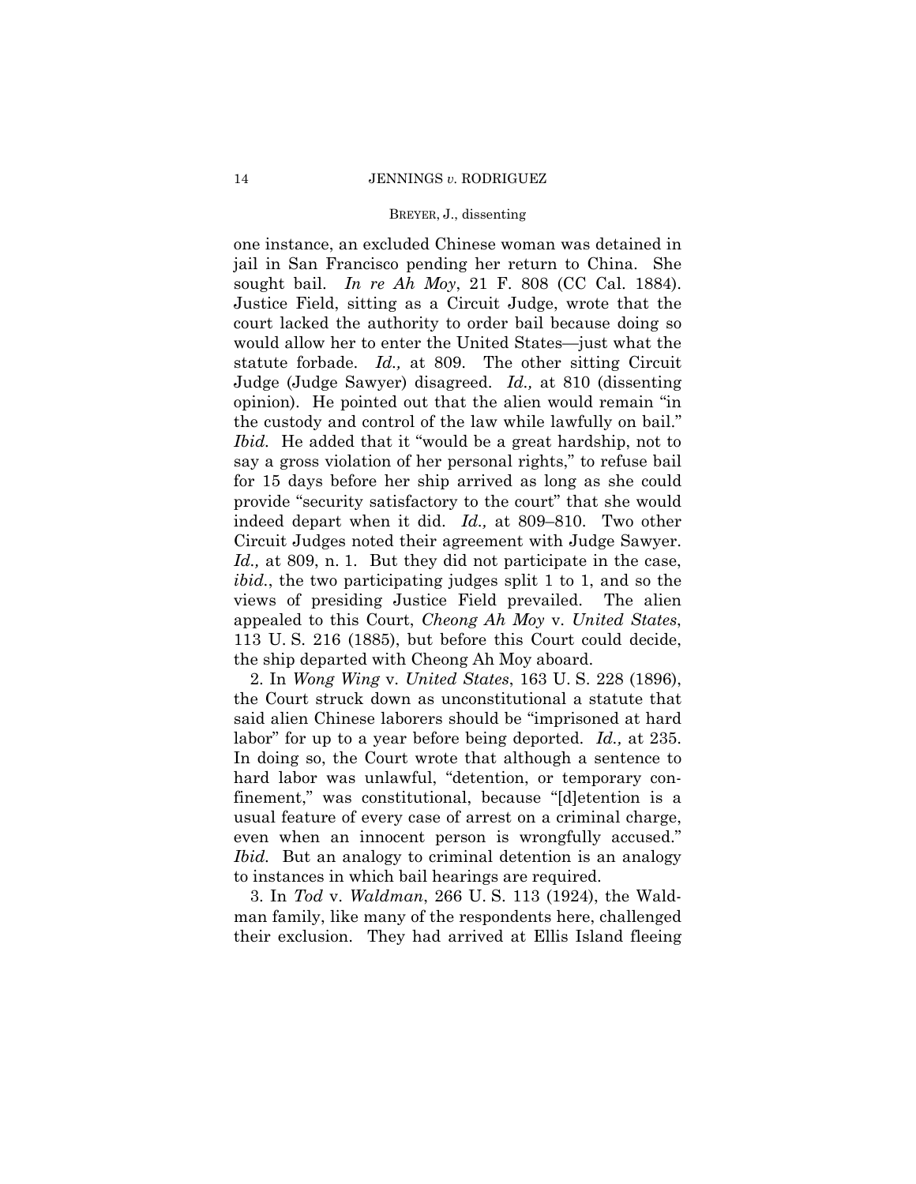one instance, an excluded Chinese woman was detained in jail in San Francisco pending her return to China. She sought bail. *In re Ah Moy*, 21 F. 808 (CC Cal. 1884). Justice Field, sitting as a Circuit Judge, wrote that the court lacked the authority to order bail because doing so would allow her to enter the United States—just what the statute forbade. *Id.,* at 809. The other sitting Circuit Judge (Judge Sawyer) disagreed. *Id.,* at 810 (dissenting opinion). He pointed out that the alien would remain "in the custody and control of the law while lawfully on bail." *Ibid.* He added that it "would be a great hardship, not to say a gross violation of her personal rights," to refuse bail for 15 days before her ship arrived as long as she could provide "security satisfactory to the court" that she would indeed depart when it did. *Id.,* at 809–810. Two other Circuit Judges noted their agreement with Judge Sawyer. *Id.,* at 809, n. 1. But they did not participate in the case, *ibid.*, the two participating judges split 1 to 1, and so the views of presiding Justice Field prevailed. The alien appealed to this Court, *Cheong Ah Moy* v. *United States*, 113 U. S. 216 (1885), but before this Court could decide, the ship departed with Cheong Ah Moy aboard.

2. In *Wong Wing* v. *United States*, 163 U. S. 228 (1896), the Court struck down as unconstitutional a statute that said alien Chinese laborers should be "imprisoned at hard labor" for up to a year before being deported. *Id.,* at 235. In doing so, the Court wrote that although a sentence to hard labor was unlawful, "detention, or temporary confinement," was constitutional, because "[d]etention is a usual feature of every case of arrest on a criminal charge, even when an innocent person is wrongfully accused." *Ibid.* But an analogy to criminal detention is an analogy to instances in which bail hearings are required.

3. In *Tod* v. *Waldman*, 266 U. S. 113 (1924), the Waldman family, like many of the respondents here, challenged their exclusion. They had arrived at Ellis Island fleeing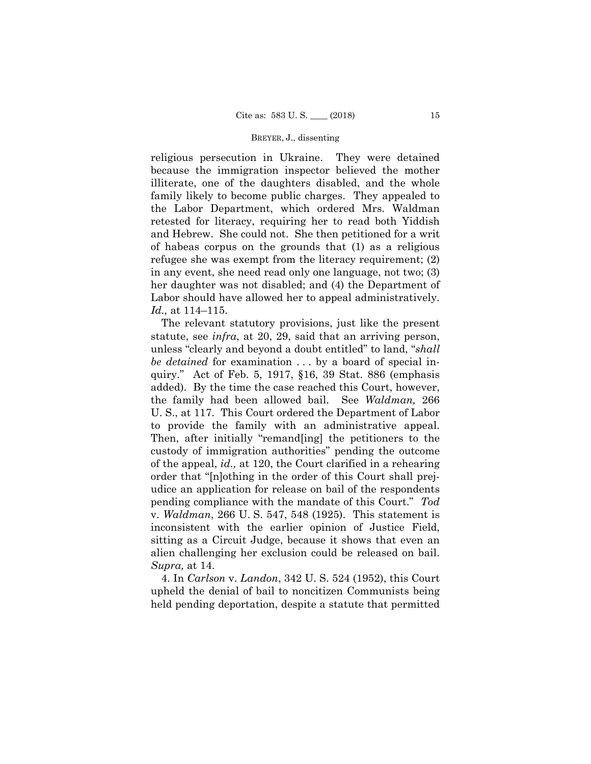religious persecution in Ukraine. They were detained because the immigration inspector believed the mother illiterate, one of the daughters disabled, and the whole family likely to become public charges. They appealed to the Labor Department, which ordered Mrs. Waldman retested for literacy, requiring her to read both Yiddish and Hebrew. She could not. She then petitioned for a writ of habeas corpus on the grounds that (1) as a religious refugee she was exempt from the literacy requirement; (2) in any event, she need read only one language, not two; (3) her daughter was not disabled; and (4) the Department of Labor should have allowed her to appeal administratively. *Id.,* at 114–115.

The relevant statutory provisions, just like the present statute, see *infra*, at 20, 29, said that an arriving person, unless "clearly and beyond a doubt entitled" to land, "*shall be detained* for examination . . . by a board of special inquiry." Act of Feb. 5, 1917, §16, 39 Stat. 886 (emphasis added). By the time the case reached this Court, however, the family had been allowed bail. See *Waldman,* 266 U. S., at 117. This Court ordered the Department of Labor to provide the family with an administrative appeal. Then, after initially "remand[ing] the petitioners to the custody of immigration authorities" pending the outcome of the appeal, *id.,* at 120, the Court clarified in a rehearing order that "[n]othing in the order of this Court shall prejudice an application for release on bail of the respondents pending compliance with the mandate of this Court." *Tod* v. *Waldman*, 266 U. S. 547, 548 (1925). This statement is inconsistent with the earlier opinion of Justice Field, sitting as a Circuit Judge, because it shows that even an alien challenging her exclusion could be released on bail. *Supra,* at 14.

4. In *Carlson* v. *Landon*, 342 U. S. 524 (1952), this Court upheld the denial of bail to noncitizen Communists being held pending deportation, despite a statute that permitted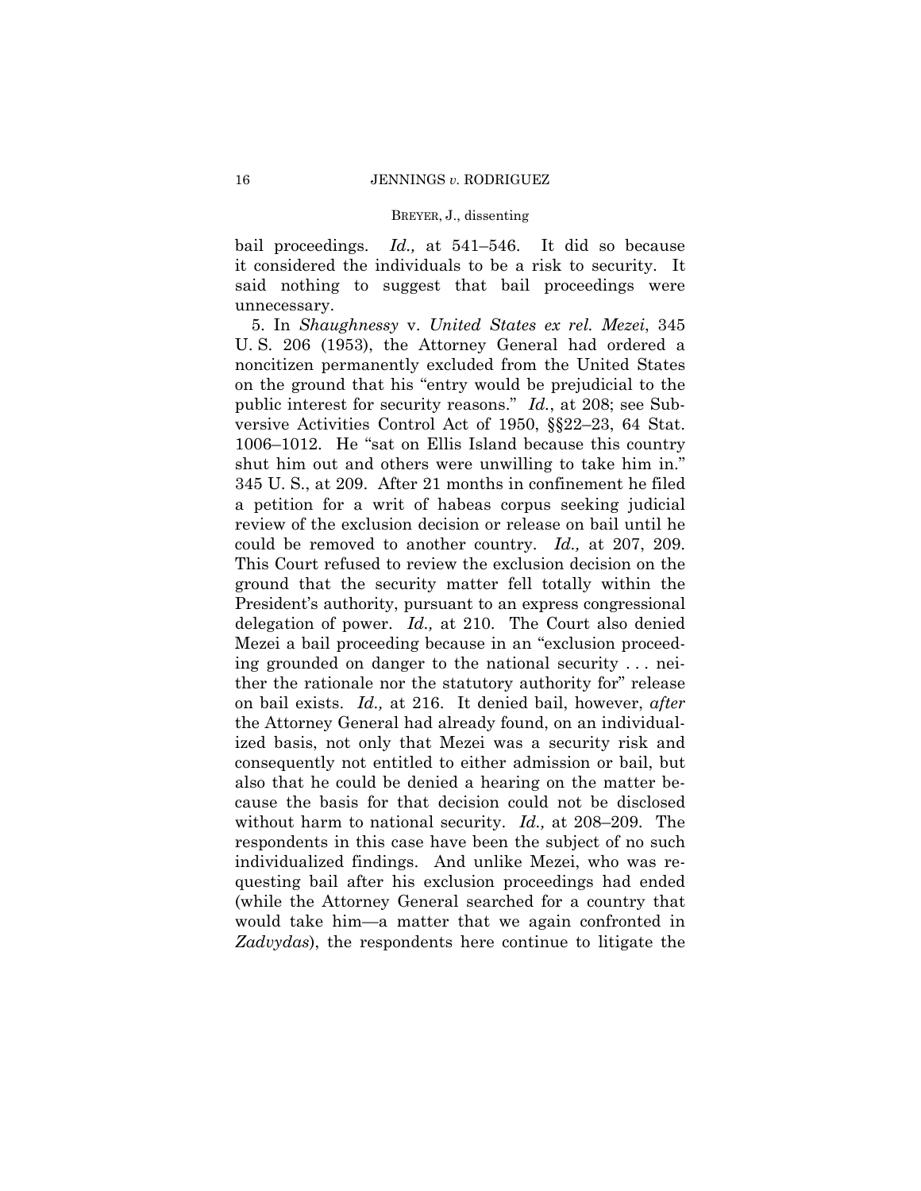bail proceedings. *Id.,* at 541–546. It did so because it considered the individuals to be a risk to security. It said nothing to suggest that bail proceedings were unnecessary.

5. In *Shaughnessy* v. *United States ex rel. Mezei*, 345 U. S. 206 (1953), the Attorney General had ordered a noncitizen permanently excluded from the United States on the ground that his "entry would be prejudicial to the public interest for security reasons." *Id.*, at 208; see Subversive Activities Control Act of 1950, §§22–23, 64 Stat. 1006–1012. He "sat on Ellis Island because this country shut him out and others were unwilling to take him in." 345 U. S., at 209. After 21 months in confinement he filed a petition for a writ of habeas corpus seeking judicial review of the exclusion decision or release on bail until he could be removed to another country. *Id.,* at 207, 209. This Court refused to review the exclusion decision on the ground that the security matter fell totally within the President's authority, pursuant to an express congressional delegation of power. *Id.,* at 210. The Court also denied Mezei a bail proceeding because in an "exclusion proceeding grounded on danger to the national security . . . neither the rationale nor the statutory authority for" release on bail exists. *Id.,* at 216. It denied bail, however, *after* the Attorney General had already found, on an individualized basis, not only that Mezei was a security risk and consequently not entitled to either admission or bail, but also that he could be denied a hearing on the matter because the basis for that decision could not be disclosed without harm to national security. *Id.,* at 208–209. The respondents in this case have been the subject of no such individualized findings. And unlike Mezei, who was requesting bail after his exclusion proceedings had ended (while the Attorney General searched for a country that would take him—a matter that we again confronted in *Zadvydas*), the respondents here continue to litigate the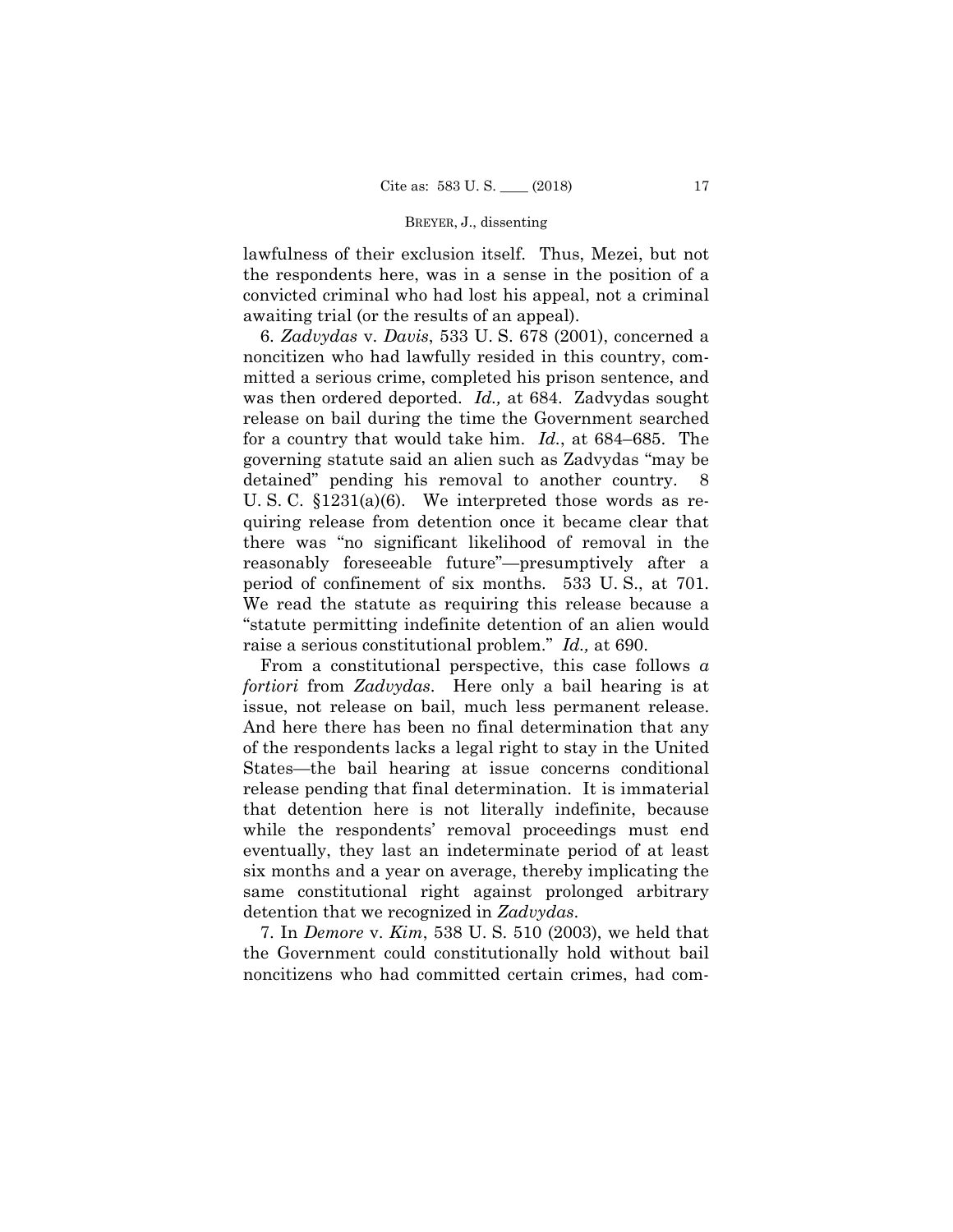lawfulness of their exclusion itself. Thus, Mezei, but not the respondents here, was in a sense in the position of a convicted criminal who had lost his appeal, not a criminal awaiting trial (or the results of an appeal).

6. *Zadvydas* v. *Davis*, 533 U. S. 678 (2001), concerned a noncitizen who had lawfully resided in this country, committed a serious crime, completed his prison sentence, and was then ordered deported. *Id.,* at 684. Zadvydas sought release on bail during the time the Government searched for a country that would take him. *Id.*, at 684–685. The governing statute said an alien such as Zadvydas "may be detained" pending his removal to another country. 8 U. S. C. §1231(a)(6). We interpreted those words as requiring release from detention once it became clear that there was "no significant likelihood of removal in the reasonably foreseeable future"—presumptively after a period of confinement of six months. 533 U. S., at 701. We read the statute as requiring this release because a "statute permitting indefinite detention of an alien would raise a serious constitutional problem." *Id.,* at 690.

From a constitutional perspective, this case follows *a fortiori* from *Zadvydas*. Here only a bail hearing is at issue, not release on bail, much less permanent release. And here there has been no final determination that any of the respondents lacks a legal right to stay in the United States—the bail hearing at issue concerns conditional release pending that final determination. It is immaterial that detention here is not literally indefinite, because while the respondents' removal proceedings must end eventually, they last an indeterminate period of at least six months and a year on average, thereby implicating the same constitutional right against prolonged arbitrary detention that we recognized in *Zadvydas*.

7. In *Demore* v. *Kim*, 538 U. S. 510 (2003), we held that the Government could constitutionally hold without bail noncitizens who had committed certain crimes, had com-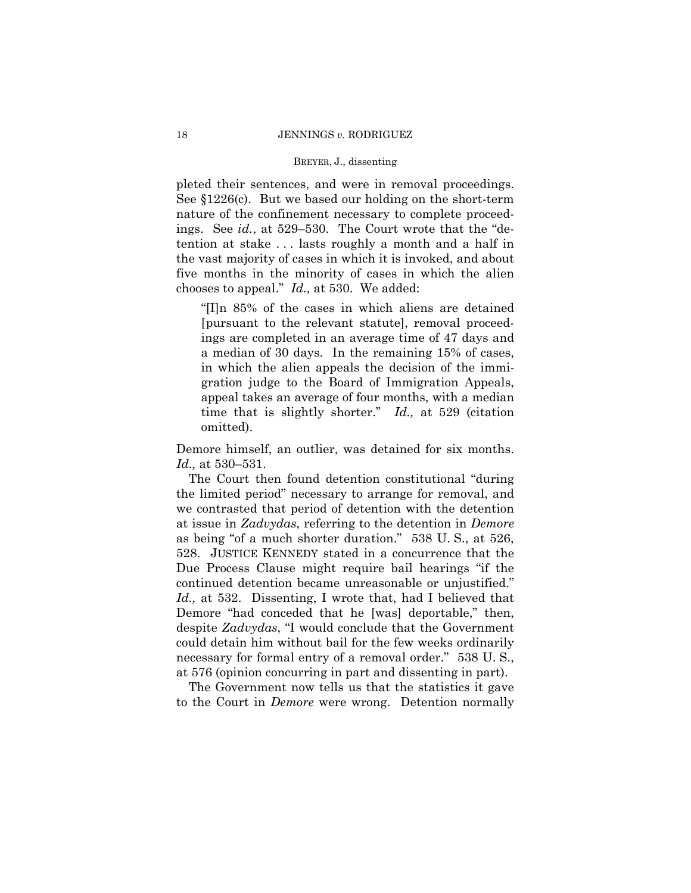pleted their sentences, and were in removal proceedings. See §1226(c). But we based our holding on the short-term nature of the confinement necessary to complete proceedings. See *id.*, at 529–530. The Court wrote that the "detention at stake . . . lasts roughly a month and a half in the vast majority of cases in which it is invoked, and about five months in the minority of cases in which the alien chooses to appeal." *Id.,* at 530. We added:

> "[I]n 85% of the cases in which aliens are detained [pursuant to the relevant statute], removal proceedings are completed in an average time of 47 days and a median of 30 days. In the remaining 15% of cases, in which the alien appeals the decision of the immigration judge to the Board of Immigration Appeals, appeal takes an average of four months, with a median time that is slightly shorter." *Id.,* at 529 (citation omitted).

Demore himself, an outlier, was detained for six months. *Id.,* at 530–531.

The Court then found detention constitutional "during the limited period" necessary to arrange for removal, and we contrasted that period of detention with the detention at issue in *Zadvydas*, referring to the detention in *Demore* as being "of a much shorter duration." 538 U. S., at 526, 528. JUSTICE KENNEDY stated in a concurrence that the Due Process Clause might require bail hearings "if the continued detention became unreasonable or unjustified." *Id.,* at 532. Dissenting, I wrote that, had I believed that Demore "had conceded that he [was] deportable," then, despite *Zadvydas*, "I would conclude that the Government could detain him without bail for the few weeks ordinarily necessary for formal entry of a removal order." 538 U. S., at 576 (opinion concurring in part and dissenting in part).

The Government now tells us that the statistics it gave to the Court in *Demore* were wrong. Detention normally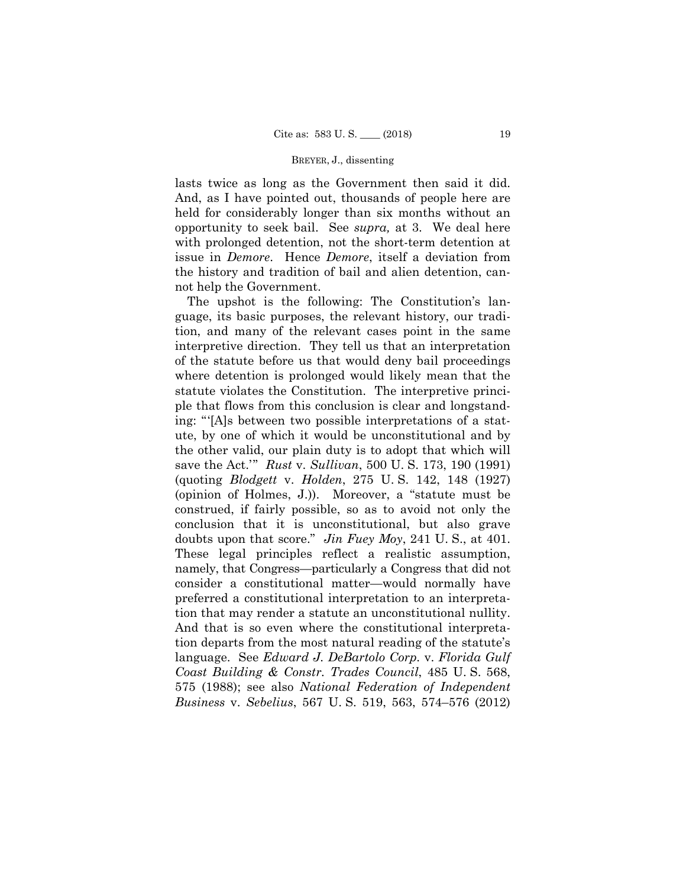lasts twice as long as the Government then said it did. And, as I have pointed out, thousands of people here are held for considerably longer than six months without an opportunity to seek bail. See *supra,* at 3. We deal here with prolonged detention, not the short-term detention at issue in *Demore*. Hence *Demore*, itself a deviation from the history and tradition of bail and alien detention, cannot help the Government.

The upshot is the following: The Constitution's language, its basic purposes, the relevant history, our tradition, and many of the relevant cases point in the same interpretive direction. They tell us that an interpretation of the statute before us that would deny bail proceedings where detention is prolonged would likely mean that the statute violates the Constitution. The interpretive principle that flows from this conclusion is clear and longstanding: "'[A]s between two possible interpretations of a statute, by one of which it would be unconstitutional and by the other valid, our plain duty is to adopt that which will save the Act.'" *Rust* v. *Sullivan*, 500 U. S. 173, 190 (1991) (quoting *Blodgett* v. *Holden*, 275 U. S. 142, 148 (1927) (opinion of Holmes, J.)). Moreover, a "statute must be construed, if fairly possible, so as to avoid not only the conclusion that it is unconstitutional, but also grave doubts upon that score." *Jin Fuey Moy*, 241 U. S., at 401. These legal principles reflect a realistic assumption, namely, that Congress—particularly a Congress that did not consider a constitutional matter—would normally have preferred a constitutional interpretation to an interpretation that may render a statute an unconstitutional nullity. And that is so even where the constitutional interpretation departs from the most natural reading of the statute's language. See *Edward J. DeBartolo Corp.* v. *Florida Gulf Coast Building & Constr. Trades Council*, 485 U. S. 568, 575 (1988); see also *National Federation of Independent Business* v. *Sebelius*, 567 U. S. 519, 563, 574–576 (2012)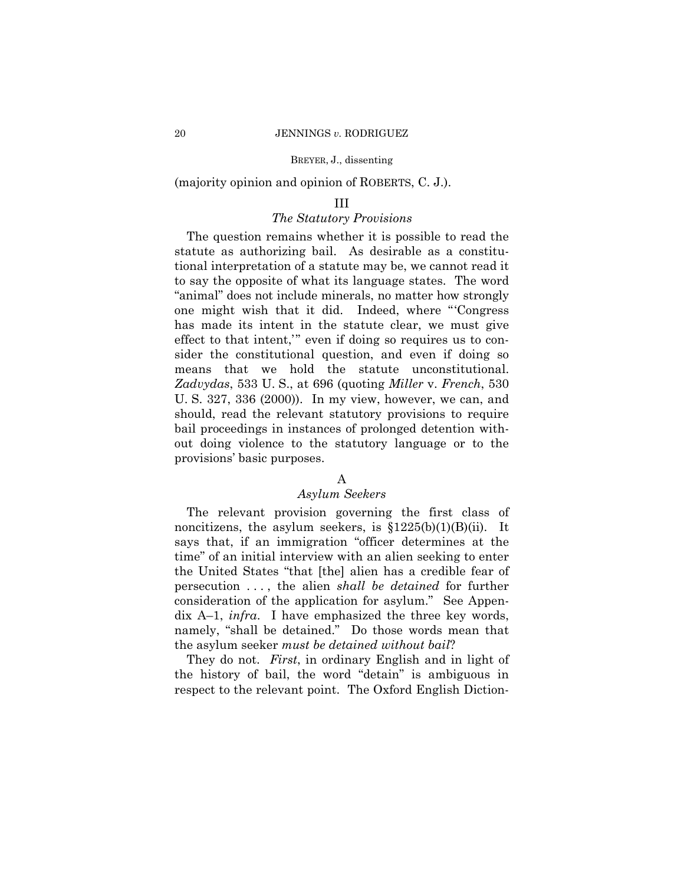(majority opinion and opinion of ROBERTS, C. J.).

### III

### *The Statutory Provisions*

The question remains whether it is possible to read the statute as authorizing bail. As desirable as a constitutional interpretation of a statute may be, we cannot read it to say the opposite of what its language states. The word "animal" does not include minerals, no matter how strongly one might wish that it did. Indeed, where "'Congress has made its intent in the statute clear, we must give effect to that intent,'" even if doing so requires us to consider the constitutional question, and even if doing so means that we hold the statute unconstitutional. *Zadvydas*, 533 U. S., at 696 (quoting *Miller* v. *French*, 530 U. S. 327, 336 (2000)). In my view, however, we can, and should, read the relevant statutory provisions to require bail proceedings in instances of prolonged detention without doing violence to the statutory language or to the provisions' basic purposes.

#### A

#### *Asylum Seekers*

The relevant provision governing the first class of noncitizens, the asylum seekers, is §1225(b)(1)(B)(ii). It says that, if an immigration "officer determines at the time" of an initial interview with an alien seeking to enter the United States "that [the] alien has a credible fear of persecution . . . , the alien *shall be detained* for further consideration of the application for asylum." See Appendix A–1, *infra*. I have emphasized the three key words, namely, "shall be detained." Do those words mean that the asylum seeker *must be detained without bail*?

They do not. *First*, in ordinary English and in light of the history of bail, the word "detain" is ambiguous in respect to the relevant point. The Oxford English Diction-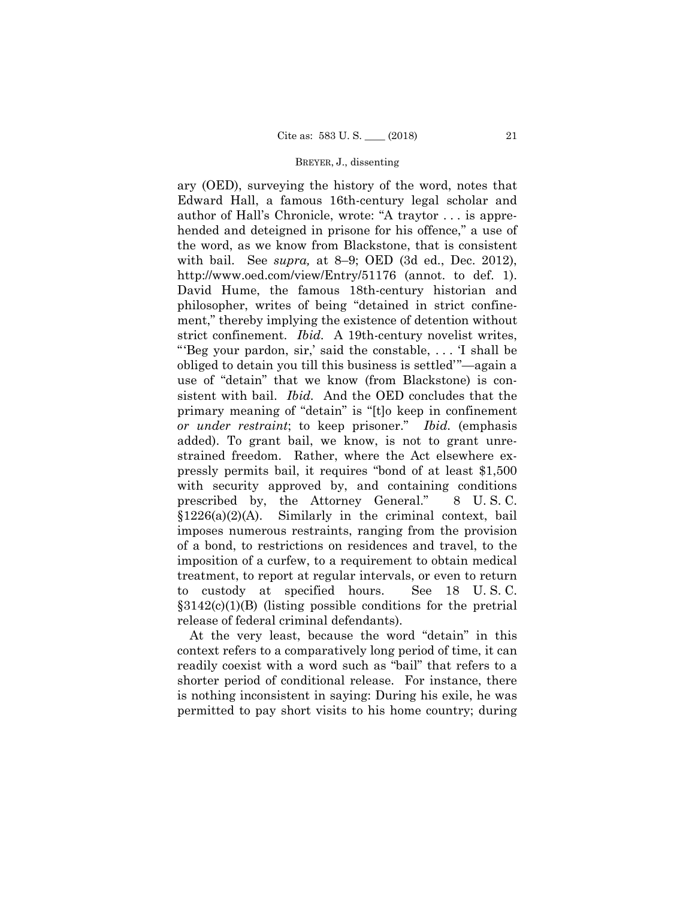ary (OED), surveying the history of the word, notes that Edward Hall, a famous 16th-century legal scholar and author of Hall's Chronicle, wrote: "A traytor . . . is apprehended and deteigned in prisone for his offence," a use of the word, as we know from Blackstone, that is consistent with bail. See *supra,* at 8–9; OED (3d ed., Dec. 2012), http://www.oed.com/view/Entry/51176 (annot. to def. 1). David Hume, the famous 18th-century historian and philosopher, writes of being "detained in strict confinement," thereby implying the existence of detention without strict confinement. *Ibid.* A 19th-century novelist writes, "'Beg your pardon, sir,' said the constable, . . . 'I shall be obliged to detain you till this business is settled'"—again a use of "detain" that we know (from Blackstone) is consistent with bail. *Ibid.* And the OED concludes that the primary meaning of "detain" is "[t]o keep in confinement *or under restraint*; to keep prisoner." *Ibid.* (emphasis added). To grant bail, we know, is not to grant unrestrained freedom. Rather, where the Act elsewhere expressly permits bail, it requires "bond of at least $1,500 with security approved by, and containing conditions prescribed by, the Attorney General." 8 U. S. C. §1226(a)(2)(A). Similarly in the criminal context, bail imposes numerous restraints, ranging from the provision of a bond, to restrictions on residences and travel, to the imposition of a curfew, to a requirement to obtain medical treatment, to report at regular intervals, or even to return to custody at specified hours. See 18 U. S. C. §3142(c)(1)(B) (listing possible conditions for the pretrial release of federal criminal defendants).

At the very least, because the word "detain" in this context refers to a comparatively long period of time, it can readily coexist with a word such as "bail" that refers to a shorter period of conditional release. For instance, there is nothing inconsistent in saying: During his exile, he was permitted to pay short visits to his home country; during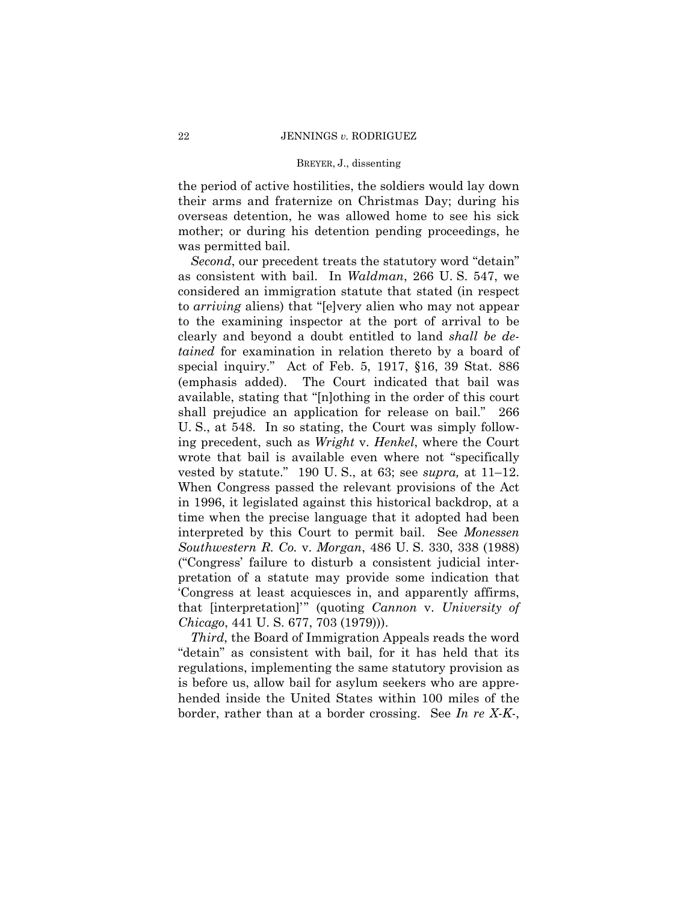the period of active hostilities, the soldiers would lay down their arms and fraternize on Christmas Day; during his overseas detention, he was allowed home to see his sick mother; or during his detention pending proceedings, he was permitted bail.

*Second*, our precedent treats the statutory word "detain" as consistent with bail. In *Waldman*, 266 U. S. 547, we considered an immigration statute that stated (in respect to *arriving* aliens) that "[e]very alien who may not appear to the examining inspector at the port of arrival to be clearly and beyond a doubt entitled to land *shall be detained* for examination in relation thereto by a board of special inquiry." Act of Feb. 5, 1917, §16, 39 Stat. 886 (emphasis added). The Court indicated that bail was available, stating that "[n]othing in the order of this court shall prejudice an application for release on bail." 266 U. S., at 548. In so stating, the Court was simply following precedent, such as *Wright* v. *Henkel*, where the Court wrote that bail is available even where not "specifically vested by statute." 190 U. S., at 63; see *supra,* at 11–12. When Congress passed the relevant provisions of the Act in 1996, it legislated against this historical backdrop, at a time when the precise language that it adopted had been interpreted by this Court to permit bail. See *Monessen Southwestern R. Co.* v. *Morgan*, 486 U. S. 330, 338 (1988) ("Congress' failure to disturb a consistent judicial interpretation of a statute may provide some indication that 'Congress at least acquiesces in, and apparently affirms, that [interpretation]'" (quoting *Cannon* v. *University of Chicago*, 441 U. S. 677, 703 (1979))).

*Third*, the Board of Immigration Appeals reads the word "detain" as consistent with bail, for it has held that its regulations, implementing the same statutory provision as is before us, allow bail for asylum seekers who are apprehended inside the United States within 100 miles of the border, rather than at a border crossing. See *In re X-K-*,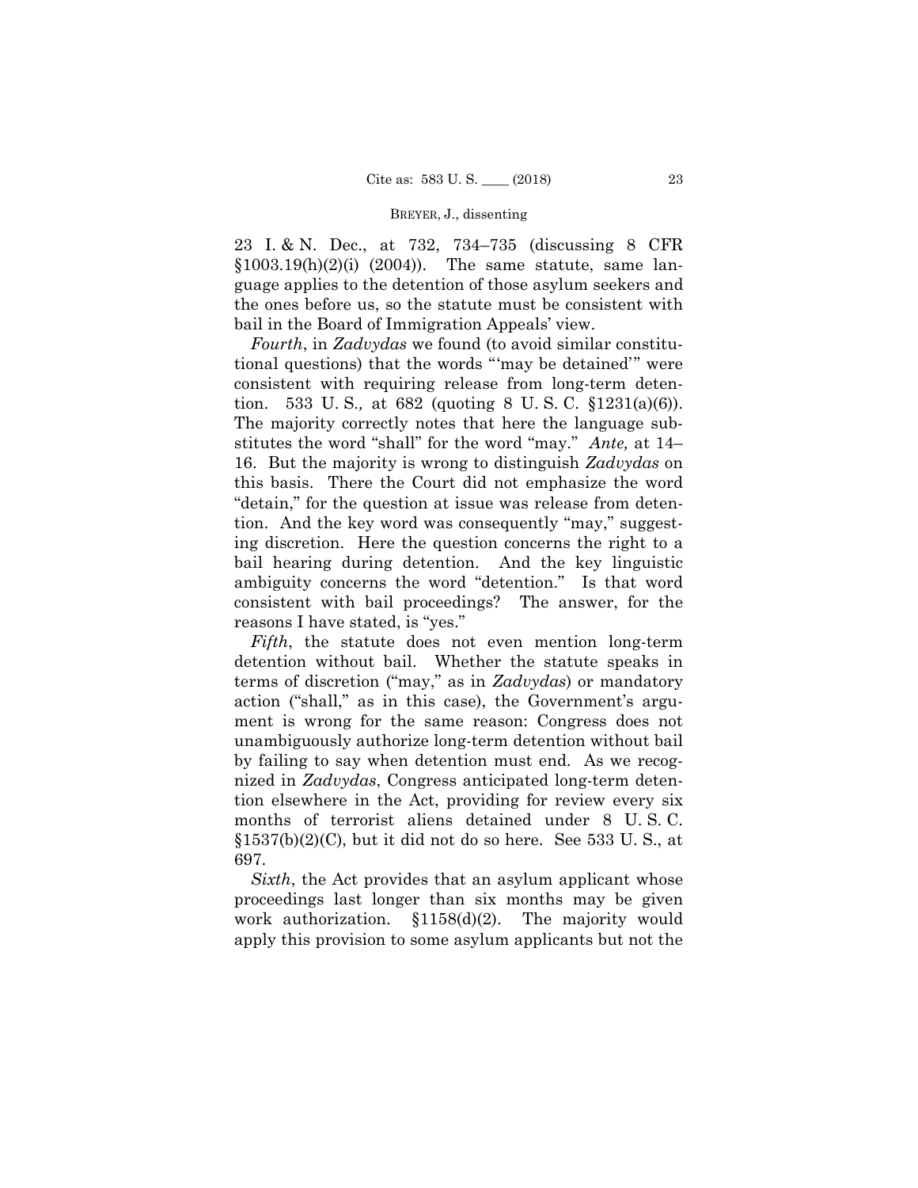23 I. & N. Dec., at 732, 734–735 (discussing 8 CFR §1003.19(h)(2)(i) (2004)). The same statute, same language applies to the detention of those asylum seekers and the ones before us, so the statute must be consistent with bail in the Board of Immigration Appeals' view.

*Fourth*, in *Zadvydas* we found (to avoid similar constitutional questions) that the words "'may be detained'" were consistent with requiring release from long-term detention. 533 U. S., at 682 (quoting 8 U. S. C. §1231(a)(6)). The majority correctly notes that here the language substitutes the word "shall" for the word "may." *Ante,* at 14–16. But the majority is wrong to distinguish *Zadvydas* on this basis. There the Court did not emphasize the word "detain," for the question at issue was release from detention. And the key word was consequently "may," suggesting discretion. Here the question concerns the right to a bail hearing during detention. And the key linguistic ambiguity concerns the word "detention." Is that word consistent with bail proceedings? The answer, for the reasons I have stated, is "yes."

*Fifth*, the statute does not even mention long-term detention without bail. Whether the statute speaks in terms of discretion ("may," as in *Zadvydas*) or mandatory action ("shall," as in this case), the Government's argument is wrong for the same reason: Congress does not unambiguously authorize long-term detention without bail by failing to say when detention must end. As we recognized in *Zadvydas*, Congress anticipated long-term detention elsewhere in the Act, providing for review every six months of terrorist aliens detained under 8 U. S. C. §1537(b)(2)(C), but it did not do so here. See 533 U. S., at 697.

*Sixth*, the Act provides that an asylum applicant whose proceedings last longer than six months may be given work authorization. §1158(d)(2). The majority would apply this provision to some asylum applicants but not the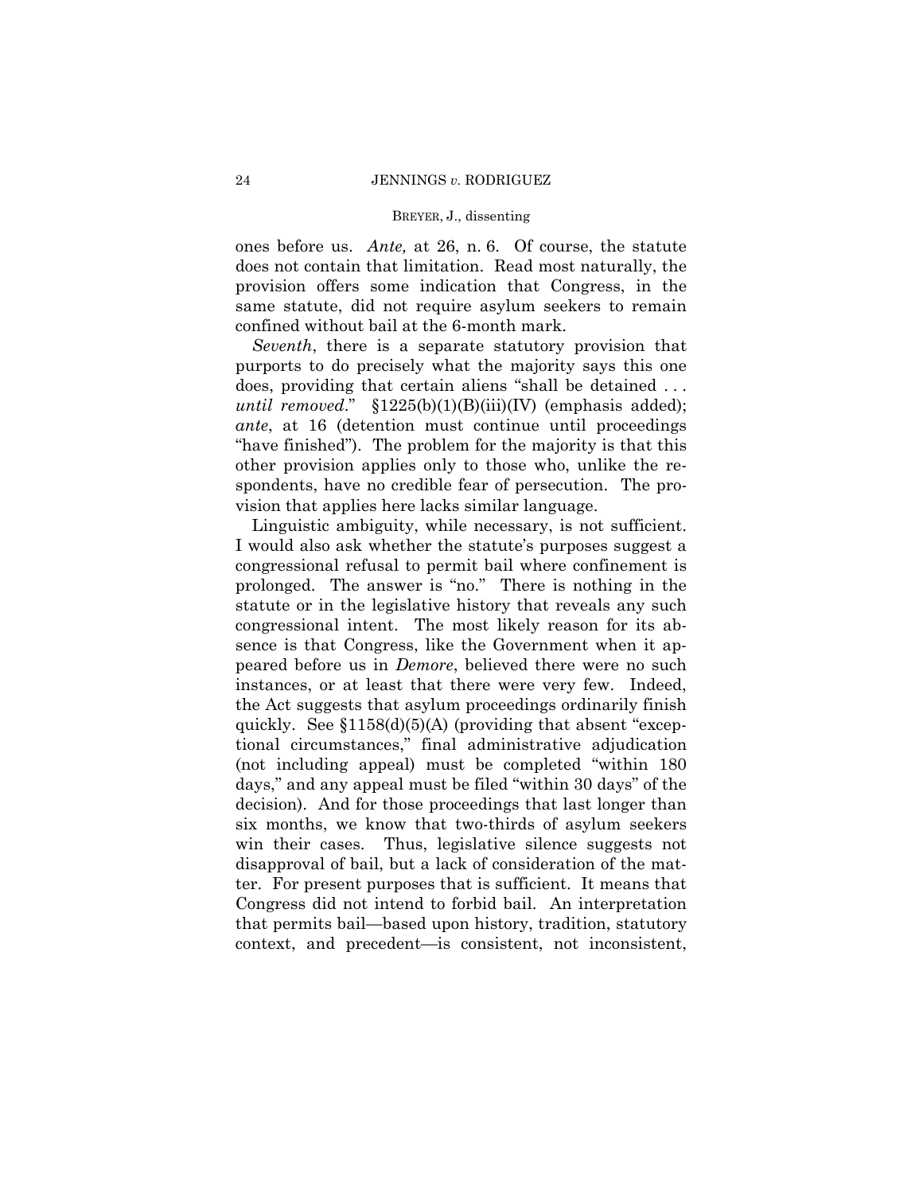ones before us. *Ante,* at 26, n. 6. Of course, the statute does not contain that limitation. Read most naturally, the provision offers some indication that Congress, in the same statute, did not require asylum seekers to remain confined without bail at the 6-month mark.

*Seventh*, there is a separate statutory provision that purports to do precisely what the majority says this one does, providing that certain aliens "shall be detained . . . *until removed*." §1225(b)(1)(B)(iii)(IV) (emphasis added); *ante*, at 16 (detention must continue until proceedings "have finished"). The problem for the majority is that this other provision applies only to those who, unlike the respondents, have no credible fear of persecution. The provision that applies here lacks similar language.

Linguistic ambiguity, while necessary, is not sufficient. I would also ask whether the statute's purposes suggest a congressional refusal to permit bail where confinement is prolonged. The answer is "no." There is nothing in the statute or in the legislative history that reveals any such congressional intent. The most likely reason for its absence is that Congress, like the Government when it appeared before us in *Demore*, believed there were no such instances, or at least that there were very few. Indeed, the Act suggests that asylum proceedings ordinarily finish quickly. See §1158(d)(5)(A) (providing that absent "exceptional circumstances," final administrative adjudication (not including appeal) must be completed "within 180 days," and any appeal must be filed "within 30 days" of the decision). And for those proceedings that last longer than six months, we know that two-thirds of asylum seekers win their cases. Thus, legislative silence suggests not disapproval of bail, but a lack of consideration of the matter. For present purposes that is sufficient. It means that Congress did not intend to forbid bail. An interpretation that permits bail—based upon history, tradition, statutory context, and precedent—is consistent, not inconsistent,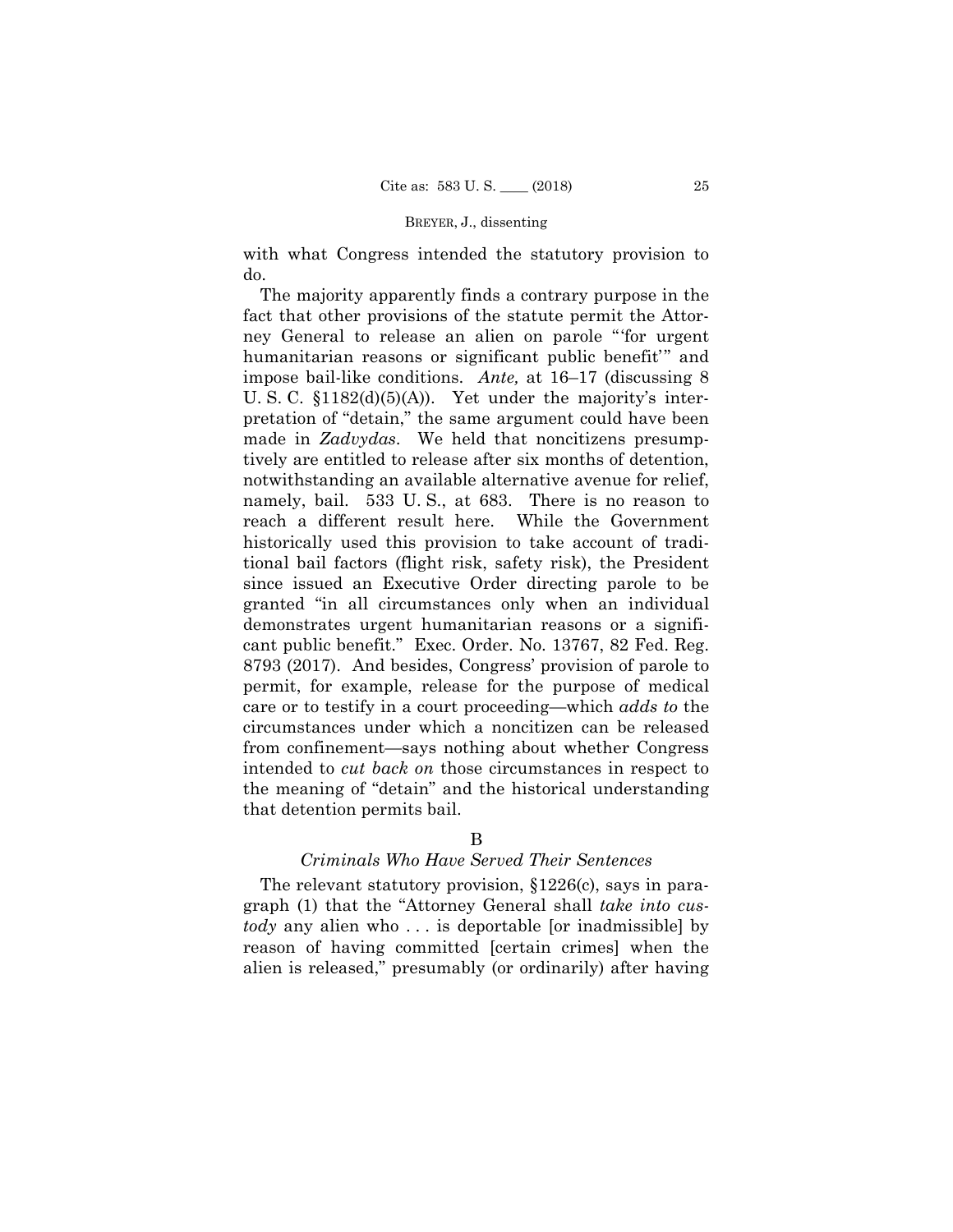with what Congress intended the statutory provision to do.

The majority apparently finds a contrary purpose in the fact that other provisions of the statute permit the Attorney General to release an alien on parole "'for urgent humanitarian reasons or significant public benefit'" and impose bail-like conditions. *Ante,* at 16–17 (discussing 8 U. S. C. §1182(d)(5)(A)). Yet under the majority's interpretation of "detain," the same argument could have been made in *Zadvydas*. We held that noncitizens presumptively are entitled to release after six months of detention, notwithstanding an available alternative avenue for relief, namely, bail. 533 U. S., at 683. There is no reason to reach a different result here. While the Government historically used this provision to take account of traditional bail factors (flight risk, safety risk), the President since issued an Executive Order directing parole to be granted "in all circumstances only when an individual demonstrates urgent humanitarian reasons or a significant public benefit." Exec. Order. No. 13767, 82 Fed. Reg. 8793 (2017). And besides, Congress' provision of parole to permit, for example, release for the purpose of medical care or to testify in a court proceeding—which *adds to* the circumstances under which a noncitizen can be released from confinement—says nothing about whether Congress intended to *cut back on* those circumstances in respect to the meaning of "detain" and the historical understanding that detention permits bail.

B

*Criminals Who Have Served Their Sentences*

The relevant statutory provision, §1226(c), says in paragraph (1) that the "Attorney General shall *take into custody* any alien who . . . is deportable [or inadmissible] by reason of having committed [certain crimes] when the alien is released," presumably (or ordinarily) after having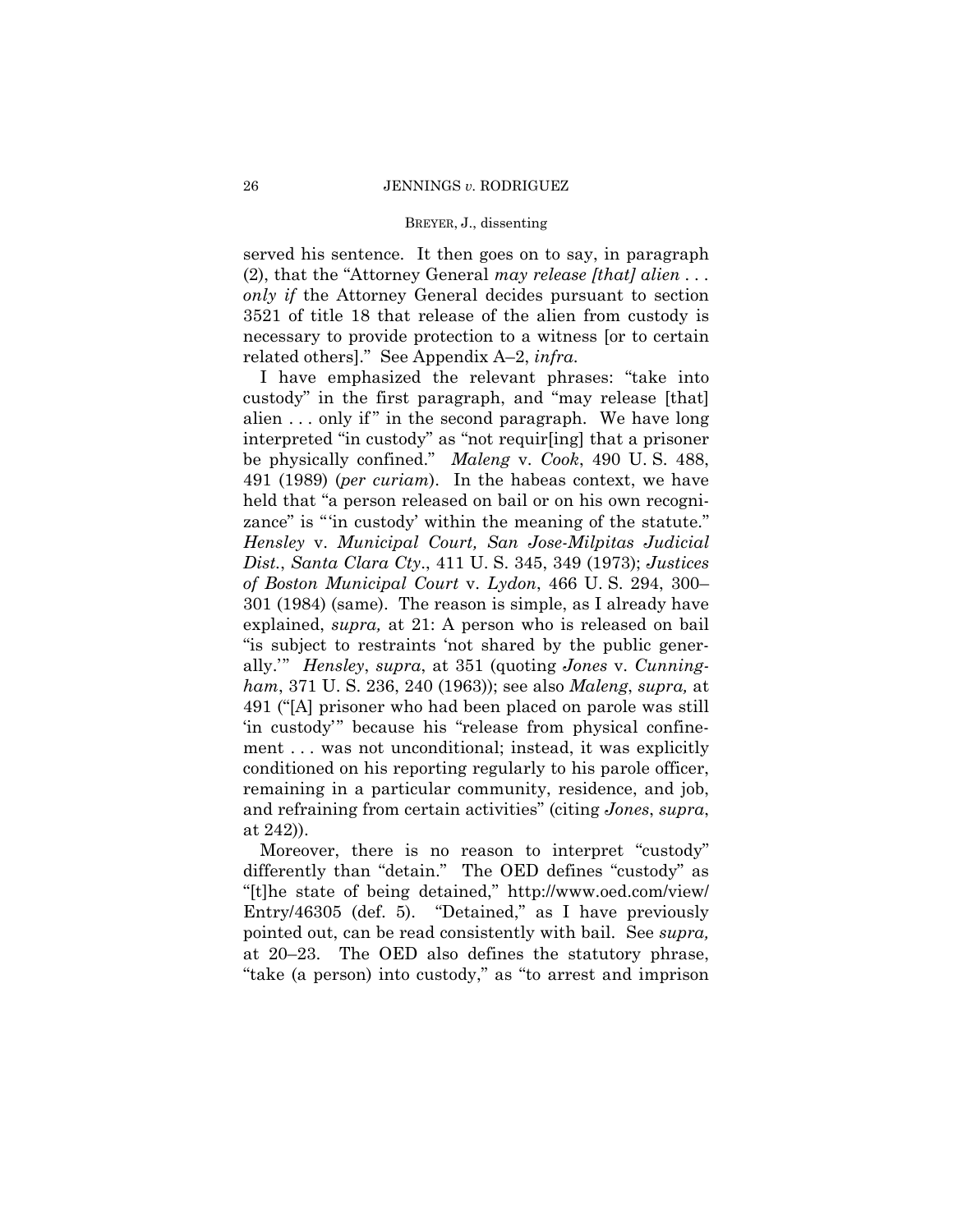served his sentence. It then goes on to say, in paragraph (2), that the "Attorney General *may release [that] alien* . . . *only if* the Attorney General decides pursuant to section 3521 of title 18 that release of the alien from custody is necessary to provide protection to a witness [or to certain related others]." See Appendix A–2, *infra.*

I have emphasized the relevant phrases: "take into custody" in the first paragraph, and "may release [that] alien . . . only if" in the second paragraph. We have long interpreted "in custody" as "not requir[ing] that a prisoner be physically confined." *Maleng* v. *Cook*, 490 U. S. 488, 491 (1989) (*per curiam*). In the habeas context, we have held that "a person released on bail or on his own recognizance" is "'in custody' within the meaning of the statute." *Hensley* v. *Municipal Court, San Jose-Milpitas Judicial Dist.*, *Santa Clara Cty*., 411 U. S. 345, 349 (1973); *Justices of Boston Municipal Court* v. *Lydon*, 466 U. S. 294, 300–301 (1984) (same). The reason is simple, as I already have explained, *supra,* at 21: A person who is released on bail "is subject to restraints 'not shared by the public generally.'" *Hensley*, *supra*, at 351 (quoting *Jones* v. *Cunningham*, 371 U. S. 236, 240 (1963)); see also *Maleng*, *supra,* at 491 ("[A] prisoner who had been placed on parole was still 'in custody'" because his "release from physical confinement . . . was not unconditional; instead, it was explicitly conditioned on his reporting regularly to his parole officer, remaining in a particular community, residence, and job, and refraining from certain activities" (citing *Jones*, *supra*, at 242)).

Moreover, there is no reason to interpret "custody" differently than "detain." The OED defines "custody" as "[t]he state of being detained," http://www.oed.com/view/Entry/46305 (def. 5). "Detained," as I have previously pointed out, can be read consistently with bail. See *supra,* at 20–23. The OED also defines the statutory phrase, "take (a person) into custody," as "to arrest and imprison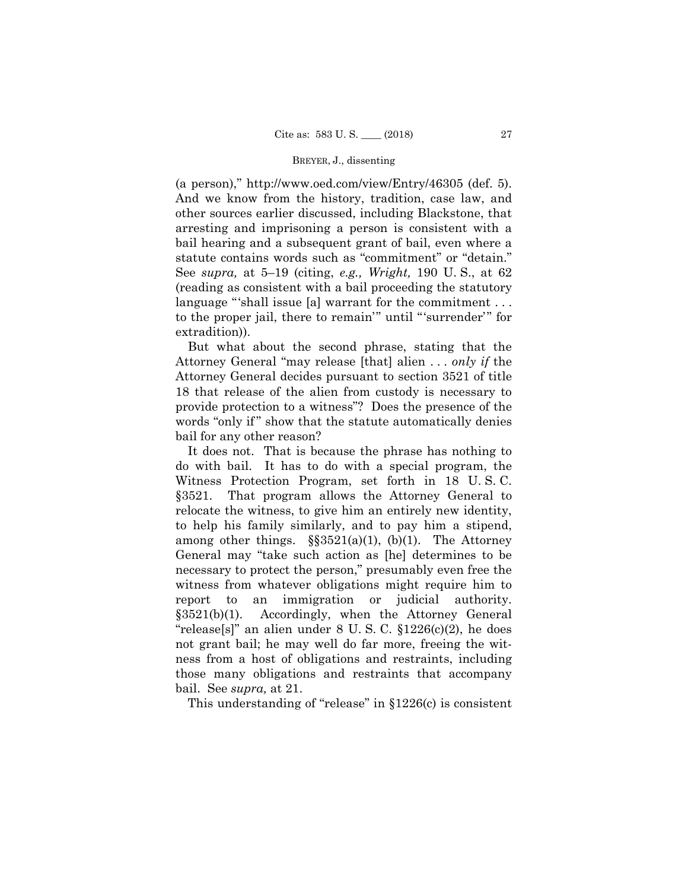(a person)," http://www.oed.com/view/Entry/46305 (def. 5). And we know from the history, tradition, case law, and other sources earlier discussed, including Blackstone, that arresting and imprisoning a person is consistent with a bail hearing and a subsequent grant of bail, even where a statute contains words such as "commitment" or "detain." See *supra,* at 5–19 (citing, *e.g., Wright,* 190 U. S., at 62 (reading as consistent with a bail proceeding the statutory language "'shall issue [a] warrant for the commitment . . . to the proper jail, there to remain'" until "'surrender'" for extradition)).

But what about the second phrase, stating that the Attorney General "may release [that] alien . . . *only if* the Attorney General decides pursuant to section 3521 of title 18 that release of the alien from custody is necessary to provide protection to a witness"? Does the presence of the words "only if" show that the statute automatically denies bail for any other reason?

It does not. That is because the phrase has nothing to do with bail. It has to do with a special program, the Witness Protection Program, set forth in 18 U. S. C. §3521. That program allows the Attorney General to relocate the witness, to give him an entirely new identity, to help his family similarly, and to pay him a stipend, among other things. §§3521(a)(1), (b)(1). The Attorney General may "take such action as [he] determines to be necessary to protect the person," presumably even free the witness from whatever obligations might require him to report to an immigration or judicial authority. §3521(b)(1). Accordingly, when the Attorney General "release[s]" an alien under 8 U. S. C. §1226(c)(2), he does not grant bail; he may well do far more, freeing the witness from a host of obligations and restraints, including those many obligations and restraints that accompany bail. See *supra,* at 21.

This understanding of "release" in §1226(c) is consistent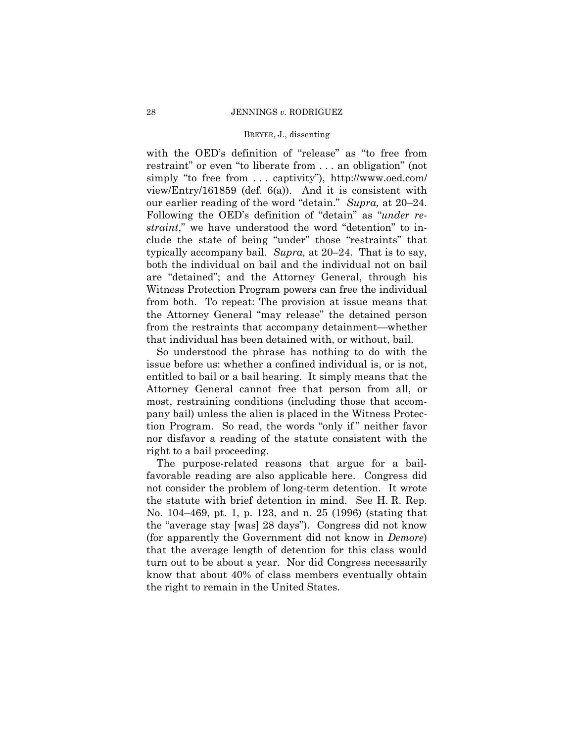with the OED's definition of "release" as "to free from restraint" or even "to liberate from . . . an obligation" (not simply "to free from . . . captivity"), http://www.oed.com/view/Entry/161859 (def. 6(a)). And it is consistent with our earlier reading of the word "detain." *Supra,* at 20–24. Following the OED's definition of "detain" as "*under restraint*," we have understood the word "detention" to include the state of being "under" those "restraints" that typically accompany bail. *Supra,* at 20–24. That is to say, both the individual on bail and the individual not on bail are "detained"; and the Attorney General, through his Witness Protection Program powers can free the individual from both. To repeat: The provision at issue means that the Attorney General "may release" the detained person from the restraints that accompany detainment—whether that individual has been detained with, or without, bail.

So understood the phrase has nothing to do with the issue before us: whether a confined individual is, or is not, entitled to bail or a bail hearing. It simply means that the Attorney General cannot free that person from all, or most, restraining conditions (including those that accompany bail) unless the alien is placed in the Witness Protection Program. So read, the words "only if" neither favor nor disfavor a reading of the statute consistent with the right to a bail proceeding.

The purpose-related reasons that argue for a bail-favorable reading are also applicable here. Congress did not consider the problem of long-term detention. It wrote the statute with brief detention in mind. See H. R. Rep. No. 104–469, pt. 1, p. 123, and n. 25 (1996) (stating that the "average stay [was] 28 days"). Congress did not know (for apparently the Government did not know in *Demore*) that the average length of detention for this class would turn out to be about a year. Nor did Congress necessarily know that about 40% of class members eventually obtain the right to remain in the United States.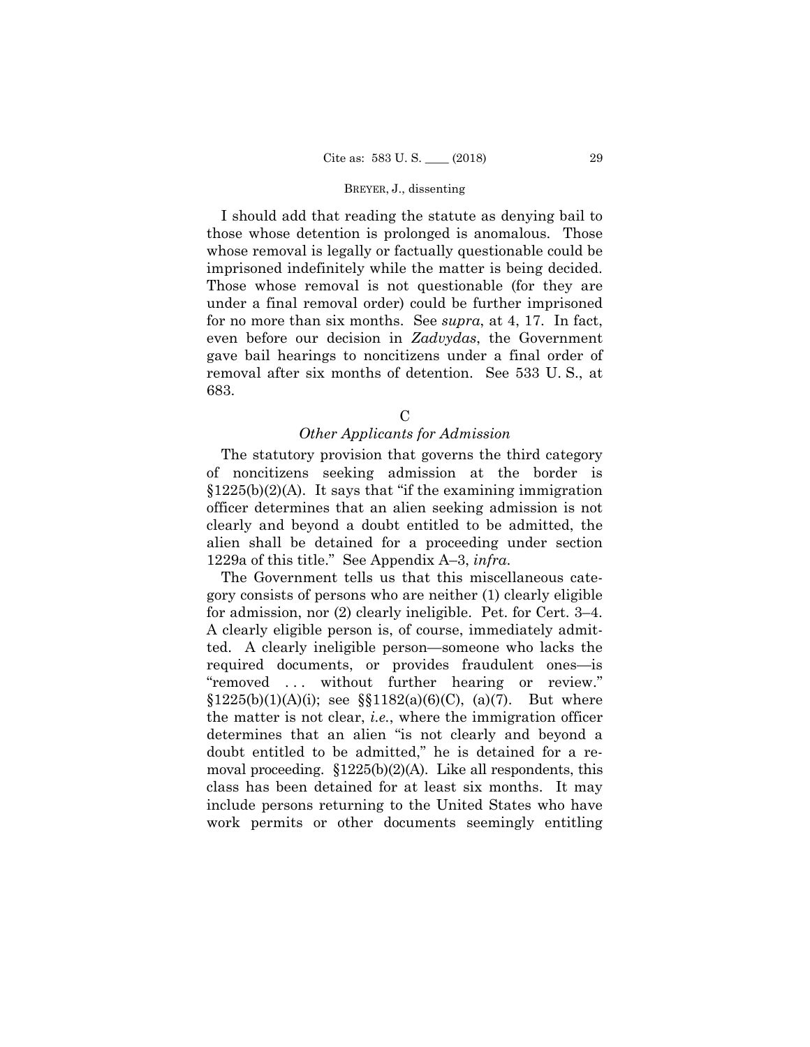I should add that reading the statute as denying bail to those whose detention is prolonged is anomalous. Those whose removal is legally or factually questionable could be imprisoned indefinitely while the matter is being decided. Those whose removal is not questionable (for they are under a final removal order) could be further imprisoned for no more than six months. See *supra*, at 4, 17. In fact, even before our decision in *Zadvydas*, the Government gave bail hearings to noncitizens under a final order of removal after six months of detention. See 533 U. S., at 683.

### C

### *Other Applicants for Admission*

The statutory provision that governs the third category of noncitizens seeking admission at the border is §1225(b)(2)(A). It says that "if the examining immigration officer determines that an alien seeking admission is not clearly and beyond a doubt entitled to be admitted, the alien shall be detained for a proceeding under section 1229a of this title." See Appendix A–3, *infra*.

The Government tells us that this miscellaneous category consists of persons who are neither (1) clearly eligible for admission, nor (2) clearly ineligible. Pet. for Cert. 3–4. A clearly eligible person is, of course, immediately admitted. A clearly ineligible person—someone who lacks the required documents, or provides fraudulent ones—is "removed . . . without further hearing or review." §1225(b)(1)(A)(i); see §§1182(a)(6)(C), (a)(7). But where the matter is not clear, *i.e.*, where the immigration officer determines that an alien "is not clearly and beyond a doubt entitled to be admitted," he is detained for a removal proceeding. §1225(b)(2)(A). Like all respondents, this class has been detained for at least six months. It may include persons returning to the United States who have work permits or other documents seemingly entitling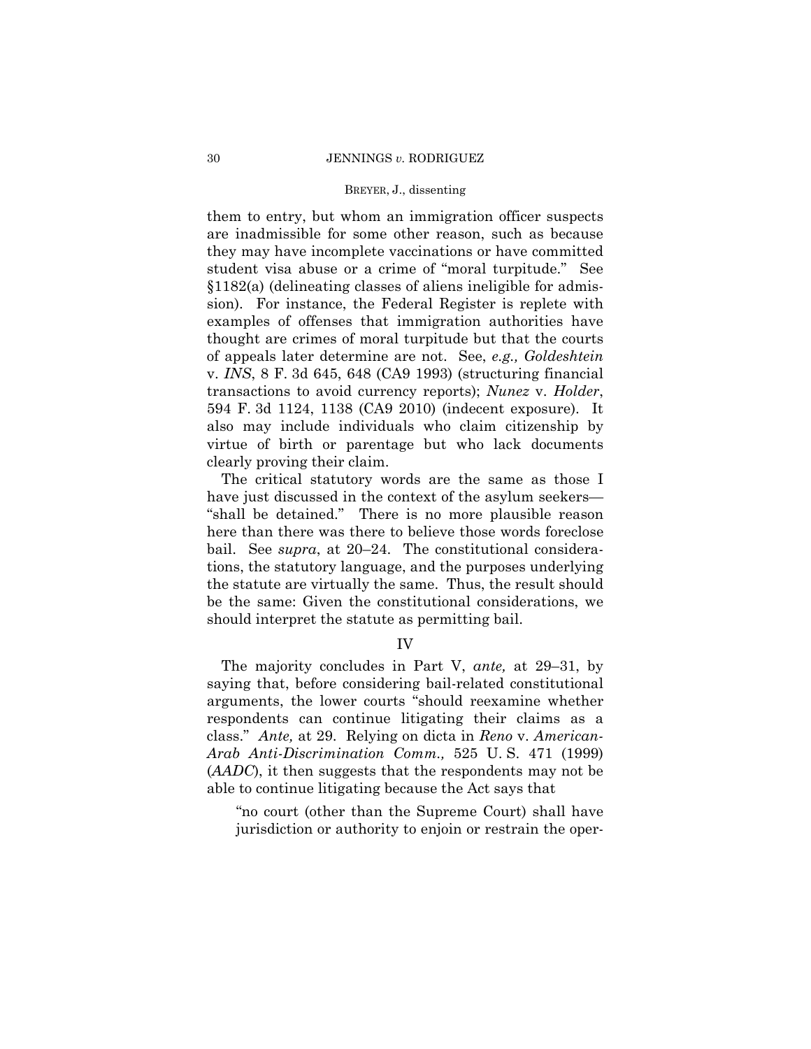them to entry, but whom an immigration officer suspects are inadmissible for some other reason, such as because they may have incomplete vaccinations or have committed student visa abuse or a crime of "moral turpitude." See §1182(a) (delineating classes of aliens ineligible for admission). For instance, the Federal Register is replete with examples of offenses that immigration authorities have thought are crimes of moral turpitude but that the courts of appeals later determine are not. See, *e.g., Goldeshtein* v. *INS*, 8 F. 3d 645, 648 (CA9 1993) (structuring financial transactions to avoid currency reports); *Nunez* v. *Holder*, 594 F. 3d 1124, 1138 (CA9 2010) (indecent exposure). It also may include individuals who claim citizenship by virtue of birth or parentage but who lack documents clearly proving their claim.

The critical statutory words are the same as those I have just discussed in the context of the asylum seekers— "shall be detained." There is no more plausible reason here than there was there to believe those words foreclose bail. See *supra*, at 20–24. The constitutional considerations, the statutory language, and the purposes underlying the statute are virtually the same. Thus, the result should be the same: Given the constitutional considerations, we should interpret the statute as permitting bail.

## IV

The majority concludes in Part V, *ante,* at 29–31, by saying that, before considering bail-related constitutional arguments, the lower courts "should reexamine whether respondents can continue litigating their claims as a class." *Ante,* at 29. Relying on dicta in *Reno* v. *American-Arab Anti-Discrimination Comm.,* 525 U. S. 471 (1999) (*AADC*), it then suggests that the respondents may not be able to continue litigating because the Act says that

> "no court (other than the Supreme Court) shall have jurisdiction or authority to enjoin or restrain the oper-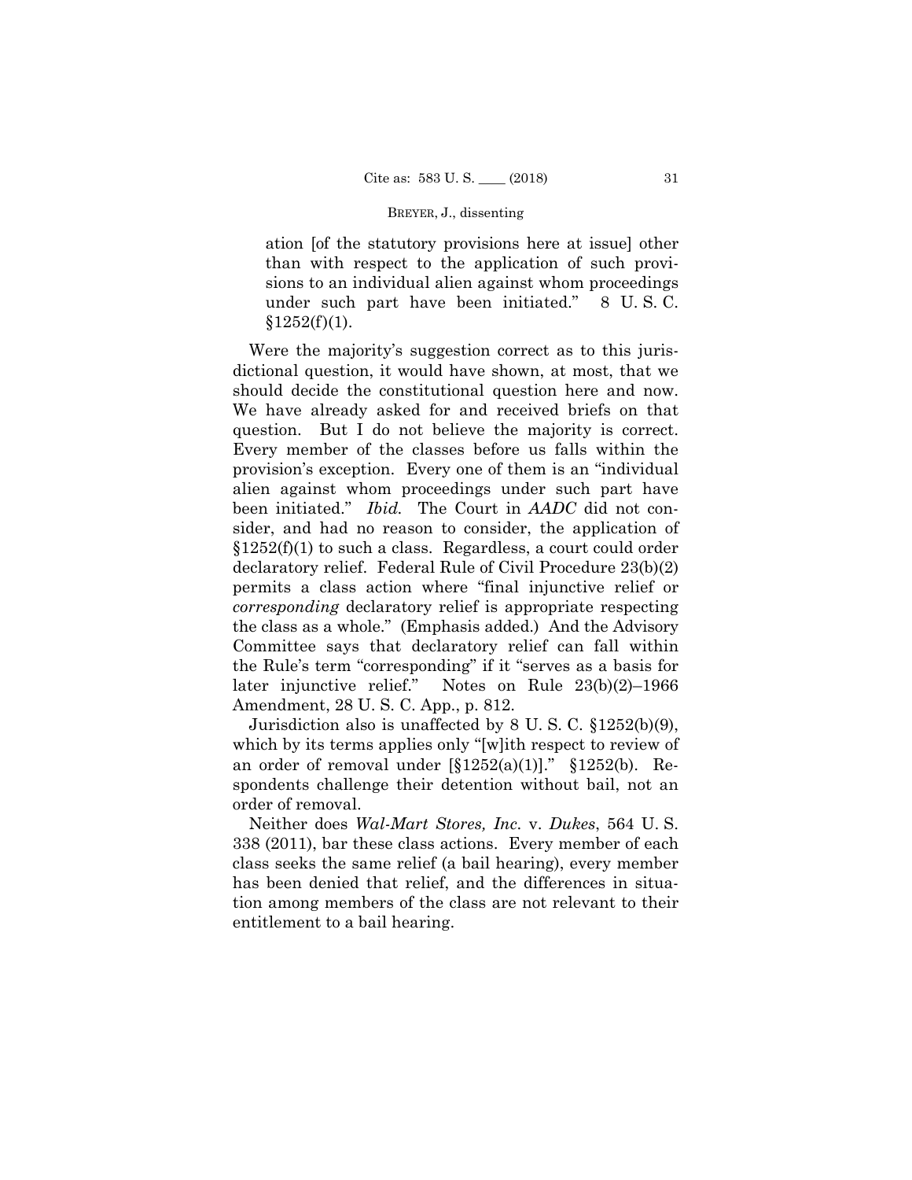> ation [of the statutory provisions here at issue] other than with respect to the application of such provisions to an individual alien against whom proceedings under such part have been initiated." 8 U. S. C. §1252(f)(1).

Were the majority's suggestion correct as to this jurisdictional question, it would have shown, at most, that we should decide the constitutional question here and now. We have already asked for and received briefs on that question. But I do not believe the majority is correct. Every member of the classes before us falls within the provision's exception. Every one of them is an "individual alien against whom proceedings under such part have been initiated." *Ibid.* The Court in *AADC* did not consider, and had no reason to consider, the application of §1252(f)(1) to such a class. Regardless, a court could order declaratory relief. Federal Rule of Civil Procedure 23(b)(2) permits a class action where "final injunctive relief or *corresponding* declaratory relief is appropriate respecting the class as a whole." (Emphasis added.) And the Advisory Committee says that declaratory relief can fall within the Rule's term "corresponding" if it "serves as a basis for later injunctive relief." Notes on Rule 23(b)(2)–1966 Amendment, 28 U. S. C. App., p. 812.

Jurisdiction also is unaffected by 8 U. S. C. §1252(b)(9), which by its terms applies only "[w]ith respect to review of an order of removal under [§1252(a)(1)]." §1252(b). Respondents challenge their detention without bail, not an order of removal.

Neither does *Wal-Mart Stores, Inc.* v. *Dukes*, 564 U. S. 338 (2011), bar these class actions. Every member of each class seeks the same relief (a bail hearing), every member has been denied that relief, and the differences in situation among members of the class are not relevant to their entitlement to a bail hearing.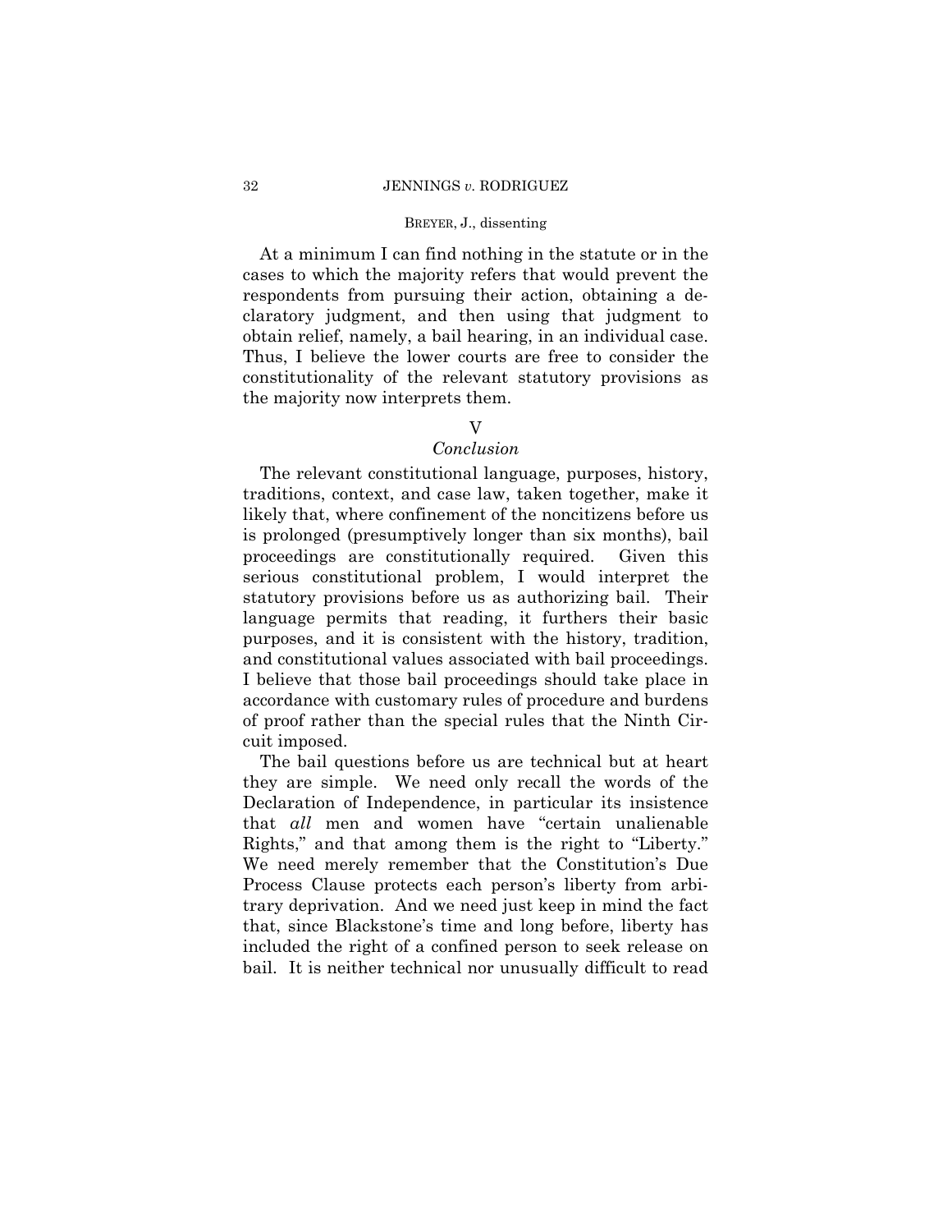At a minimum I can find nothing in the statute or in the cases to which the majority refers that would prevent the respondents from pursuing their action, obtaining a declaratory judgment, and then using that judgment to obtain relief, namely, a bail hearing, in an individual case. Thus, I believe the lower courts are free to consider the constitutionality of the relevant statutory provisions as the majority now interprets them.

## V

### *Conclusion*

The relevant constitutional language, purposes, history, traditions, context, and case law, taken together, make it likely that, where confinement of the noncitizens before us is prolonged (presumptively longer than six months), bail proceedings are constitutionally required. Given this serious constitutional problem, I would interpret the statutory provisions before us as authorizing bail. Their language permits that reading, it furthers their basic purposes, and it is consistent with the history, tradition, and constitutional values associated with bail proceedings. I believe that those bail proceedings should take place in accordance with customary rules of procedure and burdens of proof rather than the special rules that the Ninth Circuit imposed.

The bail questions before us are technical but at heart they are simple. We need only recall the words of the Declaration of Independence, in particular its insistence that *all* men and women have "certain unalienable Rights," and that among them is the right to "Liberty." We need merely remember that the Constitution's Due Process Clause protects each person's liberty from arbitrary deprivation. And we need just keep in mind the fact that, since Blackstone's time and long before, liberty has included the right of a confined person to seek release on bail. It is neither technical nor unusually difficult to read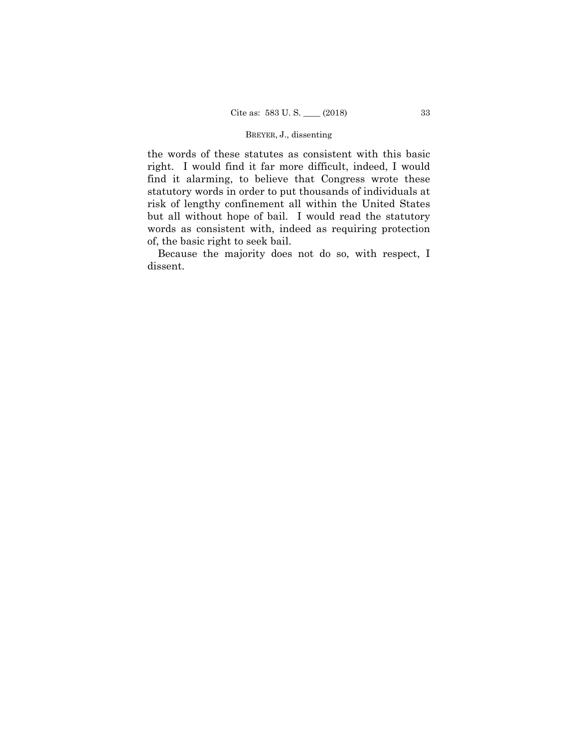the words of these statutes as consistent with this basic right. I would find it far more difficult, indeed, I would find it alarming, to believe that Congress wrote these statutory words in order to put thousands of individuals at risk of lengthy confinement all within the United States but all without hope of bail. I would read the statutory words as consistent with, indeed as requiring protection of, the basic right to seek bail.

Because the majority does not do so, with respect, I dissent.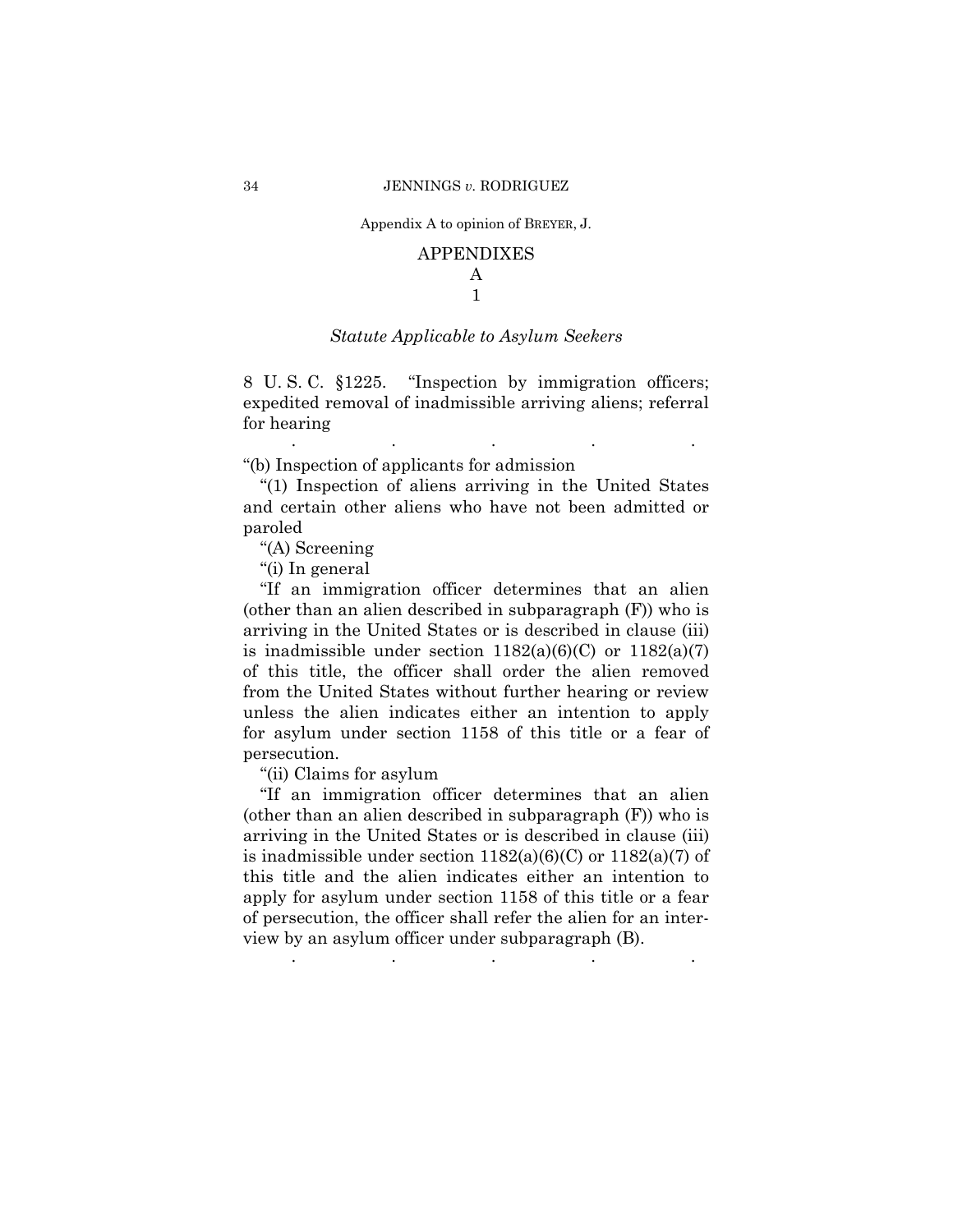Appendix A to opinion of BREYER, J.

# APPENDIXES

## A

## 1

### *Statute Applicable to Asylum Seekers*

8 U. S. C. §1225. "Inspection by immigration officers; expedited removal of inadmissible arriving aliens; referral for hearing

. . . . .

"(b) Inspection of applicants for admission

"(1) Inspection of aliens arriving in the United States and certain other aliens who have not been admitted or paroled

"(A) Screening

"(i) In general

"If an immigration officer determines that an alien (other than an alien described in subparagraph (F)) who is arriving in the United States or is described in clause (iii) is inadmissible under section 1182(a)(6)(C) or 1182(a)(7) of this title, the officer shall order the alien removed from the United States without further hearing or review unless the alien indicates either an intention to apply for asylum under section 1158 of this title or a fear of persecution.

"(ii) Claims for asylum

"If an immigration officer determines that an alien (other than an alien described in subparagraph (F)) who is arriving in the United States or is described in clause (iii) is inadmissible under section 1182(a)(6)(C) or 1182(a)(7) of this title and the alien indicates either an intention to apply for asylum under section 1158 of this title or a fear of persecution, the officer shall refer the alien for an interview by an asylum officer under subparagraph (B).

. . . . .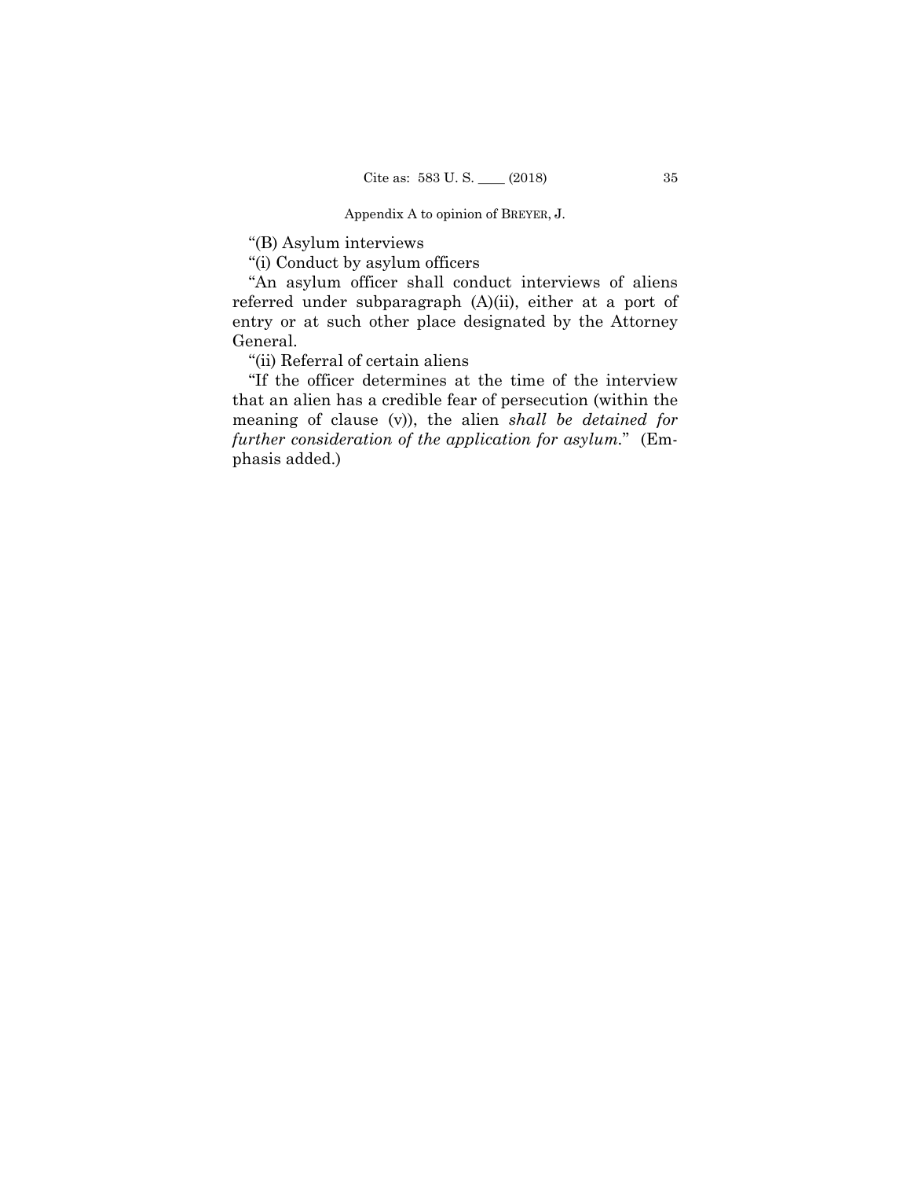"(B) Asylum interviews

"(i) Conduct by asylum officers

"An asylum officer shall conduct interviews of aliens referred under subparagraph (A)(ii), either at a port of entry or at such other place designated by the Attorney General.

"(ii) Referral of certain aliens

"If the officer determines at the time of the interview that an alien has a credible fear of persecution (within the meaning of clause (v)), the alien *shall be detained for further consideration of the application for asylum*." (Emphasis added.)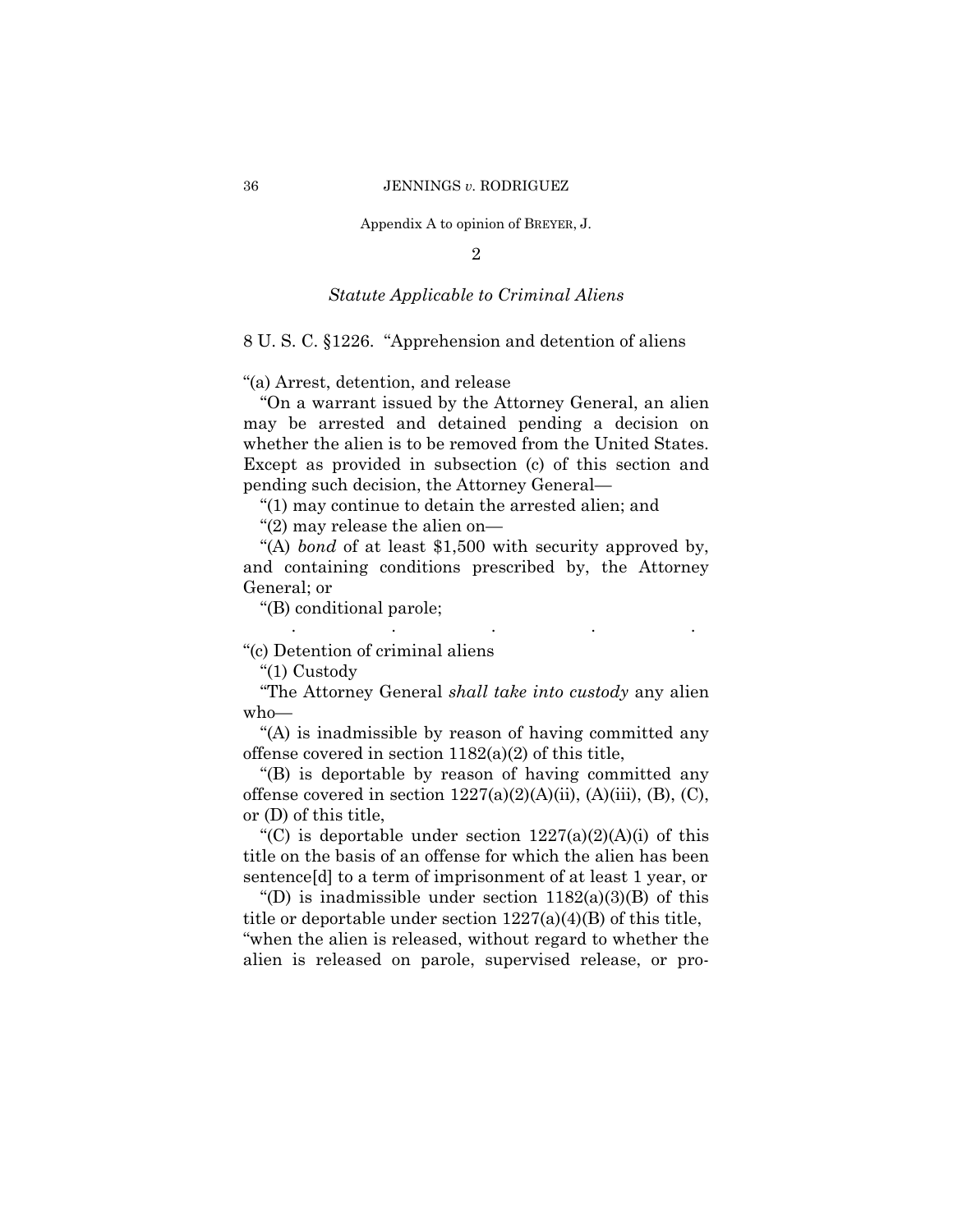Appendix A to opinion of BREYER, J.

2

*Statute Applicable to Criminal Aliens*

8 U. S. C. §1226. "Apprehension and detention of aliens

"(a) Arrest, detention, and release

"On a warrant issued by the Attorney General, an alien may be arrested and detained pending a decision on whether the alien is to be removed from the United States. Except as provided in subsection (c) of this section and pending such decision, the Attorney General—

"(1) may continue to detain the arrested alien; and

"(2) may release the alien on—

"(A) *bond* of at least $1,500 with security approved by, and containing conditions prescribed by, the Attorney General; or

"(B) conditional parole;

. . . . .

"(c) Detention of criminal aliens

"(1) Custody

"The Attorney General *shall take into custody* any alien who—

"(A) is inadmissible by reason of having committed any offense covered in section 1182(a)(2) of this title,

"(B) is deportable by reason of having committed any offense covered in section 1227(a)(2)(A)(ii), (A)(iii), (B), (C), or (D) of this title,

"(C) is deportable under section 1227(a)(2)(A)(i) of this title on the basis of an offense for which the alien has been sentence[d] to a term of imprisonment of at least 1 year, or

"(D) is inadmissible under section 1182(a)(3)(B) of this title or deportable under section 1227(a)(4)(B) of this title,

"when the alien is released, without regard to whether the alien is released on parole, supervised release, or pro-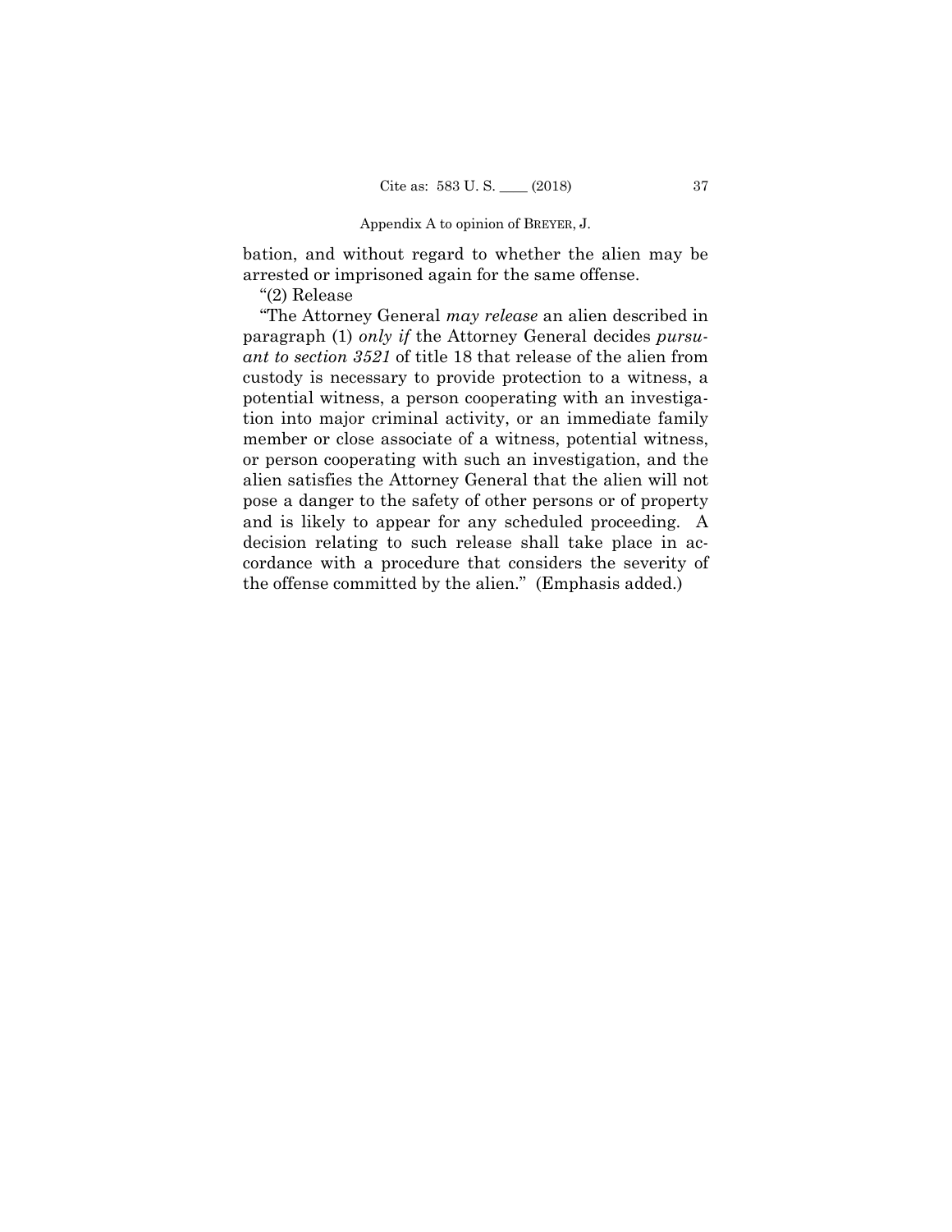bation, and without regard to whether the alien may be arrested or imprisoned again for the same offense.

"(2) Release

"The Attorney General *may release* an alien described in paragraph (1) *only if* the Attorney General decides *pursuant to section 3521* of title 18 that release of the alien from custody is necessary to provide protection to a witness, a potential witness, a person cooperating with an investigation into major criminal activity, or an immediate family member or close associate of a witness, potential witness, or person cooperating with such an investigation, and the alien satisfies the Attorney General that the alien will not pose a danger to the safety of other persons or of property and is likely to appear for any scheduled proceeding. A decision relating to such release shall take place in accordance with a procedure that considers the severity of the offense committed by the alien." (Emphasis added.)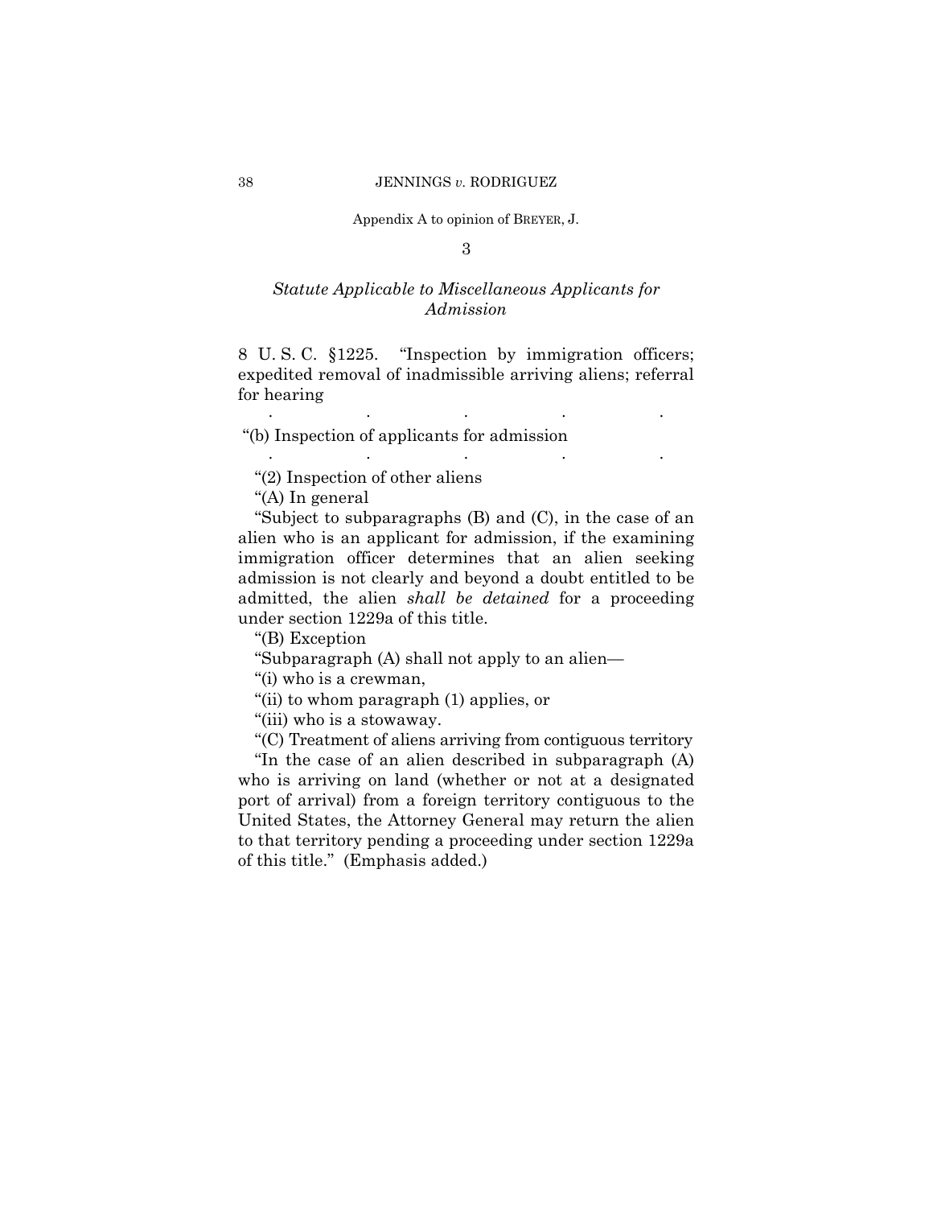Appendix A to opinion of BREYER, J.

3

*Statute Applicable to Miscellaneous Applicants for Admission*

8 U. S. C. §1225. "Inspection by immigration officers; expedited removal of inadmissible arriving aliens; referral for hearing

. . . . .

"(b) Inspection of applicants for admission

. . . . .

"(2) Inspection of other aliens

"(A) In general

"Subject to subparagraphs (B) and (C), in the case of an alien who is an applicant for admission, if the examining immigration officer determines that an alien seeking admission is not clearly and beyond a doubt entitled to be admitted, the alien *shall be detained* for a proceeding under section 1229a of this title.

"(B) Exception

"Subparagraph (A) shall not apply to an alien—

"(i) who is a crewman,

"(ii) to whom paragraph (1) applies, or

"(iii) who is a stowaway.

"(C) Treatment of aliens arriving from contiguous territory

"In the case of an alien described in subparagraph (A) who is arriving on land (whether or not at a designated port of arrival) from a foreign territory contiguous to the United States, the Attorney General may return the alien to that territory pending a proceeding under section 1229a of this title." (Emphasis added.)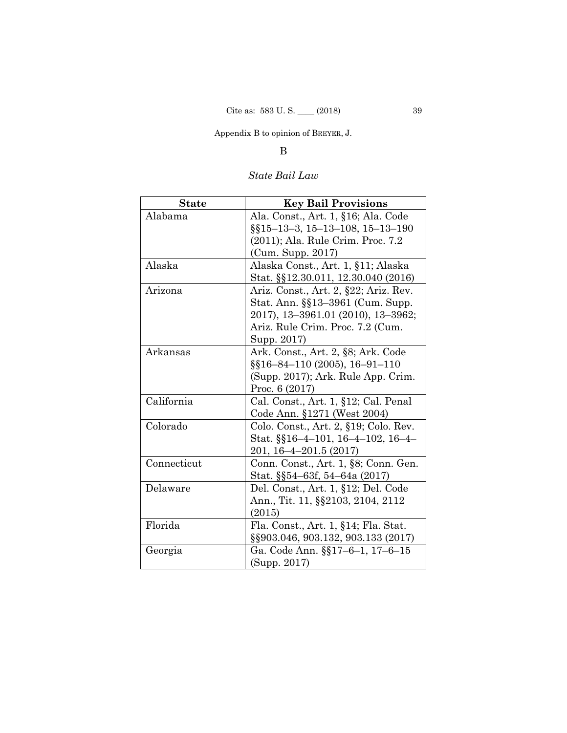Appendix B to opinion of BREYER, J.

B

*State Bail Law*

| State | Key Bail Provisions |
|---|---|
| Alabama | Ala. Const., Art. 1, §16; Ala. Code §§15–13–3, 15–13–108, 15–13–190 (2011); Ala. Rule Crim. Proc. 7.2 (Cum. Supp. 2017) |
| Alaska | Alaska Const., Art. 1, §11; Alaska Stat. §§12.30.011, 12.30.040 (2016) |
| Arizona | Ariz. Const., Art. 2, §22; Ariz. Rev. Stat. Ann. §§13–3961 (Cum. Supp. 2017), 13–3961.01 (2010), 13–3962; Ariz. Rule Crim. Proc. 7.2 (Cum. Supp. 2017) |
| Arkansas | Ark. Const., Art. 2, §8; Ark. Code §§16–84–110 (2005), 16–91–110 (Supp. 2017); Ark. Rule App. Crim. Proc. 6 (2017) |
| California | Cal. Const., Art. 1, §12; Cal. Penal Code Ann. §1271 (West 2004) |
| Colorado | Colo. Const., Art. 2, §19; Colo. Rev. Stat. §§16–4–101, 16–4–102, 16–4–201, 16–4–201.5 (2017) |
| Connecticut | Conn. Const., Art. 1, §8; Conn. Gen. Stat. §§54–63f, 54–64a (2017) |
| Delaware | Del. Const., Art. 1, §12; Del. Code Ann., Tit. 11, §§2103, 2104, 2112 (2015) |
| Florida | Fla. Const., Art. 1, §14; Fla. Stat. §§903.046, 903.132, 903.133 (2017) |
| Georgia | Ga. Code Ann. §§17–6–1, 17–6–15 (Supp. 2017) |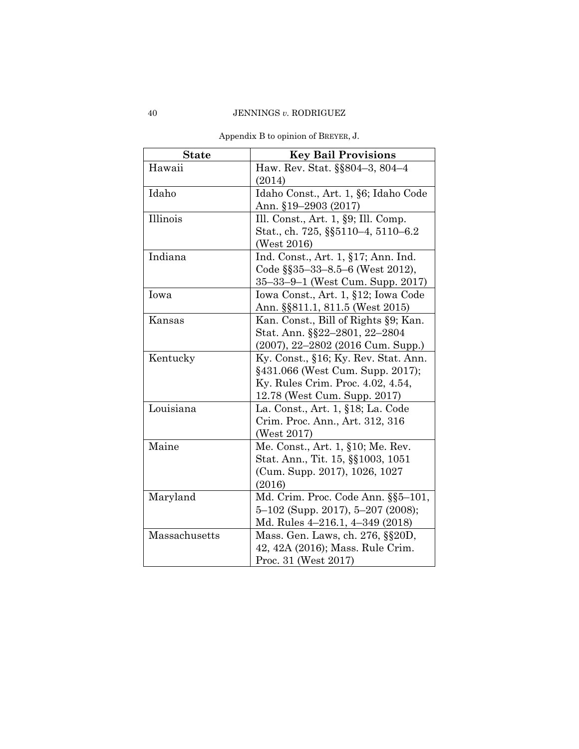Appendix B to opinion of BREYER, J.

| State | Key Bail Provisions |
|---|---|
| Hawaii | Haw. Rev. Stat. §§804–3, 804–4 (2014) |
| Idaho | Idaho Const., Art. 1, §6; Idaho Code Ann. §19–2903 (2017) |
| Illinois | Ill. Const., Art. 1, §9; Ill. Comp. Stat., ch. 725, §§5110–4, 5110–6.2 (West 2016) |
| Indiana | Ind. Const., Art. 1, §17; Ann. Ind. Code §§35–33–8.5–6 (West 2012), 35–33–9–1 (West Cum. Supp. 2017) |
| Iowa | Iowa Const., Art. 1, §12; Iowa Code Ann. §§811.1, 811.5 (West 2015) |
| Kansas | Kan. Const., Bill of Rights §9; Kan. Stat. Ann. §§22–2801, 22–2804 (2007), 22–2802 (2016 Cum. Supp.) |
| Kentucky | Ky. Const., §16; Ky. Rev. Stat. Ann. §431.066 (West Cum. Supp. 2017); Ky. Rules Crim. Proc. 4.02, 4.54, 12.78 (West Cum. Supp. 2017) |
| Louisiana | La. Const., Art. 1, §18; La. Code Crim. Proc. Ann., Art. 312, 316 (West 2017) |
| Maine | Me. Const., Art. 1, §10; Me. Rev. Stat. Ann., Tit. 15, §§1003, 1051 (Cum. Supp. 2017), 1026, 1027 (2016) |
| Maryland | Md. Crim. Proc. Code Ann. §§5–101, 5–102 (Supp. 2017), 5–207 (2008); Md. Rules 4–216.1, 4–349 (2018) |
| Massachusetts | Mass. Gen. Laws, ch. 276, §§20D, 42, 42A (2016); Mass. Rule Crim. Proc. 31 (West 2017) |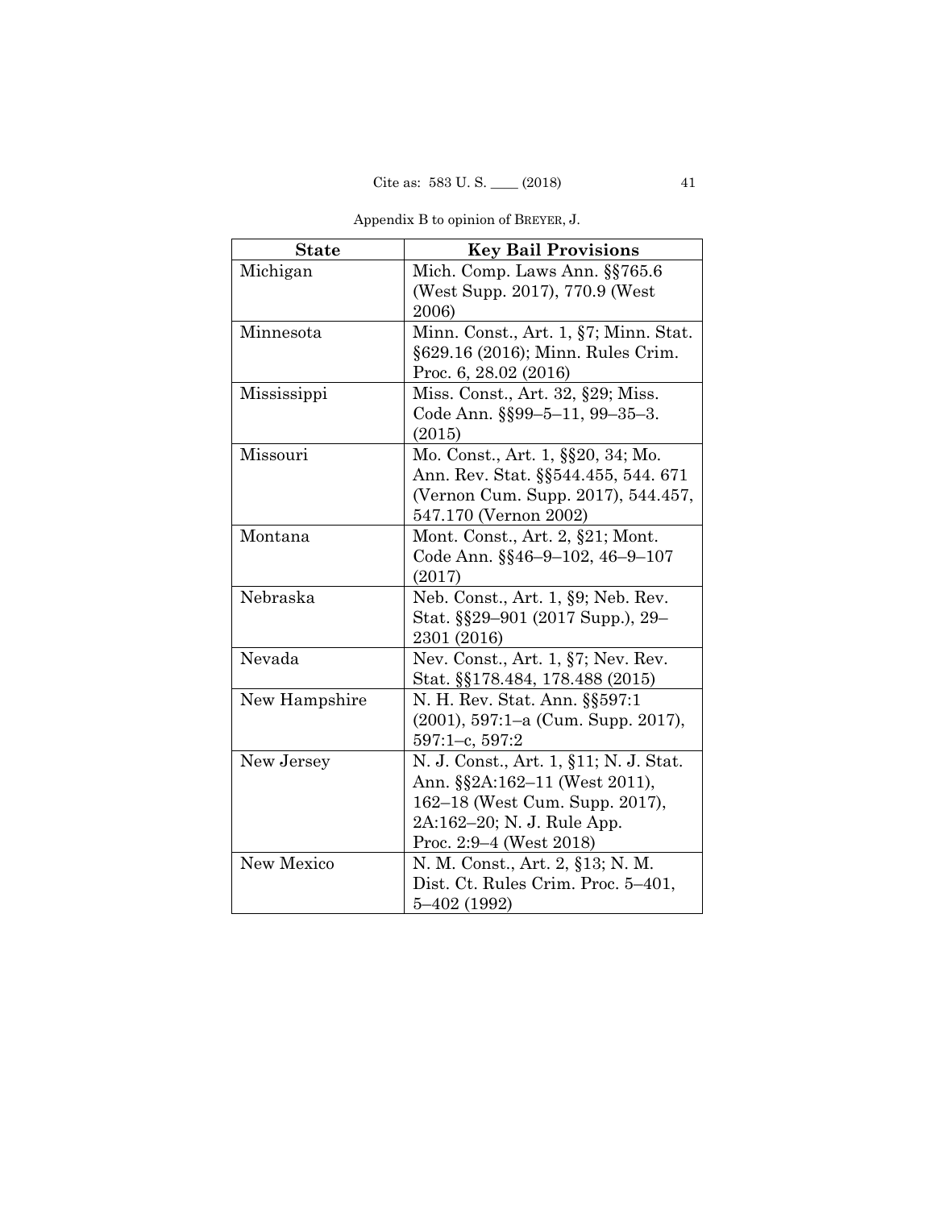Appendix B to opinion of BREYER, J.

| State | Key Bail Provisions |
| --- | --- |
| Michigan | Mich. Comp. Laws Ann. §§765.6 (West Supp. 2017), 770.9 (West 2006) |
| Minnesota | Minn. Const., Art. 1, §7; Minn. Stat. §629.16 (2016); Minn. Rules Crim. Proc. 6, 28.02 (2016) |
| Mississippi | Miss. Const., Art. 32, §29; Miss. Code Ann. §§99–5–11, 99–35–3. (2015) |
| Missouri | Mo. Const., Art. 1, §§20, 34; Mo. Ann. Rev. Stat. §§544.455, 544. 671 (Vernon Cum. Supp. 2017), 544.457, 547.170 (Vernon 2002) |
| Montana | Mont. Const., Art. 2, §21; Mont. Code Ann. §§46–9–102, 46–9–107 (2017) |
| Nebraska | Neb. Const., Art. 1, §9; Neb. Rev. Stat. §§29–901 (2017 Supp.), 29–2301 (2016) |
| Nevada | Nev. Const., Art. 1, §7; Nev. Rev. Stat. §§178.484, 178.488 (2015) |
| New Hampshire | N. H. Rev. Stat. Ann. §§597:1 (2001), 597:1–a (Cum. Supp. 2017), 597:1–c, 597:2 |
| New Jersey | N. J. Const., Art. 1, §11; N. J. Stat. Ann. §§2A:162–11 (West 2011), 162–18 (West Cum. Supp. 2017), 2A:162–20; N. J. Rule App. Proc. 2:9–4 (West 2018) |
| New Mexico | N. M. Const., Art. 2, §13; N. M. Dist. Ct. Rules Crim. Proc. 5–401, 5–402 (1992) |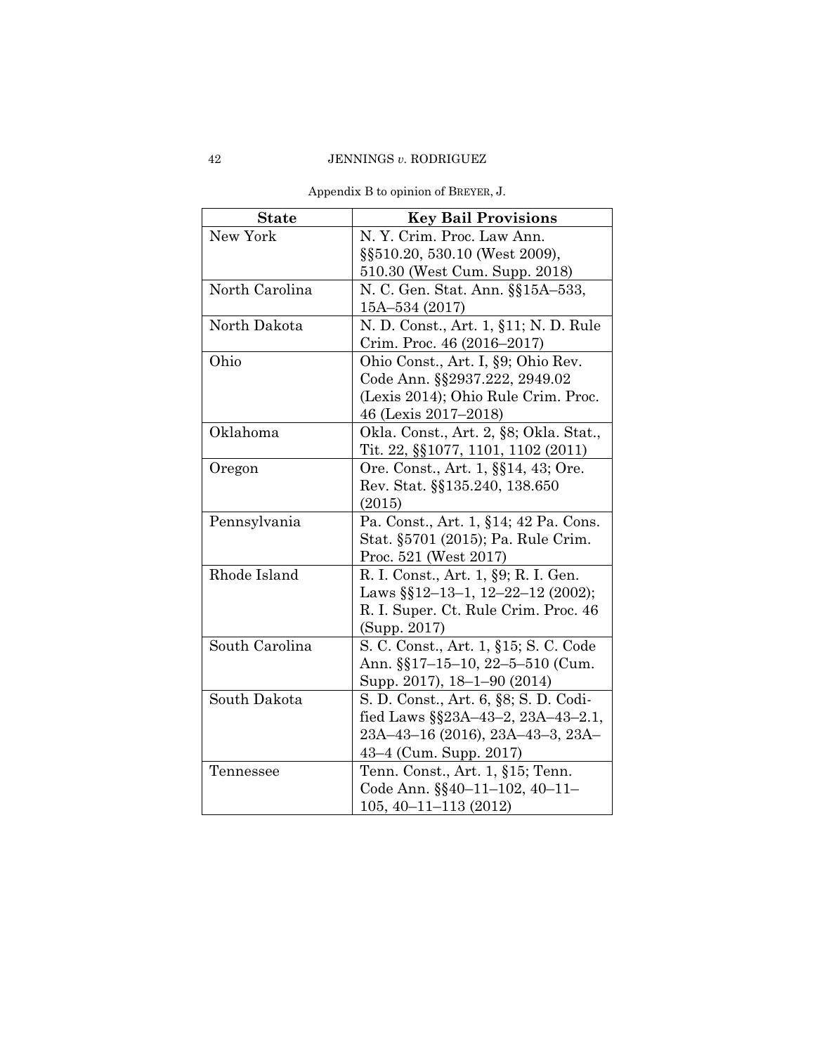Appendix B to opinion of BREYER, J.

| State | Key Bail Provisions |
|---|---|
| New York | N. Y. Crim. Proc. Law Ann. §§510.20, 530.10 (West 2009), 510.30 (West Cum. Supp. 2018) |
| North Carolina | N. C. Gen. Stat. Ann. §§15A–533, 15A–534 (2017) |
| North Dakota | N. D. Const., Art. 1, §11; N. D. Rule Crim. Proc. 46 (2016–2017) |
| Ohio | Ohio Const., Art. I, §9; Ohio Rev. Code Ann. §§2937.222, 2949.02 (Lexis 2014); Ohio Rule Crim. Proc. 46 (Lexis 2017–2018) |
| Oklahoma | Okla. Const., Art. 2, §8; Okla. Stat., Tit. 22, §§1077, 1101, 1102 (2011) |
| Oregon | Ore. Const., Art. 1, §§14, 43; Ore. Rev. Stat. §§135.240, 138.650 (2015) |
| Pennsylvania | Pa. Const., Art. 1, §14; 42 Pa. Cons. Stat. §5701 (2015); Pa. Rule Crim. Proc. 521 (West 2017) |
| Rhode Island | R. I. Const., Art. 1, §9; R. I. Gen. Laws §§12–13–1, 12–22–12 (2002); R. I. Super. Ct. Rule Crim. Proc. 46 (Supp. 2017) |
| South Carolina | S. C. Const., Art. 1, §15; S. C. Code Ann. §§17–15–10, 22–5–510 (Cum. Supp. 2017), 18–1–90 (2014) |
| South Dakota | S. D. Const., Art. 6, §8; S. D. Codified Laws §§23A–43–2, 23A–43–2.1, 23A–43–16 (2016), 23A–43–3, 23A–43–4 (Cum. Supp. 2017) |
| Tennessee | Tenn. Const., Art. 1, §15; Tenn. Code Ann. §§40–11–102, 40–11–105, 40–11–113 (2012) |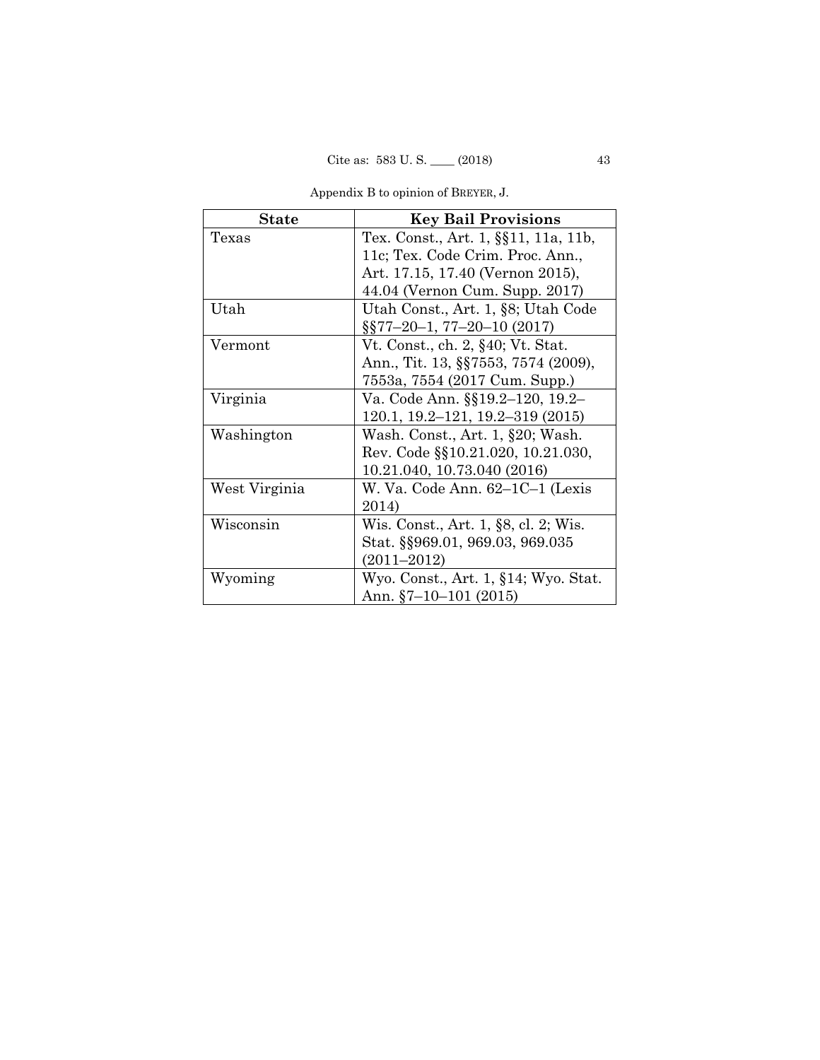Appendix B to opinion of BREYER, J.

| State | Key Bail Provisions |
|---|---|
| Texas | Tex. Const., Art. 1, §§11, 11a, 11b, 11c; Tex. Code Crim. Proc. Ann., Art. 17.15, 17.40 (Vernon 2015), 44.04 (Vernon Cum. Supp. 2017) |
| Utah | Utah Const., Art. 1, §8; Utah Code §§77–20–1, 77–20–10 (2017) |
| Vermont | Vt. Const., ch. 2, §40; Vt. Stat. Ann., Tit. 13, §§7553, 7574 (2009), 7553a, 7554 (2017 Cum. Supp.) |
| Virginia | Va. Code Ann. §§19.2–120, 19.2–120.1, 19.2–121, 19.2–319 (2015) |
| Washington | Wash. Const., Art. 1, §20; Wash. Rev. Code §§10.21.020, 10.21.030, 10.21.040, 10.73.040 (2016) |
| West Virginia | W. Va. Code Ann. 62–1C–1 (Lexis 2014) |
| Wisconsin | Wis. Const., Art. 1, §8, cl. 2; Wis. Stat. §§969.01, 969.03, 969.035 (2011–2012) |
| Wyoming | Wyo. Const., Art. 1, §14; Wyo. Stat. Ann. §7–10–101 (2015) |